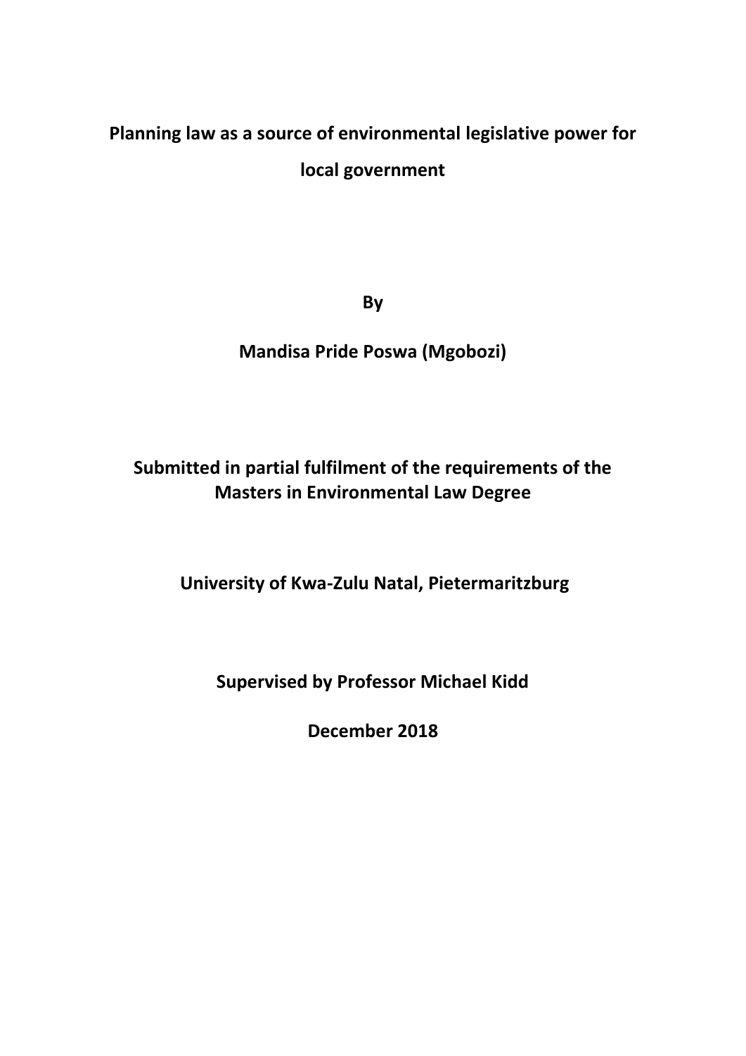# Planning law as a source of environmental legislative power for local government

**By**

**Mandisa Pride Poswa (Mgobozi)**

**Submitted in partial fulfilment of the requirements of the Masters in Environmental Law Degree**

**University of Kwa-Zulu Natal, Pietermaritzburg**

**Supervised by Professor Michael Kidd**

**December 2018**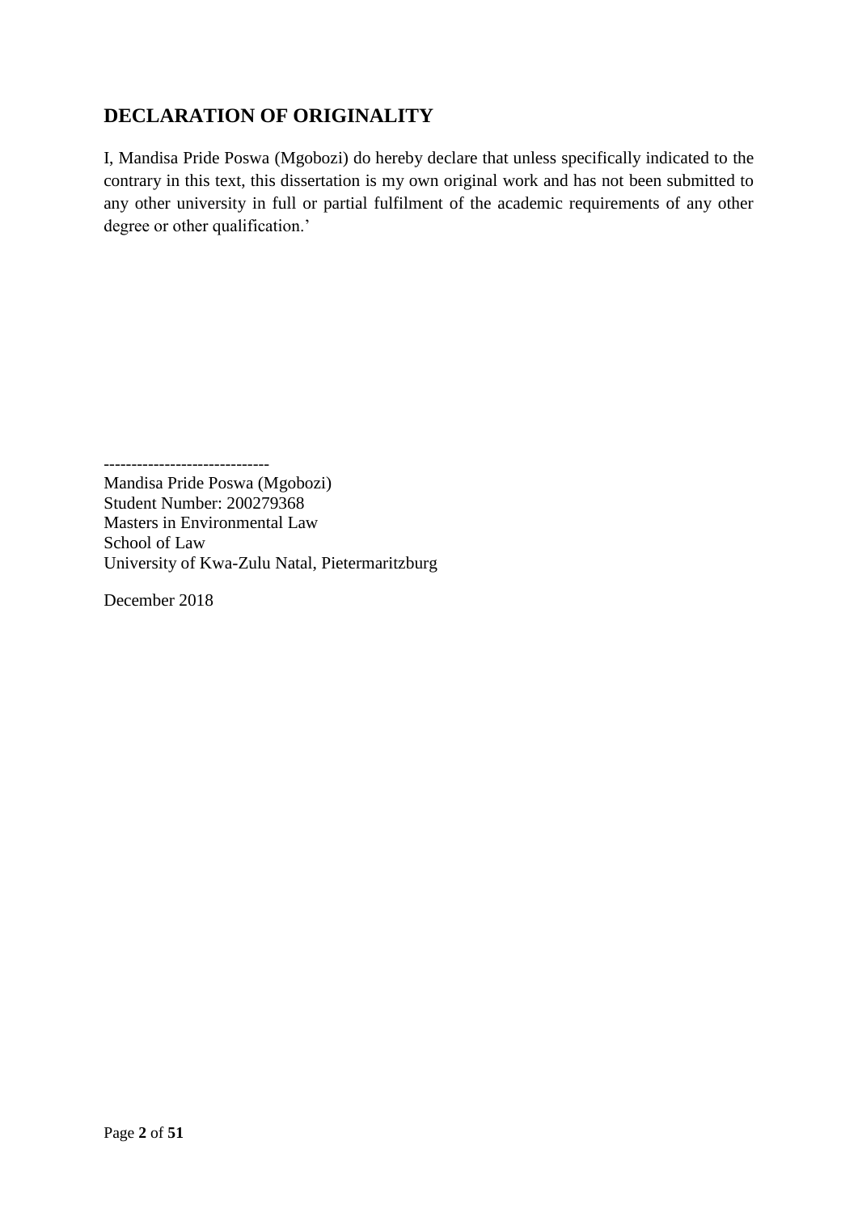## DECLARATION OF ORIGINALITY

I, Mandisa Pride Poswa (Mgobozi) do hereby declare that unless specifically indicated to the contrary in this text, this dissertation is my own original work and has not been submitted to any other university in full or partial fulfilment of the academic requirements of any other degree or other qualification.'

------------------------------

Mandisa Pride Poswa (Mgobozi)
Student Number: 200279368
Masters in Environmental Law
School of Law
University of Kwa-Zulu Natal, Pietermaritzburg

December 2018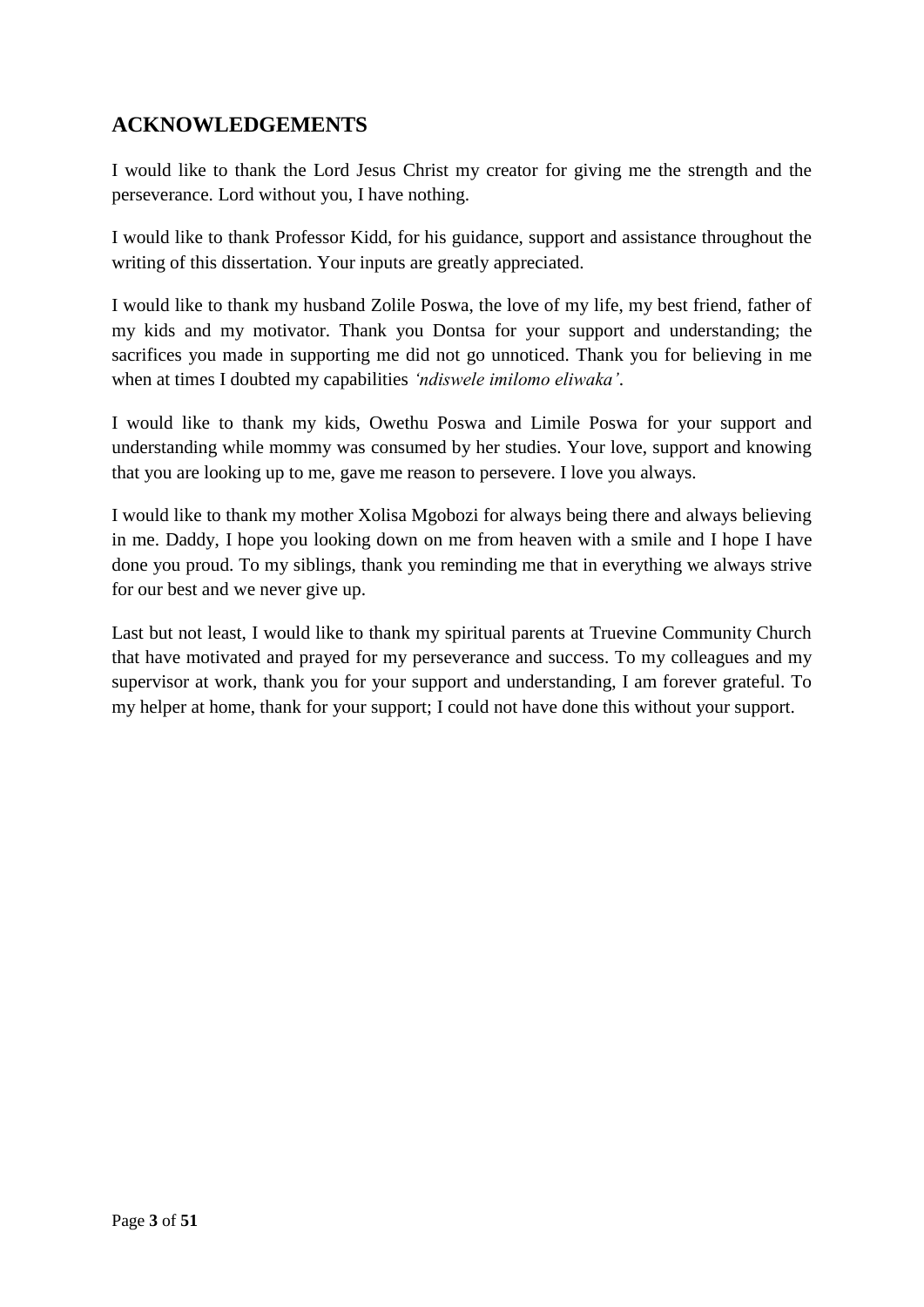## ACKNOWLEDGEMENTS

I would like to thank the Lord Jesus Christ my creator for giving me the strength and the perseverance. Lord without you, I have nothing.

I would like to thank Professor Kidd, for his guidance, support and assistance throughout the writing of this dissertation. Your inputs are greatly appreciated.

I would like to thank my husband Zolile Poswa, the love of my life, my best friend, father of my kids and my motivator. Thank you Dontsa for your support and understanding; the sacrifices you made in supporting me did not go unnoticed. Thank you for believing in me when at times I doubted my capabilities *'ndiswele imilomo eliwaka'*.

I would like to thank my kids, Owethu Poswa and Limile Poswa for your support and understanding while mommy was consumed by her studies. Your love, support and knowing that you are looking up to me, gave me reason to persevere. I love you always.

I would like to thank my mother Xolisa Mgobozi for always being there and always believing in me. Daddy, I hope you looking down on me from heaven with a smile and I hope I have done you proud. To my siblings, thank you reminding me that in everything we always strive for our best and we never give up.

Last but not least, I would like to thank my spiritual parents at Truevine Community Church that have motivated and prayed for my perseverance and success. To my colleagues and my supervisor at work, thank you for your support and understanding, I am forever grateful. To my helper at home, thank for your support; I could not have done this without your support.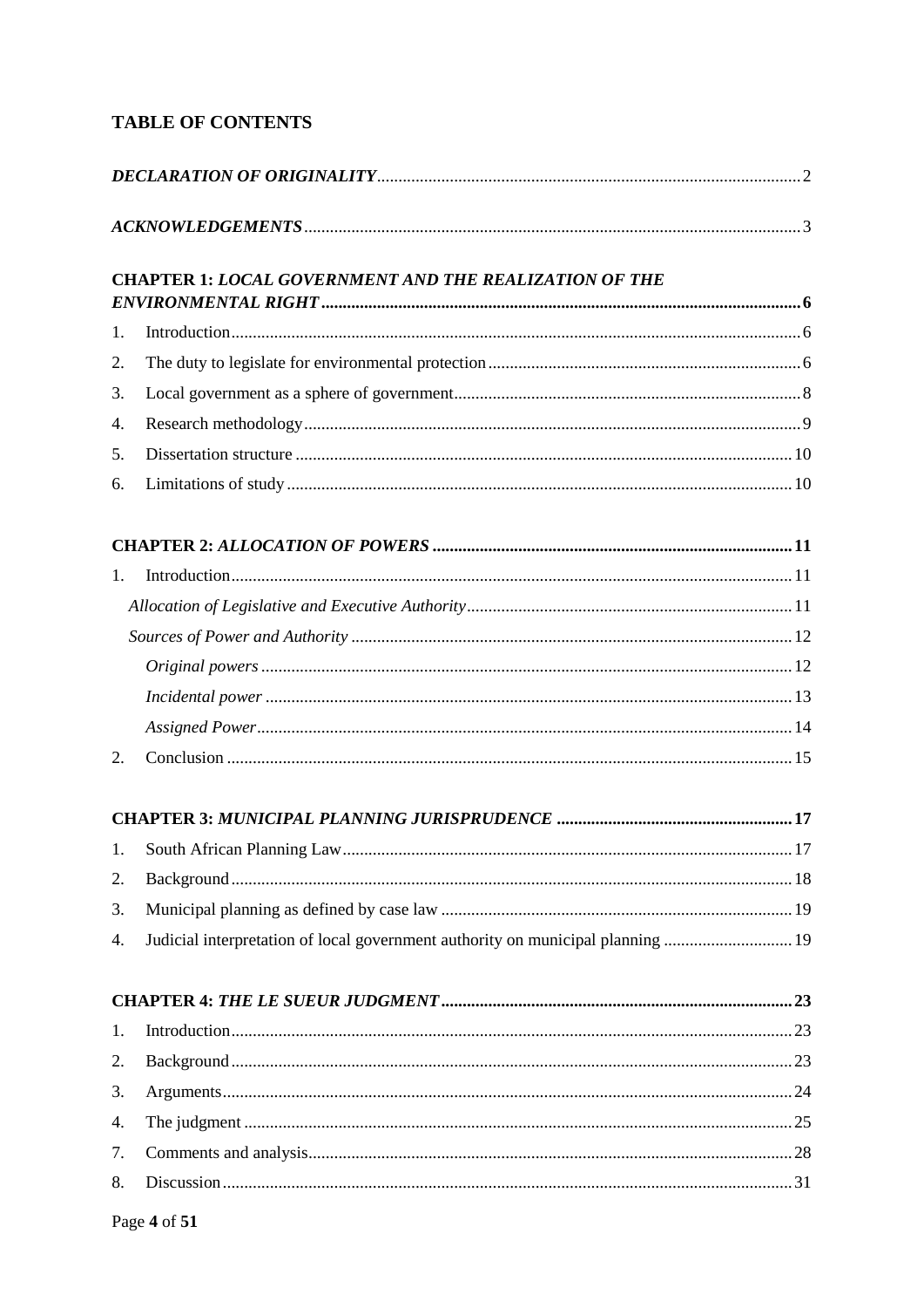## TABLE OF CONTENTS

***DECLARATION OF ORIGINALITY*** .................................................................................... 2

***ACKNOWLEDGEMENTS*** .................................................................................... 3

**CHAPTER 1:** ***LOCAL GOVERNMENT AND THE REALIZATION OF THE ENVIRONMENTAL RIGHT*** .................................................................................... **6**

1. Introduction .................................................................................... 6
2. The duty to legislate for environmental protection .................................................................................... 6
3. Local government as a sphere of government .................................................................................... 8
4. Research methodology .................................................................................... 9
5. Dissertation structure .................................................................................... 10
6. Limitations of study .................................................................................... 10

**CHAPTER 2:** ***ALLOCATION OF POWERS*** .................................................................................... **11**

1. Introduction .................................................................................... 11
   - *Allocation of Legislative and Executive Authority* .................................................................................... 11
   - *Sources of Power and Authority* .................................................................................... 12
     - *Original powers* .................................................................................... 12
     - *Incidental power* .................................................................................... 13
     - *Assigned Power* .................................................................................... 14
2. Conclusion .................................................................................... 15

**CHAPTER 3:** ***MUNICIPAL PLANNING JURISPRUDENCE*** .................................................................................... **17**

1. South African Planning Law .................................................................................... 17
2. Background .................................................................................... 18
3. Municipal planning as defined by case law .................................................................................... 19
4. Judicial interpretation of local government authority on municipal planning .................................................................................... 19

**CHAPTER 4:** ***THE LE SUEUR JUDGMENT*** .................................................................................... **23**

1. Introduction .................................................................................... 23
2. Background .................................................................................... 23
3. Arguments .................................................................................... 24
4. The judgment .................................................................................... 25

7. Comments and analysis .................................................................................... 28
8. Discussion .................................................................................... 31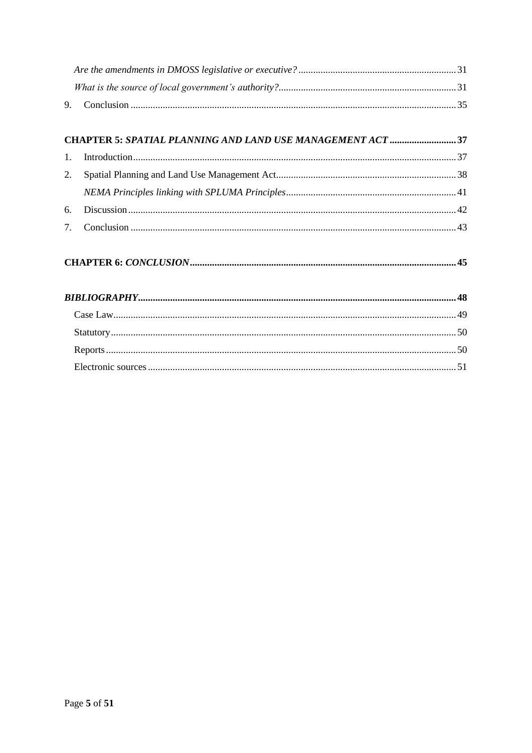*Are the amendments in DMOSS legislative or executive?* ........ 31

*What is the source of local government's authority?* ........ 31

9. Conclusion ........ 35

**CHAPTER 5: *SPATIAL PLANNING AND LAND USE MANAGEMENT ACT* ........ 37**

1. Introduction ........ 37
2. Spatial Planning and Land Use Management Act ........ 38

   *NEMA Principles linking with SPLUMA Principles* ........ 41

6. Discussion ........ 42
7. Conclusion ........ 43

**CHAPTER 6: *CONCLUSION* ........ 45**

***BIBLIOGRAPHY* ........ 48**

Case Law ........ 49

Statutory ........ 50

Reports ........ 50

Electronic sources ........ 51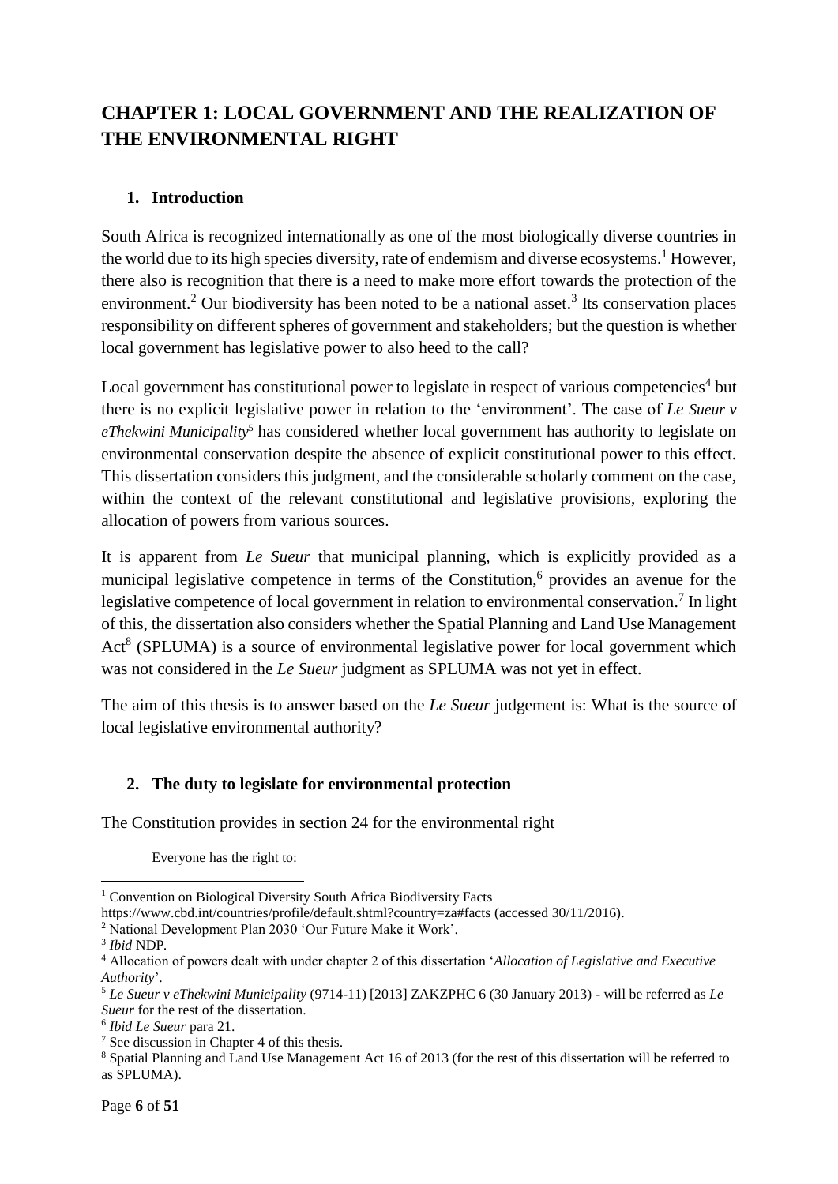# CHAPTER 1: LOCAL GOVERNMENT AND THE REALIZATION OF THE ENVIRONMENTAL RIGHT

## 1. Introduction

South Africa is recognized internationally as one of the most biologically diverse countries in the world due to its high species diversity, rate of endemism and diverse ecosystems.[1] However, there also is recognition that there is a need to make more effort towards the protection of the environment.[2] Our biodiversity has been noted to be a national asset.[3] Its conservation places responsibility on different spheres of government and stakeholders; but the question is whether local government has legislative power to also heed to the call?

Local government has constitutional power to legislate in respect of various competencies[4] but there is no explicit legislative power in relation to the 'environment'. The case of *Le Sueur v eThekwini Municipality*[5] has considered whether local government has authority to legislate on environmental conservation despite the absence of explicit constitutional power to this effect. This dissertation considers this judgment, and the considerable scholarly comment on the case, within the context of the relevant constitutional and legislative provisions, exploring the allocation of powers from various sources.

It is apparent from *Le Sueur* that municipal planning, which is explicitly provided as a municipal legislative competence in terms of the Constitution,[6] provides an avenue for the legislative competence of local government in relation to environmental conservation.[7] In light of this, the dissertation also considers whether the Spatial Planning and Land Use Management Act[8] (SPLUMA) is a source of environmental legislative power for local government which was not considered in the *Le Sueur* judgment as SPLUMA was not yet in effect.

The aim of this thesis is to answer based on the *Le Sueur* judgement is: What is the source of local legislative environmental authority?

## 2. The duty to legislate for environmental protection

The Constitution provides in section 24 for the environmental right

> Everyone has the right to:

---

[1] Convention on Biological Diversity South Africa Biodiversity Facts https://www.cbd.int/countries/profile/default.shtml?country=za#facts (accessed 30/11/2016).

[2] National Development Plan 2030 'Our Future Make it Work'.

[3] *Ibid* NDP.

[4] Allocation of powers dealt with under chapter 2 of this dissertation '*Allocation of Legislative and Executive Authority*'.

[5] *Le Sueur v eThekwini Municipality* (9714-11) [2013] ZAKZPHC 6 (30 January 2013) - will be referred as *Le Sueur* for the rest of the dissertation.

[6] *Ibid Le Sueur* para 21.

[7] See discussion in Chapter 4 of this thesis.

[8] Spatial Planning and Land Use Management Act 16 of 2013 (for the rest of this dissertation will be referred to as SPLUMA).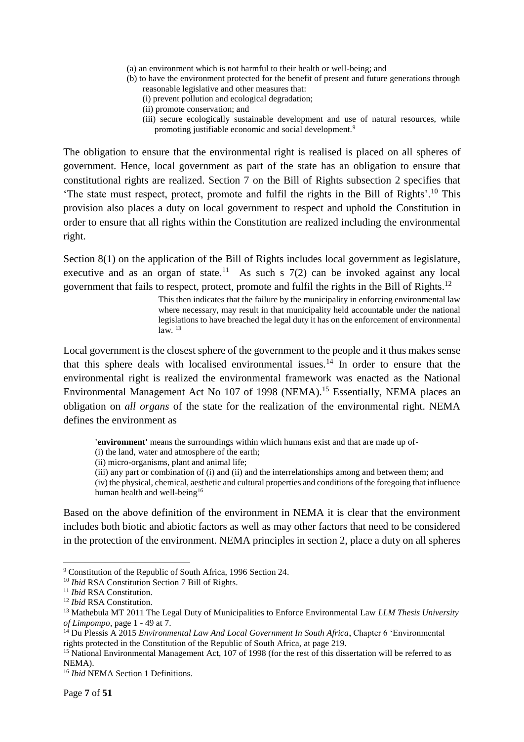> (a) an environment which is not harmful to their health or well-being; and
>
> (b) to have the environment protected for the benefit of present and future generations through reasonable legislative and other measures that:
>
> (i) prevent pollution and ecological degradation;
>
> (ii) promote conservation; and
>
> (iii) secure ecologically sustainable development and use of natural resources, while promoting justifiable economic and social development.[9]

The obligation to ensure that the environmental right is realised is placed on all spheres of government. Hence, local government as part of the state has an obligation to ensure that constitutional rights are realized. Section 7 on the Bill of Rights subsection 2 specifies that 'The state must respect, protect, promote and fulfil the rights in the Bill of Rights'.[10] This provision also places a duty on local government to respect and uphold the Constitution in order to ensure that all rights within the Constitution are realized including the environmental right.

Section 8(1) on the application of the Bill of Rights includes local government as legislature, executive and as an organ of state.[11] As such s 7(2) can be invoked against any local government that fails to respect, protect, promote and fulfil the rights in the Bill of Rights.[12]

> This then indicates that the failure by the municipality in enforcing environmental law where necessary, may result in that municipality held accountable under the national legislations to have breached the legal duty it has on the enforcement of environmental law. [13]

Local government is the closest sphere of the government to the people and it thus makes sense that this sphere deals with localised environmental issues.[14] In order to ensure that the environmental right is realized the environmental framework was enacted as the National Environmental Management Act No 107 of 1998 (NEMA).[15] Essentially, NEMA places an obligation on *all organs* of the state for the realization of the environmental right. NEMA defines the environment as

> **'environment'** means the surroundings within which humans exist and that are made up of-
>
> (i) the land, water and atmosphere of the earth;
>
> (ii) micro-organisms, plant and animal life;
>
> (iii) any part or combination of (i) and (ii) and the interrelationships among and between them; and
>
> (iv) the physical, chemical, aesthetic and cultural properties and conditions of the foregoing that influence human health and well-being[16]

Based on the above definition of the environment in NEMA it is clear that the environment includes both biotic and abiotic factors as well as may other factors that need to be considered in the protection of the environment. NEMA principles in section 2, place a duty on all spheres

---

[9] Constitution of the Republic of South Africa, 1996 Section 24.

[10] *Ibid* RSA Constitution Section 7 Bill of Rights.

[11] *Ibid* RSA Constitution.

[12] *Ibid* RSA Constitution.

[13] Mathebula MT 2011 The Legal Duty of Municipalities to Enforce Environmental Law *LLM Thesis University of Limpompo*, page 1 - 49 at 7.

[14] Du Plessis A 2015 *Environmental Law And Local Government In South Africa*, Chapter 6 'Environmental rights protected in the Constitution of the Republic of South Africa, at page 219.

[15] National Environmental Management Act, 107 of 1998 (for the rest of this dissertation will be referred to as NEMA).

[16] *Ibid* NEMA Section 1 Definitions.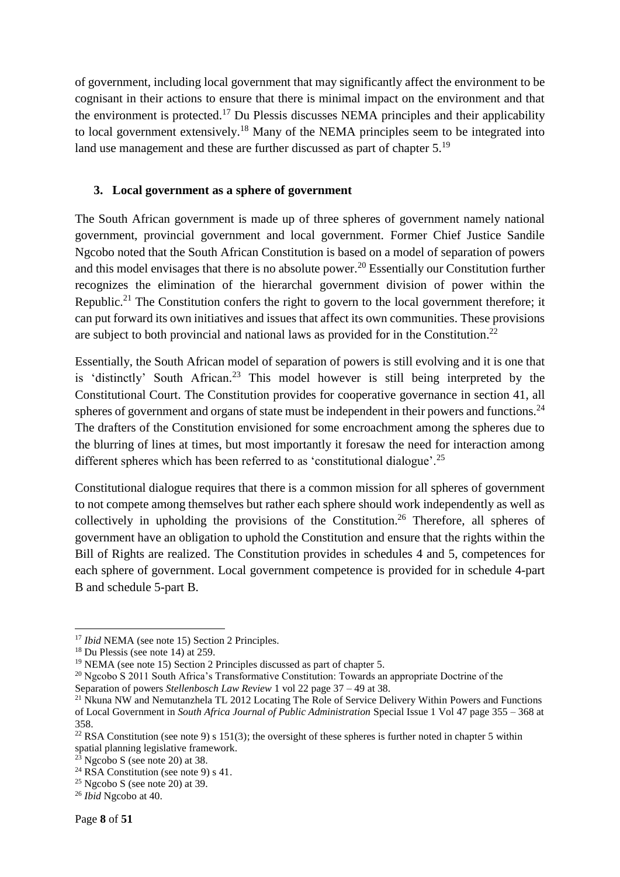of government, including local government that may significantly affect the environment to be cognisant in their actions to ensure that there is minimal impact on the environment and that the environment is protected.[17] Du Plessis discusses NEMA principles and their applicability to local government extensively.[18] Many of the NEMA principles seem to be integrated into land use management and these are further discussed as part of chapter 5.[19]

### 3. Local government as a sphere of government

The South African government is made up of three spheres of government namely national government, provincial government and local government. Former Chief Justice Sandile Ngcobo noted that the South African Constitution is based on a model of separation of powers and this model envisages that there is no absolute power.[20] Essentially our Constitution further recognizes the elimination of the hierarchal government division of power within the Republic.[21] The Constitution confers the right to govern to the local government therefore; it can put forward its own initiatives and issues that affect its own communities. These provisions are subject to both provincial and national laws as provided for in the Constitution.[22]

Essentially, the South African model of separation of powers is still evolving and it is one that is 'distinctly' South African.[23] This model however is still being interpreted by the Constitutional Court. The Constitution provides for cooperative governance in section 41, all spheres of government and organs of state must be independent in their powers and functions.[24] The drafters of the Constitution envisioned for some encroachment among the spheres due to the blurring of lines at times, but most importantly it foresaw the need for interaction among different spheres which has been referred to as 'constitutional dialogue'.[25]

Constitutional dialogue requires that there is a common mission for all spheres of government to not compete among themselves but rather each sphere should work independently as well as collectively in upholding the provisions of the Constitution.[26] Therefore, all spheres of government have an obligation to uphold the Constitution and ensure that the rights within the Bill of Rights are realized. The Constitution provides in schedules 4 and 5, competences for each sphere of government. Local government competence is provided for in schedule 4-part B and schedule 5-part B.

---

[17] *Ibid* NEMA (see note 15) Section 2 Principles.

[18] Du Plessis (see note 14) at 259.

[19] NEMA (see note 15) Section 2 Principles discussed as part of chapter 5.

[20] Ngcobo S 2011 South Africa's Transformative Constitution: Towards an appropriate Doctrine of the Separation of powers *Stellenbosch Law Review* 1 vol 22 page 37 – 49 at 38.

[21] Nkuna NW and Nemutanzhela TL 2012 Locating The Role of Service Delivery Within Powers and Functions of Local Government in *South Africa Journal of Public Administration* Special Issue 1 Vol 47 page 355 – 368 at 358.

[22] RSA Constitution (see note 9) s 151(3); the oversight of these spheres is further noted in chapter 5 within spatial planning legislative framework.

[23] Ngcobo S (see note 20) at 38.

[24] RSA Constitution (see note 9) s 41.

[25] Ngcobo S (see note 20) at 39.

[26] *Ibid* Ngcobo at 40.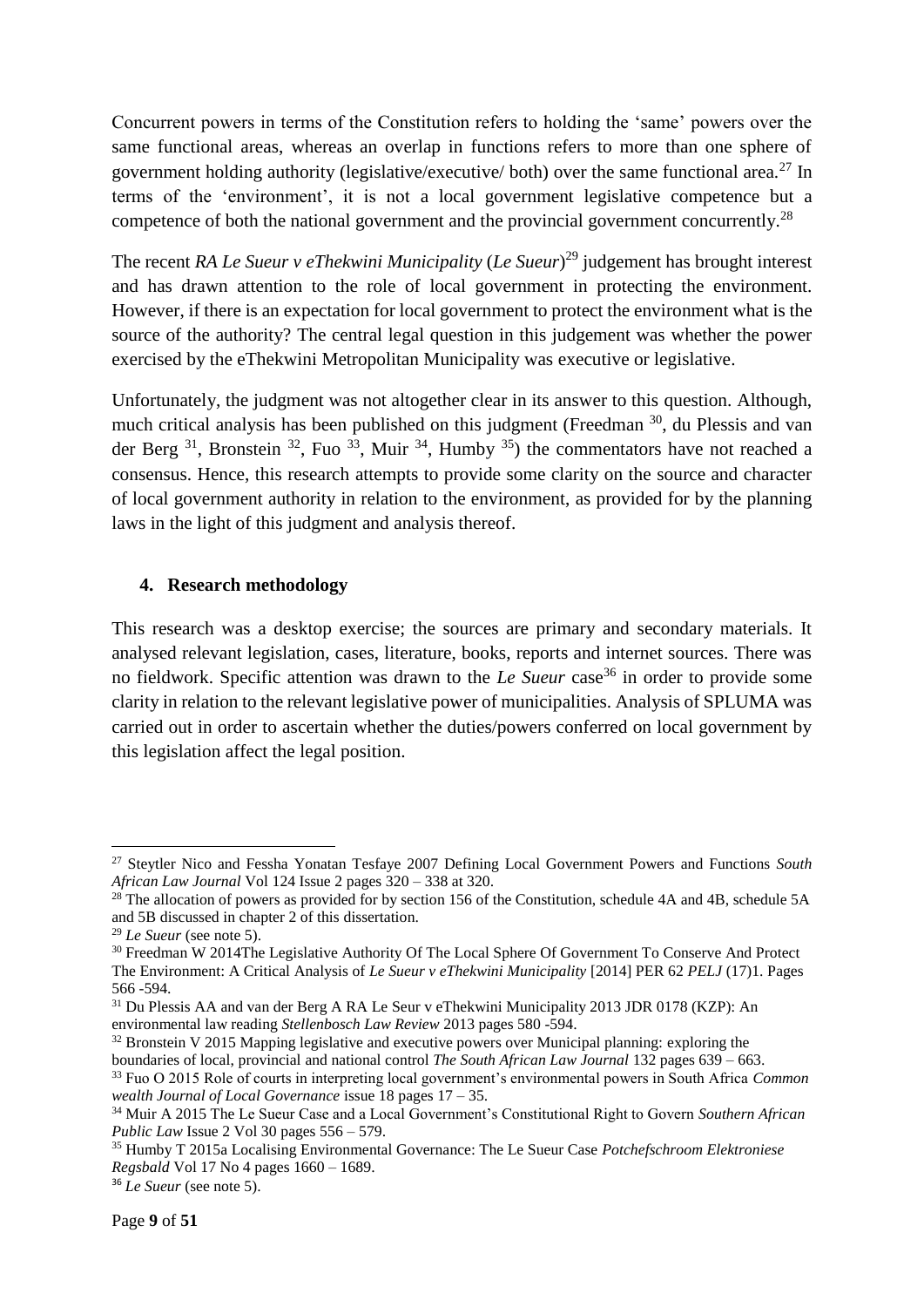Concurrent powers in terms of the Constitution refers to holding the 'same' powers over the same functional areas, whereas an overlap in functions refers to more than one sphere of government holding authority (legislative/executive/ both) over the same functional area.[27] In terms of the 'environment', it is not a local government legislative competence but a competence of both the national government and the provincial government concurrently.[28]

The recent *RA Le Sueur v eThekwini Municipality* (*Le Sueur*)[29] judgement has brought interest and has drawn attention to the role of local government in protecting the environment. However, if there is an expectation for local government to protect the environment what is the source of the authority? The central legal question in this judgement was whether the power exercised by the eThekwini Metropolitan Municipality was executive or legislative.

Unfortunately, the judgment was not altogether clear in its answer to this question. Although, much critical analysis has been published on this judgment (Freedman [30], du Plessis and van der Berg [31], Bronstein [32], Fuo [33], Muir [34], Humby [35]) the commentators have not reached a consensus. Hence, this research attempts to provide some clarity on the source and character of local government authority in relation to the environment, as provided for by the planning laws in the light of this judgment and analysis thereof.

## 4. Research methodology

This research was a desktop exercise; the sources are primary and secondary materials. It analysed relevant legislation, cases, literature, books, reports and internet sources. There was no fieldwork. Specific attention was drawn to the *Le Sueur* case[36] in order to provide some clarity in relation to the relevant legislative power of municipalities. Analysis of SPLUMA was carried out in order to ascertain whether the duties/powers conferred on local government by this legislation affect the legal position.

---

[27] Steytler Nico and Fessha Yonatan Tesfaye 2007 Defining Local Government Powers and Functions *South African Law Journal* Vol 124 Issue 2 pages 320 – 338 at 320.

[28] The allocation of powers as provided for by section 156 of the Constitution, schedule 4A and 4B, schedule 5A and 5B discussed in chapter 2 of this dissertation.

[29] *Le Sueur* (see note 5).

[30] Freedman W 2014The Legislative Authority Of The Local Sphere Of Government To Conserve And Protect The Environment: A Critical Analysis of *Le Sueur v eThekwini Municipality* [2014] PER 62 *PELJ* (17)1. Pages 566 -594.

[31] Du Plessis AA and van der Berg A RA Le Seur v eThekwini Municipality 2013 JDR 0178 (KZP): An environmental law reading *Stellenbosch Law Review* 2013 pages 580 -594.

[32] Bronstein V 2015 Mapping legislative and executive powers over Municipal planning: exploring the boundaries of local, provincial and national control *The South African Law Journal* 132 pages 639 – 663.

[33] Fuo O 2015 Role of courts in interpreting local government's environmental powers in South Africa *Common wealth Journal of Local Governance* issue 18 pages 17 – 35.

[34] Muir A 2015 The Le Sueur Case and a Local Government's Constitutional Right to Govern *Southern African Public Law* Issue 2 Vol 30 pages 556 – 579.

[35] Humby T 2015a Localising Environmental Governance: The Le Sueur Case *Potchefschroom Elektroniese Regsbald* Vol 17 No 4 pages 1660 – 1689.

[36] *Le Sueur* (see note 5).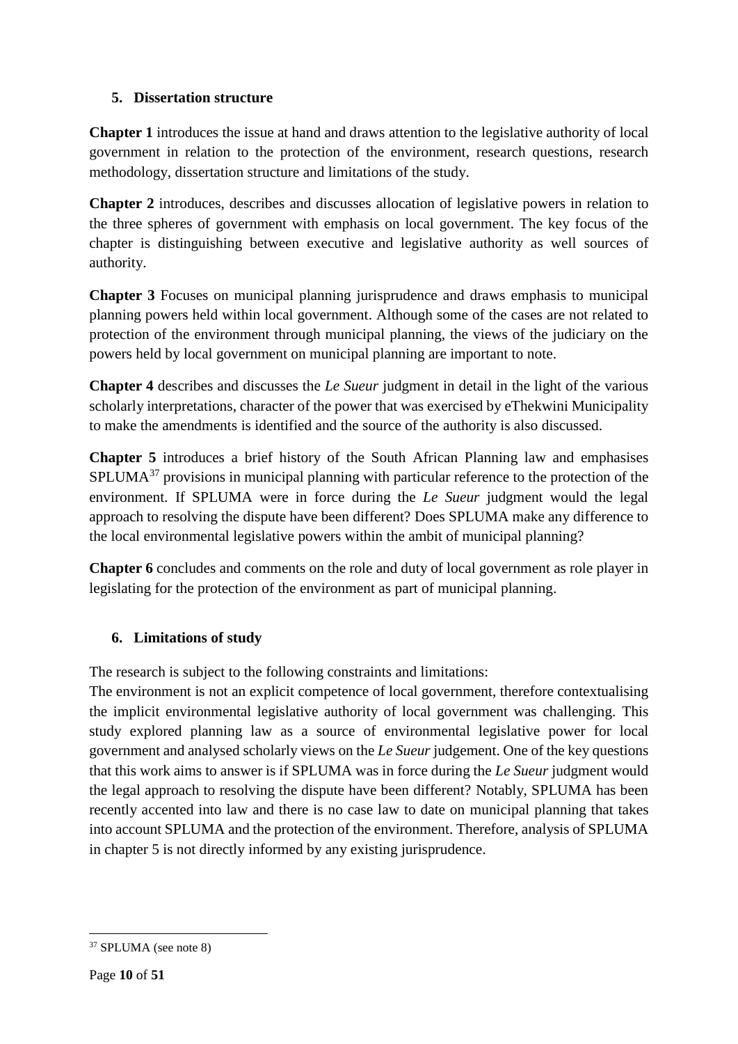## 5. Dissertation structure

**Chapter 1** introduces the issue at hand and draws attention to the legislative authority of local government in relation to the protection of the environment, research questions, research methodology, dissertation structure and limitations of the study.

**Chapter 2** introduces, describes and discusses allocation of legislative powers in relation to the three spheres of government with emphasis on local government. The key focus of the chapter is distinguishing between executive and legislative authority as well sources of authority.

**Chapter 3** Focuses on municipal planning jurisprudence and draws emphasis to municipal planning powers held within local government. Although some of the cases are not related to protection of the environment through municipal planning, the views of the judiciary on the powers held by local government on municipal planning are important to note.

**Chapter 4** describes and discusses the *Le Sueur* judgment in detail in the light of the various scholarly interpretations, character of the power that was exercised by eThekwini Municipality to make the amendments is identified and the source of the authority is also discussed.

**Chapter 5** introduces a brief history of the South African Planning law and emphasises SPLUMA[37] provisions in municipal planning with particular reference to the protection of the environment. If SPLUMA were in force during the *Le Sueur* judgment would the legal approach to resolving the dispute have been different? Does SPLUMA make any difference to the local environmental legislative powers within the ambit of municipal planning?

**Chapter 6** concludes and comments on the role and duty of local government as role player in legislating for the protection of the environment as part of municipal planning.

## 6. Limitations of study

The research is subject to the following constraints and limitations:
The environment is not an explicit competence of local government, therefore contextualising the implicit environmental legislative authority of local government was challenging. This study explored planning law as a source of environmental legislative power for local government and analysed scholarly views on the *Le Sueur* judgement. One of the key questions that this work aims to answer is if SPLUMA was in force during the *Le Sueur* judgment would the legal approach to resolving the dispute have been different? Notably, SPLUMA has been recently accented into law and there is no case law to date on municipal planning that takes into account SPLUMA and the protection of the environment. Therefore, analysis of SPLUMA in chapter 5 is not directly informed by any existing jurisprudence.

---

[37] SPLUMA (see note 8)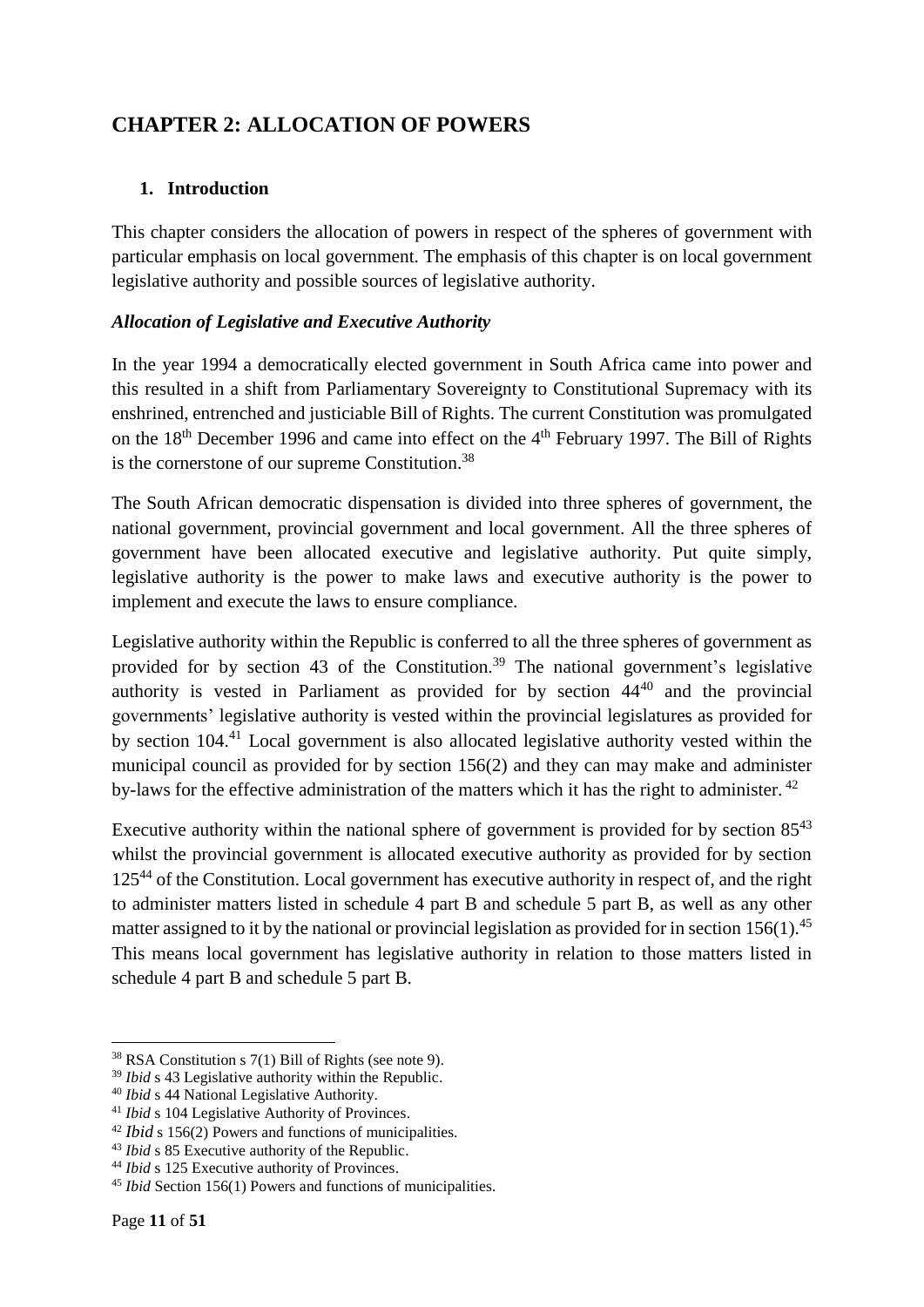# CHAPTER 2: ALLOCATION OF POWERS

## 1. Introduction

This chapter considers the allocation of powers in respect of the spheres of government with particular emphasis on local government. The emphasis of this chapter is on local government legislative authority and possible sources of legislative authority.

### *Allocation of Legislative and Executive Authority*

In the year 1994 a democratically elected government in South Africa came into power and this resulted in a shift from Parliamentary Sovereignty to Constitutional Supremacy with its enshrined, entrenched and justiciable Bill of Rights. The current Constitution was promulgated on the 18th December 1996 and came into effect on the 4th February 1997. The Bill of Rights is the cornerstone of our supreme Constitution.[38]

The South African democratic dispensation is divided into three spheres of government, the national government, provincial government and local government. All the three spheres of government have been allocated executive and legislative authority. Put quite simply, legislative authority is the power to make laws and executive authority is the power to implement and execute the laws to ensure compliance.

Legislative authority within the Republic is conferred to all the three spheres of government as provided for by section 43 of the Constitution.[39] The national government's legislative authority is vested in Parliament as provided for by section 44[40] and the provincial governments' legislative authority is vested within the provincial legislatures as provided for by section 104.[41] Local government is also allocated legislative authority vested within the municipal council as provided for by section 156(2) and they can may make and administer by-laws for the effective administration of the matters which it has the right to administer. [42]

Executive authority within the national sphere of government is provided for by section 85[43] whilst the provincial government is allocated executive authority as provided for by section 125[44] of the Constitution. Local government has executive authority in respect of, and the right to administer matters listed in schedule 4 part B and schedule 5 part B, as well as any other matter assigned to it by the national or provincial legislation as provided for in section 156(1).[45] This means local government has legislative authority in relation to those matters listed in schedule 4 part B and schedule 5 part B.

---

[38] RSA Constitution s 7(1) Bill of Rights (see note 9).
[39] *Ibid* s 43 Legislative authority within the Republic.
[40] *Ibid* s 44 National Legislative Authority.
[41] *Ibid* s 104 Legislative Authority of Provinces.
[42] *Ibid* s 156(2) Powers and functions of municipalities.
[43] *Ibid* s 85 Executive authority of the Republic.
[44] *Ibid* s 125 Executive authority of Provinces.
[45] *Ibid* Section 156(1) Powers and functions of municipalities.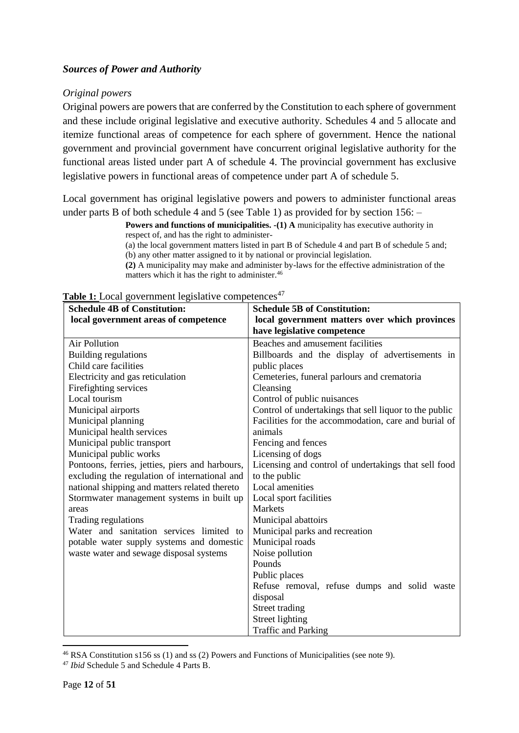### *Sources of Power and Authority*

*Original powers*

Original powers are powers that are conferred by the Constitution to each sphere of government and these include original legislative and executive authority. Schedules 4 and 5 allocate and itemize functional areas of competence for each sphere of government. Hence the national government and provincial government have concurrent original legislative authority for the functional areas listed under part A of schedule 4. The provincial government has exclusive legislative powers in functional areas of competence under part A of schedule 5.

Local government has original legislative powers and powers to administer functional areas under parts B of both schedule 4 and 5 (see Table 1) as provided for by section 156: –

> **Powers and functions of municipalities. -(1) A** municipality has executive authority in respect of, and has the right to administer-
> (a) the local government matters listed in part B of Schedule 4 and part B of schedule 5 and;
> (b) any other matter assigned to it by national or provincial legislation.
> **(2)** A municipality may make and administer by-laws for the effective administration of the matters which it has the right to administer.[46]

**Table 1:** Local government legislative competences[47]

| **Schedule 4B of Constitution: local government areas of competence** | **Schedule 5B of Constitution: local government matters over which provinces have legislative competence** |
|---|---|
| Air Pollution | Beaches and amusement facilities |
| Building regulations | Billboards and the display of advertisements in public places |
| Child care facilities | Cemeteries, funeral parlours and crematoria |
| Electricity and gas reticulation | Cleansing |
| Firefighting services | Control of public nuisances |
| Local tourism | Control of undertakings that sell liquor to the public |
| Municipal airports | Facilities for the accommodation, care and burial of animals |
| Municipal planning | Fencing and fences |
| Municipal health services | Licensing of dogs |
| Municipal public transport | Licensing and control of undertakings that sell food to the public |
| Municipal public works | Local amenities |
| Pontoons, ferries, jetties, piers and harbours, excluding the regulation of international and national shipping and matters related thereto | Local sport facilities |
| Stormwater management systems in built up areas | Markets |
| Trading regulations | Municipal abattoirs |
| Water and sanitation services limited to potable water supply systems and domestic waste water and sewage disposal systems | Municipal parks and recreation |
| | Municipal roads |
| | Noise pollution |
| | Pounds |
| | Public places |
| | Refuse removal, refuse dumps and solid waste disposal |
| | Street trading |
| | Street lighting |
| | Traffic and Parking |

[46] RSA Constitution s156 ss (1) and ss (2) Powers and Functions of Municipalities (see note 9).

[47] *Ibid* Schedule 5 and Schedule 4 Parts B.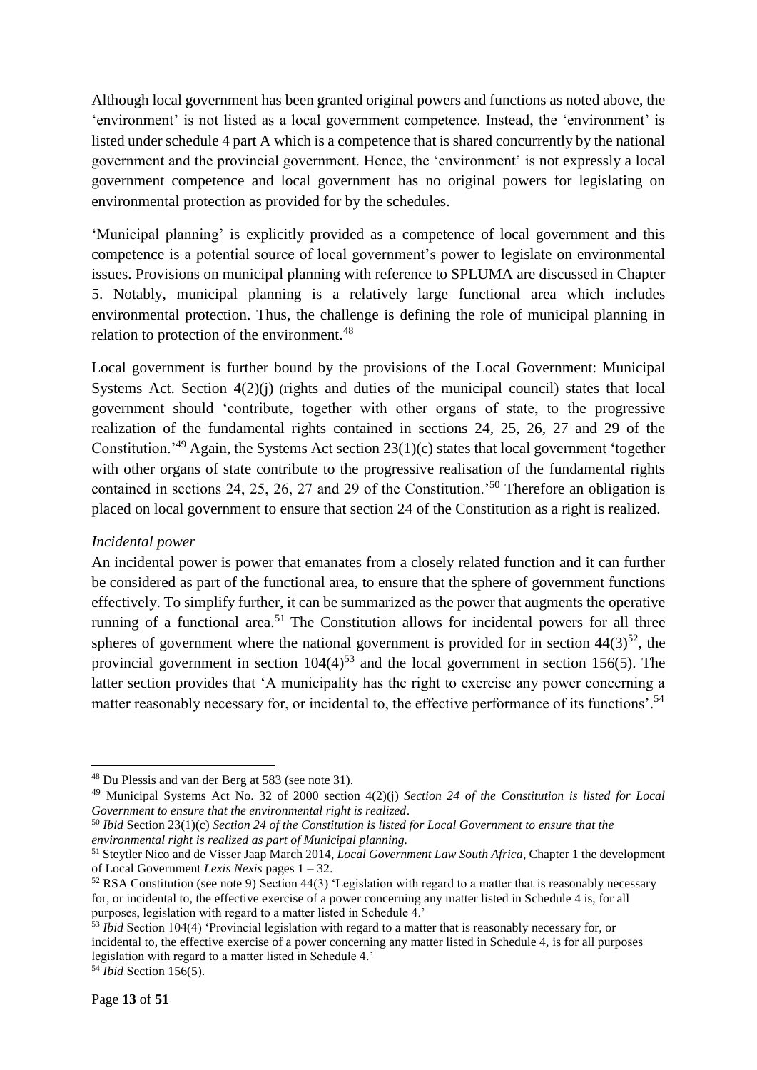Although local government has been granted original powers and functions as noted above, the 'environment' is not listed as a local government competence. Instead, the 'environment' is listed under schedule 4 part A which is a competence that is shared concurrently by the national government and the provincial government. Hence, the 'environment' is not expressly a local government competence and local government has no original powers for legislating on environmental protection as provided for by the schedules.

'Municipal planning' is explicitly provided as a competence of local government and this competence is a potential source of local government's power to legislate on environmental issues. Provisions on municipal planning with reference to SPLUMA are discussed in Chapter 5. Notably, municipal planning is a relatively large functional area which includes environmental protection. Thus, the challenge is defining the role of municipal planning in relation to protection of the environment.[48]

Local government is further bound by the provisions of the Local Government: Municipal Systems Act. Section 4(2)(j) (rights and duties of the municipal council) states that local government should 'contribute, together with other organs of state, to the progressive realization of the fundamental rights contained in sections 24, 25, 26, 27 and 29 of the Constitution.'[49] Again, the Systems Act section 23(1)(c) states that local government 'together with other organs of state contribute to the progressive realisation of the fundamental rights contained in sections 24, 25, 26, 27 and 29 of the Constitution.'[50] Therefore an obligation is placed on local government to ensure that section 24 of the Constitution as a right is realized.

*Incidental power*

An incidental power is power that emanates from a closely related function and it can further be considered as part of the functional area, to ensure that the sphere of government functions effectively. To simplify further, it can be summarized as the power that augments the operative running of a functional area.[51] The Constitution allows for incidental powers for all three spheres of government where the national government is provided for in section 44(3)[52], the provincial government in section 104(4)[53] and the local government in section 156(5). The latter section provides that 'A municipality has the right to exercise any power concerning a matter reasonably necessary for, or incidental to, the effective performance of its functions'.[54]

---

[48] Du Plessis and van der Berg at 583 (see note 31).

[49] Municipal Systems Act No. 32 of 2000 section 4(2)(j) *Section 24 of the Constitution is listed for Local Government to ensure that the environmental right is realized*.

[50] *Ibid* Section 23(1)(c) *Section 24 of the Constitution is listed for Local Government to ensure that the environmental right is realized as part of Municipal planning.*

[51] Steytler Nico and de Visser Jaap March 2014, *Local Government Law South Africa*, Chapter 1 the development of Local Government *Lexis Nexis* pages 1 – 32.

[52] RSA Constitution (see note 9) Section 44(3) 'Legislation with regard to a matter that is reasonably necessary for, or incidental to, the effective exercise of a power concerning any matter listed in Schedule 4 is, for all purposes, legislation with regard to a matter listed in Schedule 4.'

[53] *Ibid* Section 104(4) 'Provincial legislation with regard to a matter that is reasonably necessary for, or incidental to, the effective exercise of a power concerning any matter listed in Schedule 4, is for all purposes legislation with regard to a matter listed in Schedule 4.'

[54] *Ibid* Section 156(5).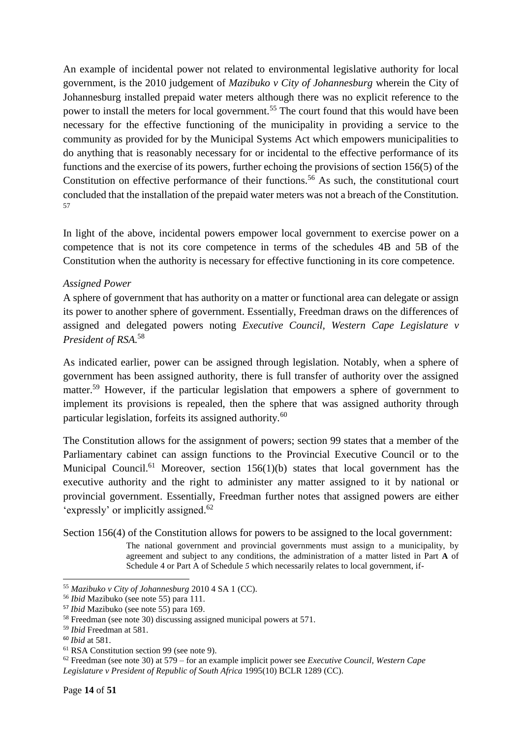An example of incidental power not related to environmental legislative authority for local government, is the 2010 judgement of *Mazibuko v City of Johannesburg* wherein the City of Johannesburg installed prepaid water meters although there was no explicit reference to the power to install the meters for local government.[55] The court found that this would have been necessary for the effective functioning of the municipality in providing a service to the community as provided for by the Municipal Systems Act which empowers municipalities to do anything that is reasonably necessary for or incidental to the effective performance of its functions and the exercise of its powers, further echoing the provisions of section 156(5) of the Constitution on effective performance of their functions.[56] As such, the constitutional court concluded that the installation of the prepaid water meters was not a breach of the Constitution.[57]

In light of the above, incidental powers empower local government to exercise power on a competence that is not its core competence in terms of the schedules 4B and 5B of the Constitution when the authority is necessary for effective functioning in its core competence.

*Assigned Power*

A sphere of government that has authority on a matter or functional area can delegate or assign its power to another sphere of government. Essentially, Freedman draws on the differences of assigned and delegated powers noting *Executive Council, Western Cape Legislature v President of RSA.*[58]

As indicated earlier, power can be assigned through legislation. Notably, when a sphere of government has been assigned authority, there is full transfer of authority over the assigned matter.[59] However, if the particular legislation that empowers a sphere of government to implement its provisions is repealed, then the sphere that was assigned authority through particular legislation, forfeits its assigned authority.[60]

The Constitution allows for the assignment of powers; section 99 states that a member of the Parliamentary cabinet can assign functions to the Provincial Executive Council or to the Municipal Council.[61] Moreover, section 156(1)(b) states that local government has the executive authority and the right to administer any matter assigned to it by national or provincial government. Essentially, Freedman further notes that assigned powers are either 'expressly' or implicitly assigned.[62]

Section 156(4) of the Constitution allows for powers to be assigned to the local government:

> The national government and provincial governments must assign to a municipality, by agreement and subject to any conditions, the administration of a matter listed in Part **A** of Schedule 4 or Part A of Schedule *5* which necessarily relates to local government, if-

---

[55] *Mazibuko v City of Johannesburg* 2010 4 SA 1 (CC).

[56] *Ibid* Mazibuko (see note 55) para 111.

[57] *Ibid* Mazibuko (see note 55) para 169.

[58] Freedman (see note 30) discussing assigned municipal powers at 571.

[59] *Ibid* Freedman at 581.

[60] *Ibid* at 581.

[61] RSA Constitution section 99 (see note 9).

[62] Freedman (see note 30) at 579 – for an example implicit power see *Executive Council, Western Cape Legislature v President of Republic of South Africa* 1995(10) BCLR 1289 (CC).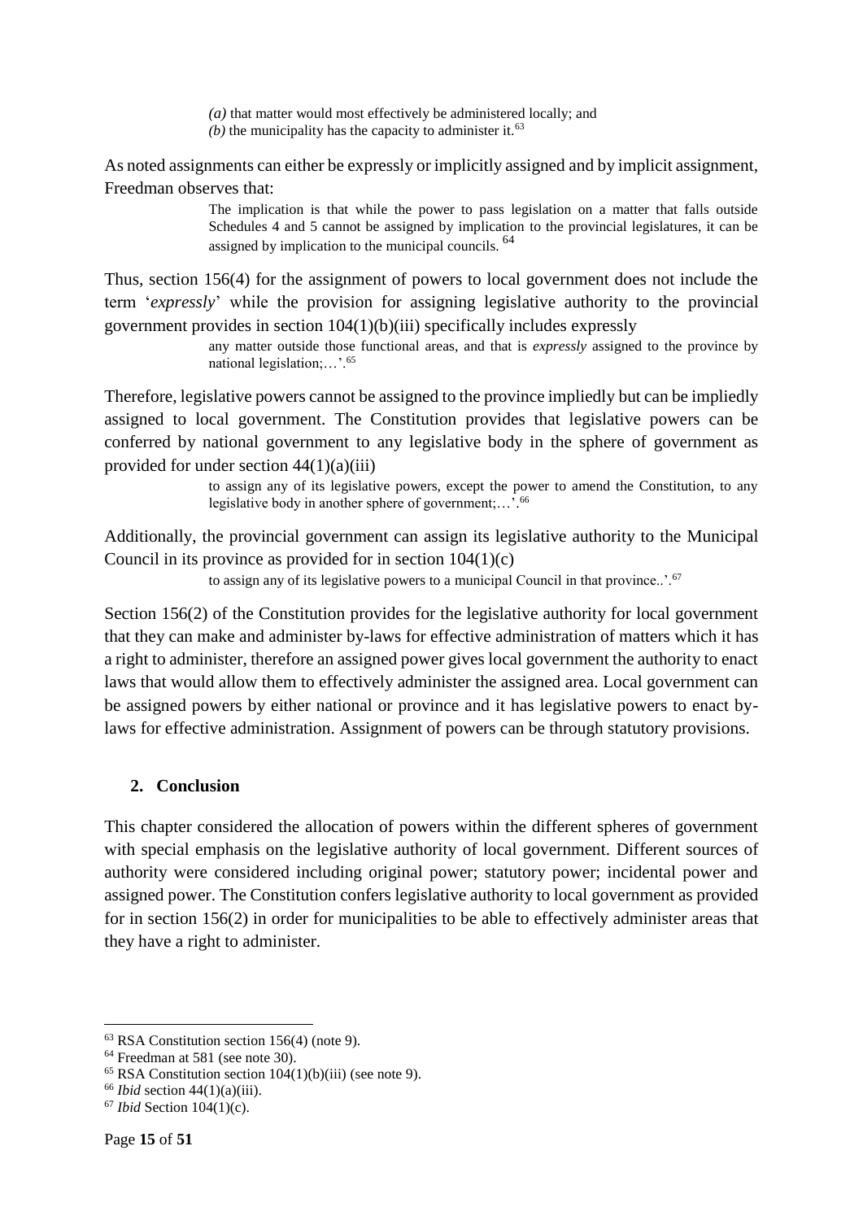> *(a)* that matter would most effectively be administered locally; and
> *(b)* the municipality has the capacity to administer it.[63]

As noted assignments can either be expressly or implicitly assigned and by implicit assignment, Freedman observes that:

> The implication is that while the power to pass legislation on a matter that falls outside Schedules 4 and 5 cannot be assigned by implication to the provincial legislatures, it can be assigned by implication to the municipal councils. [64]

Thus, section 156(4) for the assignment of powers to local government does not include the term '*expressly*' while the provision for assigning legislative authority to the provincial government provides in section 104(1)(b)(iii) specifically includes expressly

> any matter outside those functional areas, and that is *expressly* assigned to the province by national legislation;…'.[65]

Therefore, legislative powers cannot be assigned to the province impliedly but can be impliedly assigned to local government. The Constitution provides that legislative powers can be conferred by national government to any legislative body in the sphere of government as provided for under section 44(1)(a)(iii)

> to assign any of its legislative powers, except the power to amend the Constitution, to any legislative body in another sphere of government;…'.[66]

Additionally, the provincial government can assign its legislative authority to the Municipal Council in its province as provided for in section 104(1)(c)

> to assign any of its legislative powers to a municipal Council in that province..'.[67]

Section 156(2) of the Constitution provides for the legislative authority for local government that they can make and administer by-laws for effective administration of matters which it has a right to administer, therefore an assigned power gives local government the authority to enact laws that would allow them to effectively administer the assigned area. Local government can be assigned powers by either national or province and it has legislative powers to enact by-laws for effective administration. Assignment of powers can be through statutory provisions.

## 2. Conclusion

This chapter considered the allocation of powers within the different spheres of government with special emphasis on the legislative authority of local government. Different sources of authority were considered including original power; statutory power; incidental power and assigned power. The Constitution confers legislative authority to local government as provided for in section 156(2) in order for municipalities to be able to effectively administer areas that they have a right to administer.

---

[63] RSA Constitution section 156(4) (note 9).
[64] Freedman at 581 (see note 30).
[65] RSA Constitution section 104(1)(b)(iii) (see note 9).
[66] *Ibid* section 44(1)(a)(iii).
[67] *Ibid* Section 104(1)(c).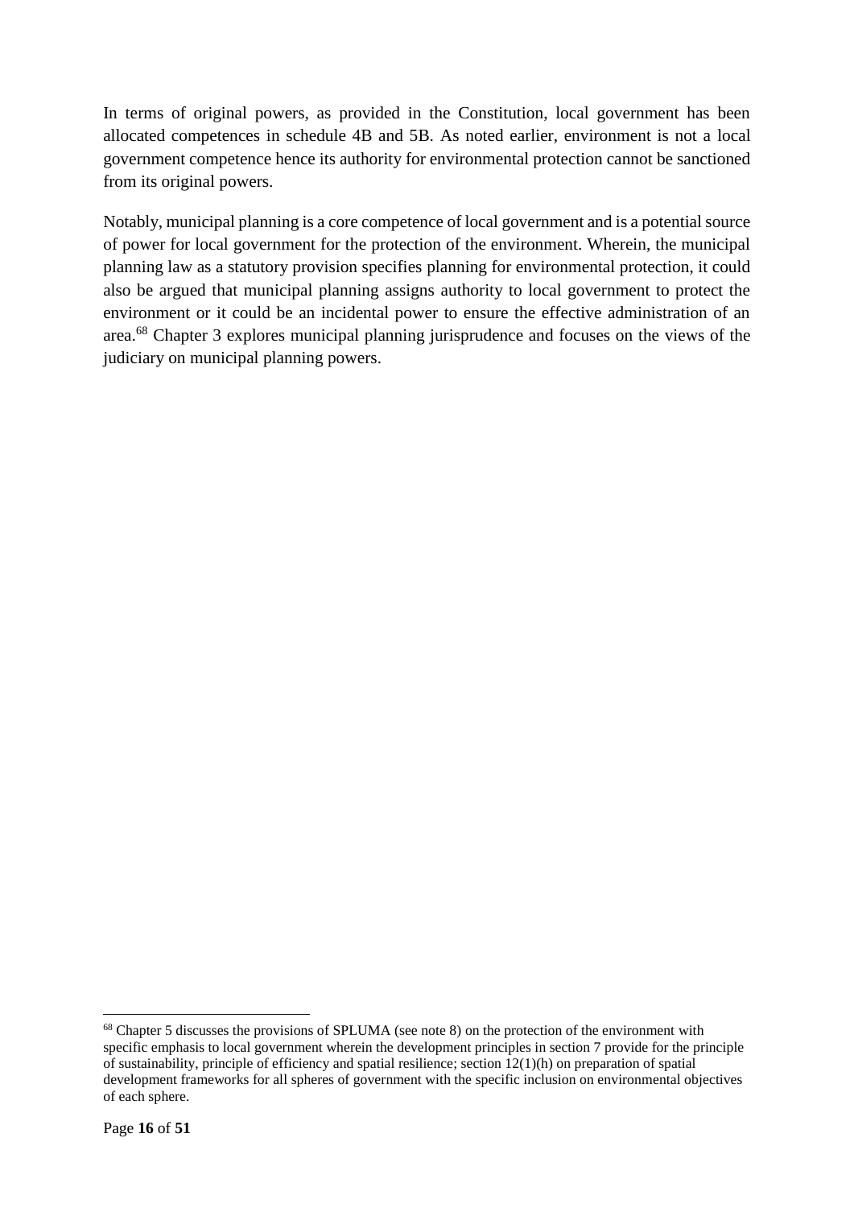In terms of original powers, as provided in the Constitution, local government has been allocated competences in schedule 4B and 5B. As noted earlier, environment is not a local government competence hence its authority for environmental protection cannot be sanctioned from its original powers.

Notably, municipal planning is a core competence of local government and is a potential source of power for local government for the protection of the environment. Wherein, the municipal planning law as a statutory provision specifies planning for environmental protection, it could also be argued that municipal planning assigns authority to local government to protect the environment or it could be an incidental power to ensure the effective administration of an area.[68] Chapter 3 explores municipal planning jurisprudence and focuses on the views of the judiciary on municipal planning powers.

---

[68] Chapter 5 discusses the provisions of SPLUMA (see note 8) on the protection of the environment with specific emphasis to local government wherein the development principles in section 7 provide for the principle of sustainability, principle of efficiency and spatial resilience; section 12(1)(h) on preparation of spatial development frameworks for all spheres of government with the specific inclusion on environmental objectives of each sphere.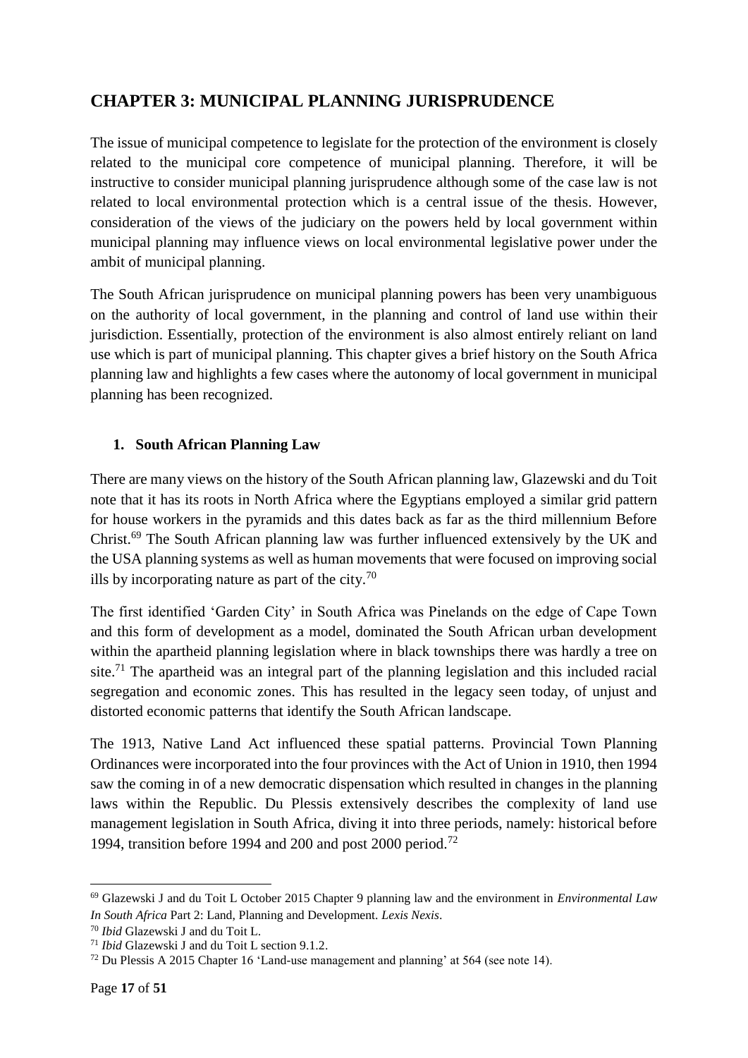# CHAPTER 3: MUNICIPAL PLANNING JURISPRUDENCE

The issue of municipal competence to legislate for the protection of the environment is closely related to the municipal core competence of municipal planning. Therefore, it will be instructive to consider municipal planning jurisprudence although some of the case law is not related to local environmental protection which is a central issue of the thesis. However, consideration of the views of the judiciary on the powers held by local government within municipal planning may influence views on local environmental legislative power under the ambit of municipal planning.

The South African jurisprudence on municipal planning powers has been very unambiguous on the authority of local government, in the planning and control of land use within their jurisdiction. Essentially, protection of the environment is also almost entirely reliant on land use which is part of municipal planning. This chapter gives a brief history on the South Africa planning law and highlights a few cases where the autonomy of local government in municipal planning has been recognized.

## 1. South African Planning Law

There are many views on the history of the South African planning law, Glazewski and du Toit note that it has its roots in North Africa where the Egyptians employed a similar grid pattern for house workers in the pyramids and this dates back as far as the third millennium Before Christ.[69] The South African planning law was further influenced extensively by the UK and the USA planning systems as well as human movements that were focused on improving social ills by incorporating nature as part of the city.[70]

The first identified 'Garden City' in South Africa was Pinelands on the edge of Cape Town and this form of development as a model, dominated the South African urban development within the apartheid planning legislation where in black townships there was hardly a tree on site.[71] The apartheid was an integral part of the planning legislation and this included racial segregation and economic zones. This has resulted in the legacy seen today, of unjust and distorted economic patterns that identify the South African landscape.

The 1913, Native Land Act influenced these spatial patterns. Provincial Town Planning Ordinances were incorporated into the four provinces with the Act of Union in 1910, then 1994 saw the coming in of a new democratic dispensation which resulted in changes in the planning laws within the Republic. Du Plessis extensively describes the complexity of land use management legislation in South Africa, diving it into three periods, namely: historical before 1994, transition before 1994 and 200 and post 2000 period.[72]

---

[69] Glazewski J and du Toit L October 2015 Chapter 9 planning law and the environment in *Environmental Law In South Africa* Part 2: Land, Planning and Development. *Lexis Nexis*.

[70] *Ibid* Glazewski J and du Toit L.

[71] *Ibid* Glazewski J and du Toit L section 9.1.2.

[72] Du Plessis A 2015 Chapter 16 'Land-use management and planning' at 564 (see note 14).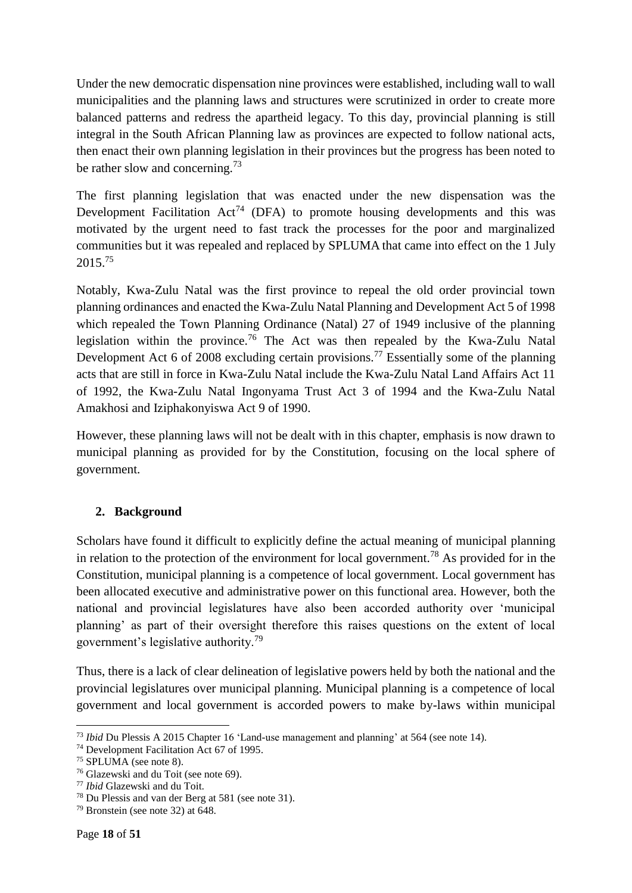Under the new democratic dispensation nine provinces were established, including wall to wall municipalities and the planning laws and structures were scrutinized in order to create more balanced patterns and redress the apartheid legacy. To this day, provincial planning is still integral in the South African Planning law as provinces are expected to follow national acts, then enact their own planning legislation in their provinces but the progress has been noted to be rather slow and concerning.[73]

The first planning legislation that was enacted under the new dispensation was the Development Facilitation Act[74] (DFA) to promote housing developments and this was motivated by the urgent need to fast track the processes for the poor and marginalized communities but it was repealed and replaced by SPLUMA that came into effect on the 1 July 2015.[75]

Notably, Kwa-Zulu Natal was the first province to repeal the old order provincial town planning ordinances and enacted the Kwa-Zulu Natal Planning and Development Act 5 of 1998 which repealed the Town Planning Ordinance (Natal) 27 of 1949 inclusive of the planning legislation within the province.[76] The Act was then repealed by the Kwa-Zulu Natal Development Act 6 of 2008 excluding certain provisions.[77] Essentially some of the planning acts that are still in force in Kwa-Zulu Natal include the Kwa-Zulu Natal Land Affairs Act 11 of 1992, the Kwa-Zulu Natal Ingonyama Trust Act 3 of 1994 and the Kwa-Zulu Natal Amakhosi and Iziphakonyiswa Act 9 of 1990.

However, these planning laws will not be dealt with in this chapter, emphasis is now drawn to municipal planning as provided for by the Constitution, focusing on the local sphere of government.

## 2. Background

Scholars have found it difficult to explicitly define the actual meaning of municipal planning in relation to the protection of the environment for local government.[78] As provided for in the Constitution, municipal planning is a competence of local government. Local government has been allocated executive and administrative power on this functional area. However, both the national and provincial legislatures have also been accorded authority over 'municipal planning' as part of their oversight therefore this raises questions on the extent of local government's legislative authority.[79]

Thus, there is a lack of clear delineation of legislative powers held by both the national and the provincial legislatures over municipal planning. Municipal planning is a competence of local government and local government is accorded powers to make by-laws within municipal

---

[73] *Ibid* Du Plessis A 2015 Chapter 16 'Land-use management and planning' at 564 (see note 14).

[74] Development Facilitation Act 67 of 1995.

[75] SPLUMA (see note 8).

[76] Glazewski and du Toit (see note 69).

[77] *Ibid* Glazewski and du Toit.

[78] Du Plessis and van der Berg at 581 (see note 31).

[79] Bronstein (see note 32) at 648.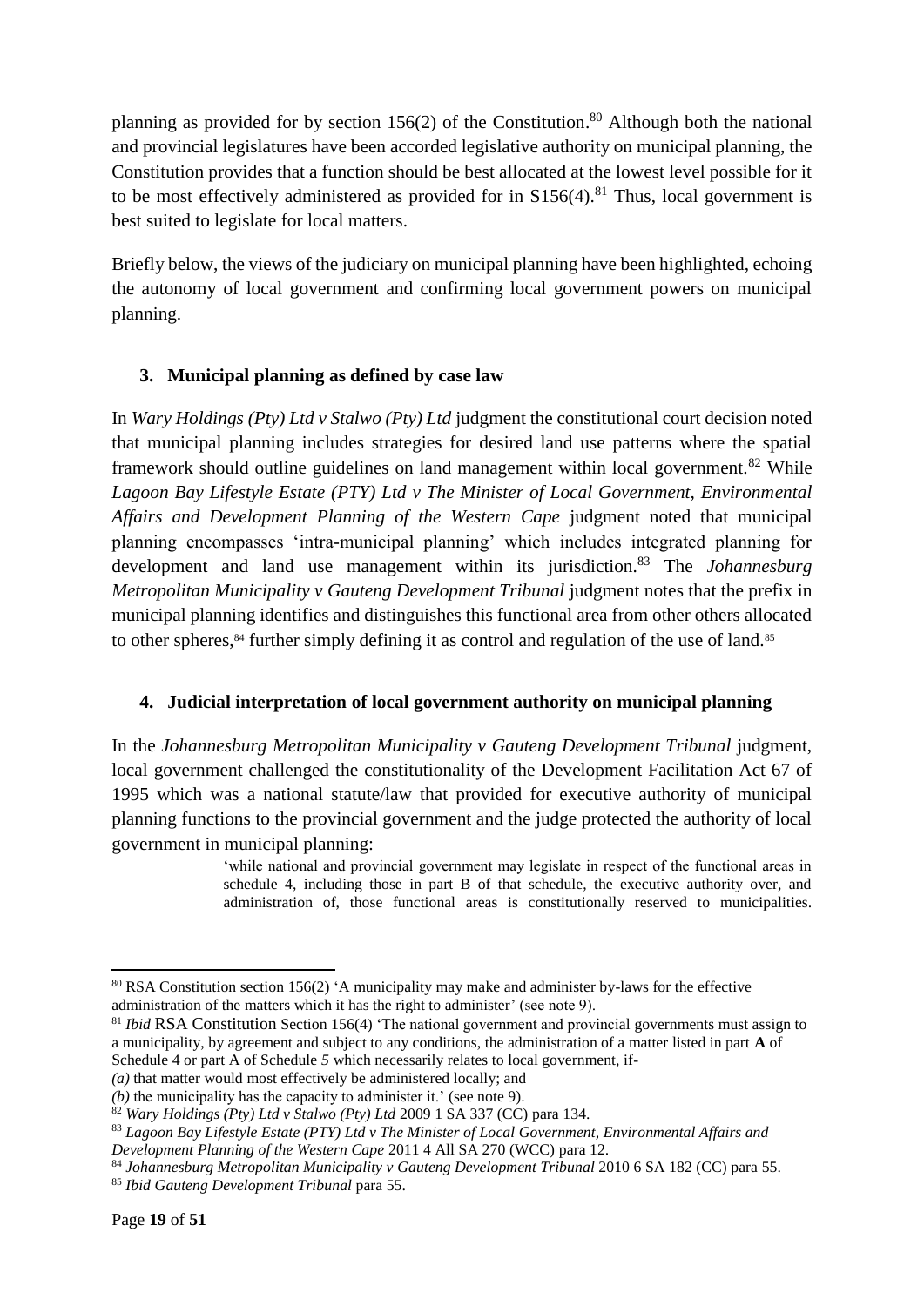planning as provided for by section 156(2) of the Constitution.[80] Although both the national and provincial legislatures have been accorded legislative authority on municipal planning, the Constitution provides that a function should be best allocated at the lowest level possible for it to be most effectively administered as provided for in S156(4).[81] Thus, local government is best suited to legislate for local matters.

Briefly below, the views of the judiciary on municipal planning have been highlighted, echoing the autonomy of local government and confirming local government powers on municipal planning.

## 3. Municipal planning as defined by case law

In *Wary Holdings (Pty) Ltd v Stalwo (Pty) Ltd* judgment the constitutional court decision noted that municipal planning includes strategies for desired land use patterns where the spatial framework should outline guidelines on land management within local government.[82] While *Lagoon Bay Lifestyle Estate (PTY) Ltd v The Minister of Local Government, Environmental Affairs and Development Planning of the Western Cape* judgment noted that municipal planning encompasses 'intra-municipal planning' which includes integrated planning for development and land use management within its jurisdiction.[83] The *Johannesburg Metropolitan Municipality v Gauteng Development Tribunal* judgment notes that the prefix in municipal planning identifies and distinguishes this functional area from other others allocated to other spheres,[84] further simply defining it as control and regulation of the use of land.[85]

## 4. Judicial interpretation of local government authority on municipal planning

In the *Johannesburg Metropolitan Municipality v Gauteng Development Tribunal* judgment, local government challenged the constitutionality of the Development Facilitation Act 67 of 1995 which was a national statute/law that provided for executive authority of municipal planning functions to the provincial government and the judge protected the authority of local government in municipal planning:

> 'while national and provincial government may legislate in respect of the functional areas in schedule 4, including those in part B of that schedule, the executive authority over, and administration of, those functional areas is constitutionally reserved to municipalities.

---

[80] RSA Constitution section 156(2) 'A municipality may make and administer by-laws for the effective administration of the matters which it has the right to administer' (see note 9).

[81] *Ibid* RSA Constitution Section 156(4) 'The national government and provincial governments must assign to a municipality, by agreement and subject to any conditions, the administration of a matter listed in part **A** of Schedule 4 or part A of Schedule *5* which necessarily relates to local government, if-
*(a)* that matter would most effectively be administered locally; and
*(b)* the municipality has the capacity to administer it.' (see note 9).

[82] *Wary Holdings (Pty) Ltd v Stalwo (Pty) Ltd* 2009 1 SA 337 (CC) para 134.

[83] *Lagoon Bay Lifestyle Estate (PTY) Ltd v The Minister of Local Government, Environmental Affairs and Development Planning of the Western Cape* 2011 4 All SA 270 (WCC) para 12.

[84] *Johannesburg Metropolitan Municipality v Gauteng Development Tribunal* 2010 6 SA 182 (CC) para 55.

[85] *Ibid Gauteng Development Tribunal* para 55.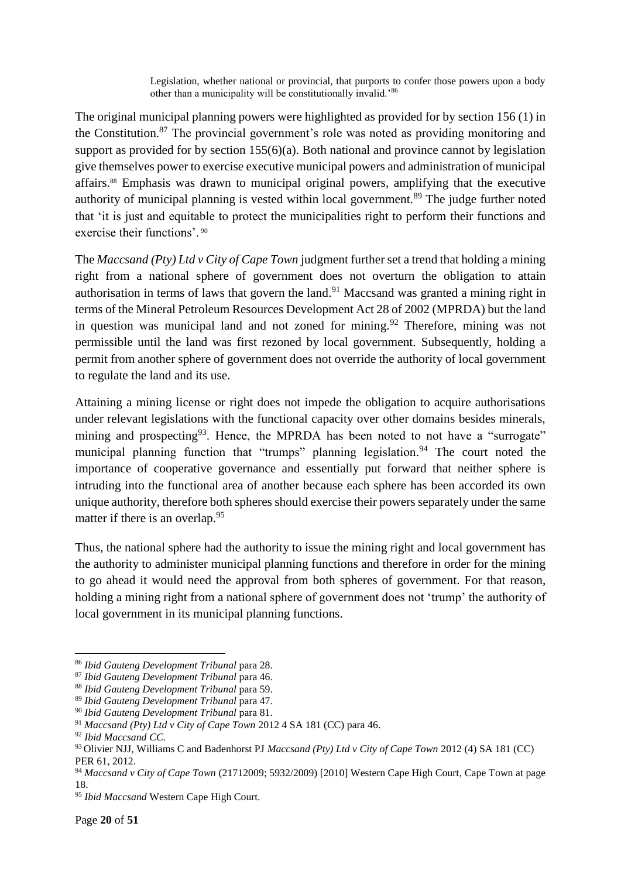> Legislation, whether national or provincial, that purports to confer those powers upon a body other than a municipality will be constitutionally invalid.'[86]

The original municipal planning powers were highlighted as provided for by section 156 (1) in the Constitution.[87] The provincial government's role was noted as providing monitoring and support as provided for by section 155(6)(a). Both national and province cannot by legislation give themselves power to exercise executive municipal powers and administration of municipal affairs.[88] Emphasis was drawn to municipal original powers, amplifying that the executive authority of municipal planning is vested within local government.[89] The judge further noted that 'it is just and equitable to protect the municipalities right to perform their functions and exercise their functions'.[90]

The *Maccsand (Pty) Ltd v City of Cape Town* judgment further set a trend that holding a mining right from a national sphere of government does not overturn the obligation to attain authorisation in terms of laws that govern the land.[91] Maccsand was granted a mining right in terms of the Mineral Petroleum Resources Development Act 28 of 2002 (MPRDA) but the land in question was municipal land and not zoned for mining.[92] Therefore, mining was not permissible until the land was first rezoned by local government. Subsequently, holding a permit from another sphere of government does not override the authority of local government to regulate the land and its use.

Attaining a mining license or right does not impede the obligation to acquire authorisations under relevant legislations with the functional capacity over other domains besides minerals, mining and prospecting[93]. Hence, the MPRDA has been noted to not have a "surrogate" municipal planning function that "trumps" planning legislation.[94] The court noted the importance of cooperative governance and essentially put forward that neither sphere is intruding into the functional area of another because each sphere has been accorded its own unique authority, therefore both spheres should exercise their powers separately under the same matter if there is an overlap.[95]

Thus, the national sphere had the authority to issue the mining right and local government has the authority to administer municipal planning functions and therefore in order for the mining to go ahead it would need the approval from both spheres of government. For that reason, holding a mining right from a national sphere of government does not 'trump' the authority of local government in its municipal planning functions.

---

[86] *Ibid Gauteng Development Tribunal* para 28.

[87] *Ibid Gauteng Development Tribunal* para 46.

[88] *Ibid Gauteng Development Tribunal* para 59.

[89] *Ibid Gauteng Development Tribunal* para 47.

[90] *Ibid Gauteng Development Tribunal* para 81.

[91] *Maccsand (Pty) Ltd v City of Cape Town* 2012 4 SA 181 (CC) para 46.

[92] *Ibid Maccsand CC.*

[93] Olivier NJJ, Williams C and Badenhorst PJ *Maccsand (Pty) Ltd v City of Cape Town* 2012 (4) SA 181 (CC) PER 61, 2012.

[94] *Maccsand v City of Cape Town* (21712009; 5932/2009) [2010] Western Cape High Court, Cape Town at page 18.

[95] *Ibid Maccsand* Western Cape High Court.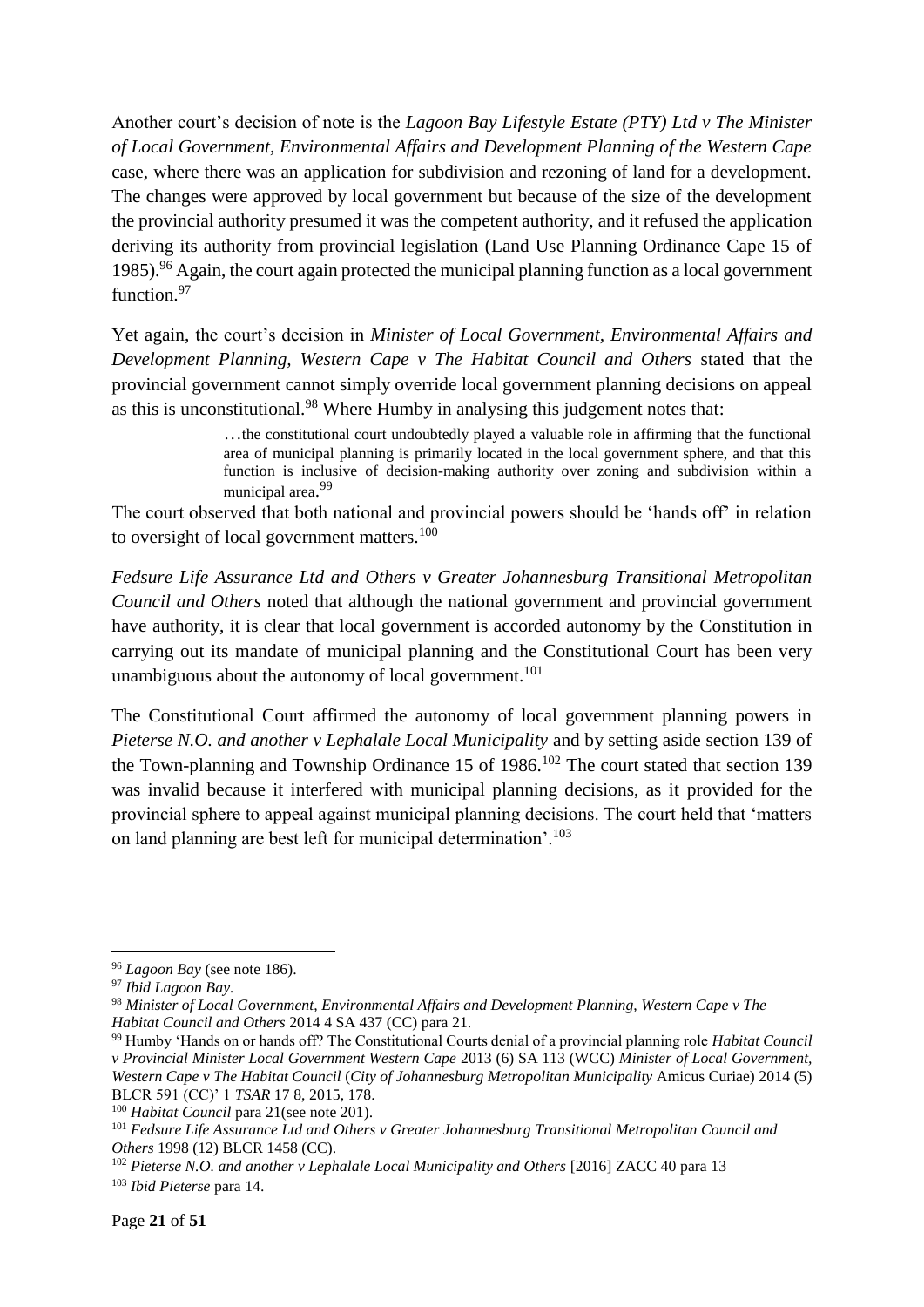Another court's decision of note is the *Lagoon Bay Lifestyle Estate (PTY) Ltd v The Minister of Local Government, Environmental Affairs and Development Planning of the Western Cape* case, where there was an application for subdivision and rezoning of land for a development. The changes were approved by local government but because of the size of the development the provincial authority presumed it was the competent authority, and it refused the application deriving its authority from provincial legislation (Land Use Planning Ordinance Cape 15 of 1985).[96] Again, the court again protected the municipal planning function as a local government function.[97]

Yet again, the court's decision in *Minister of Local Government, Environmental Affairs and Development Planning, Western Cape v The Habitat Council and Others* stated that the provincial government cannot simply override local government planning decisions on appeal as this is unconstitutional.[98] Where Humby in analysing this judgement notes that:

> …the constitutional court undoubtedly played a valuable role in affirming that the functional area of municipal planning is primarily located in the local government sphere, and that this function is inclusive of decision-making authority over zoning and subdivision within a municipal area.[99]

The court observed that both national and provincial powers should be 'hands off' in relation to oversight of local government matters.[100]

*Fedsure Life Assurance Ltd and Others v Greater Johannesburg Transitional Metropolitan Council and Others* noted that although the national government and provincial government have authority, it is clear that local government is accorded autonomy by the Constitution in carrying out its mandate of municipal planning and the Constitutional Court has been very unambiguous about the autonomy of local government.[101]

The Constitutional Court affirmed the autonomy of local government planning powers in *Pieterse N.O. and another v Lephalale Local Municipality* and by setting aside section 139 of the Town-planning and Township Ordinance 15 of 1986.[102] The court stated that section 139 was invalid because it interfered with municipal planning decisions, as it provided for the provincial sphere to appeal against municipal planning decisions. The court held that 'matters on land planning are best left for municipal determination'.[103]

---

[96] *Lagoon Bay* (see note 186).

[97] *Ibid Lagoon Bay.*

[98] *Minister of Local Government, Environmental Affairs and Development Planning, Western Cape v The Habitat Council and Others* 2014 4 SA 437 (CC) para 21.

[99] Humby 'Hands on or hands off? The Constitutional Courts denial of a provincial planning role *Habitat Council v Provincial Minister Local Government Western Cape* 2013 (6) SA 113 (WCC) *Minister of Local Government, Western Cape v The Habitat Council* (*City of Johannesburg Metropolitan Municipality* Amicus Curiae) 2014 (5) BLCR 591 (CC)' 1 *TSAR* 17 8, 2015, 178.

[100] *Habitat Council* para 21(see note 201).

[101] *Fedsure Life Assurance Ltd and Others v Greater Johannesburg Transitional Metropolitan Council and Others* 1998 (12) BLCR 1458 (CC).

[102] *Pieterse N.O. and another v Lephalale Local Municipality and Others* [2016] ZACC 40 para 13

[103] *Ibid Pieterse* para 14.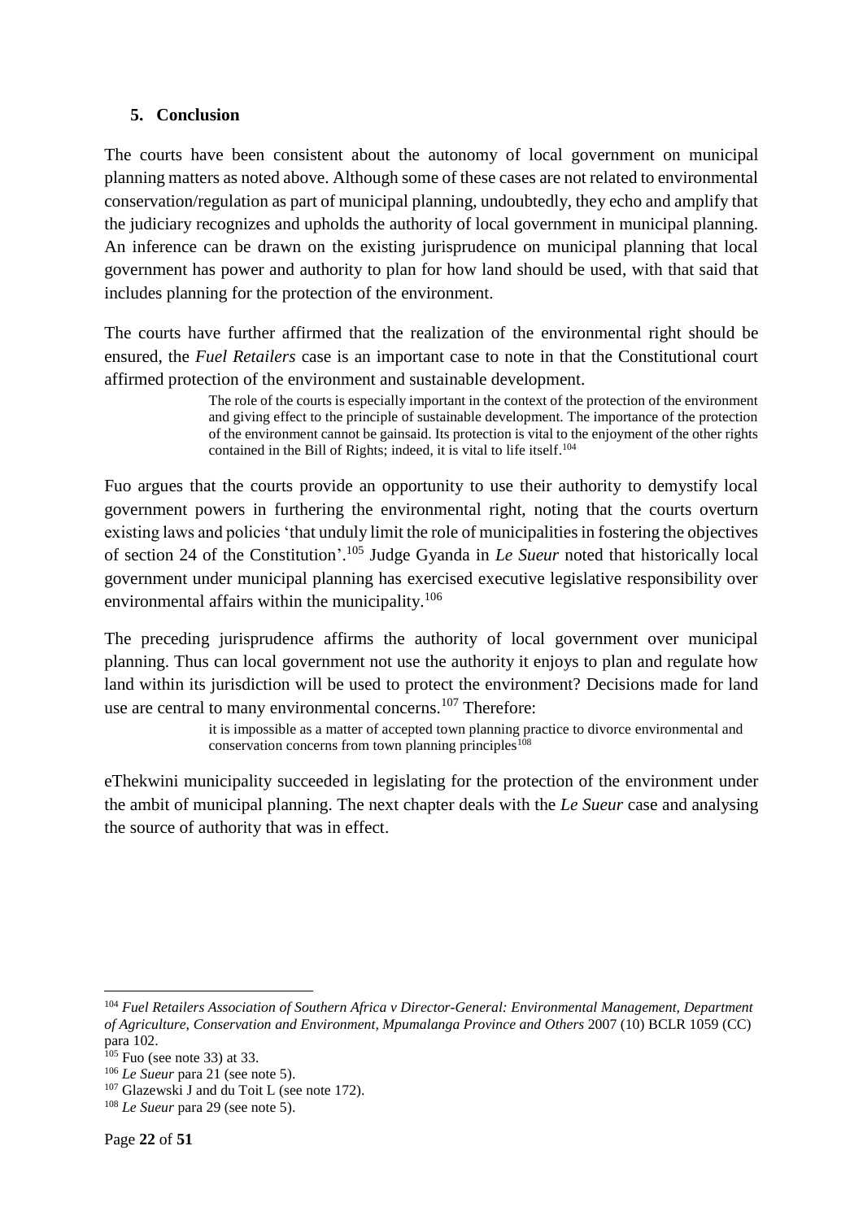## 5. Conclusion

The courts have been consistent about the autonomy of local government on municipal planning matters as noted above. Although some of these cases are not related to environmental conservation/regulation as part of municipal planning, undoubtedly, they echo and amplify that the judiciary recognizes and upholds the authority of local government in municipal planning. An inference can be drawn on the existing jurisprudence on municipal planning that local government has power and authority to plan for how land should be used, with that said that includes planning for the protection of the environment.

The courts have further affirmed that the realization of the environmental right should be ensured, the *Fuel Retailers* case is an important case to note in that the Constitutional court affirmed protection of the environment and sustainable development.

> The role of the courts is especially important in the context of the protection of the environment and giving effect to the principle of sustainable development. The importance of the protection of the environment cannot be gainsaid. Its protection is vital to the enjoyment of the other rights contained in the Bill of Rights; indeed, it is vital to life itself.[104]

Fuo argues that the courts provide an opportunity to use their authority to demystify local government powers in furthering the environmental right, noting that the courts overturn existing laws and policies 'that unduly limit the role of municipalities in fostering the objectives of section 24 of the Constitution'.[105] Judge Gyanda in *Le Sueur* noted that historically local government under municipal planning has exercised executive legislative responsibility over environmental affairs within the municipality.[106]

The preceding jurisprudence affirms the authority of local government over municipal planning. Thus can local government not use the authority it enjoys to plan and regulate how land within its jurisdiction will be used to protect the environment? Decisions made for land use are central to many environmental concerns.[107] Therefore:

> it is impossible as a matter of accepted town planning practice to divorce environmental and conservation concerns from town planning principles[108]

eThekwini municipality succeeded in legislating for the protection of the environment under the ambit of municipal planning. The next chapter deals with the *Le Sueur* case and analysing the source of authority that was in effect.

---

[104] *Fuel Retailers Association of Southern Africa v Director-General: Environmental Management, Department of Agriculture, Conservation and Environment, Mpumalanga Province and Others* 2007 (10) BCLR 1059 (CC) para 102.

[105] Fuo (see note 33) at 33.

[106] *Le Sueur* para 21 (see note 5).

[107] Glazewski J and du Toit L (see note 172).

[108] *Le Sueur* para 29 (see note 5).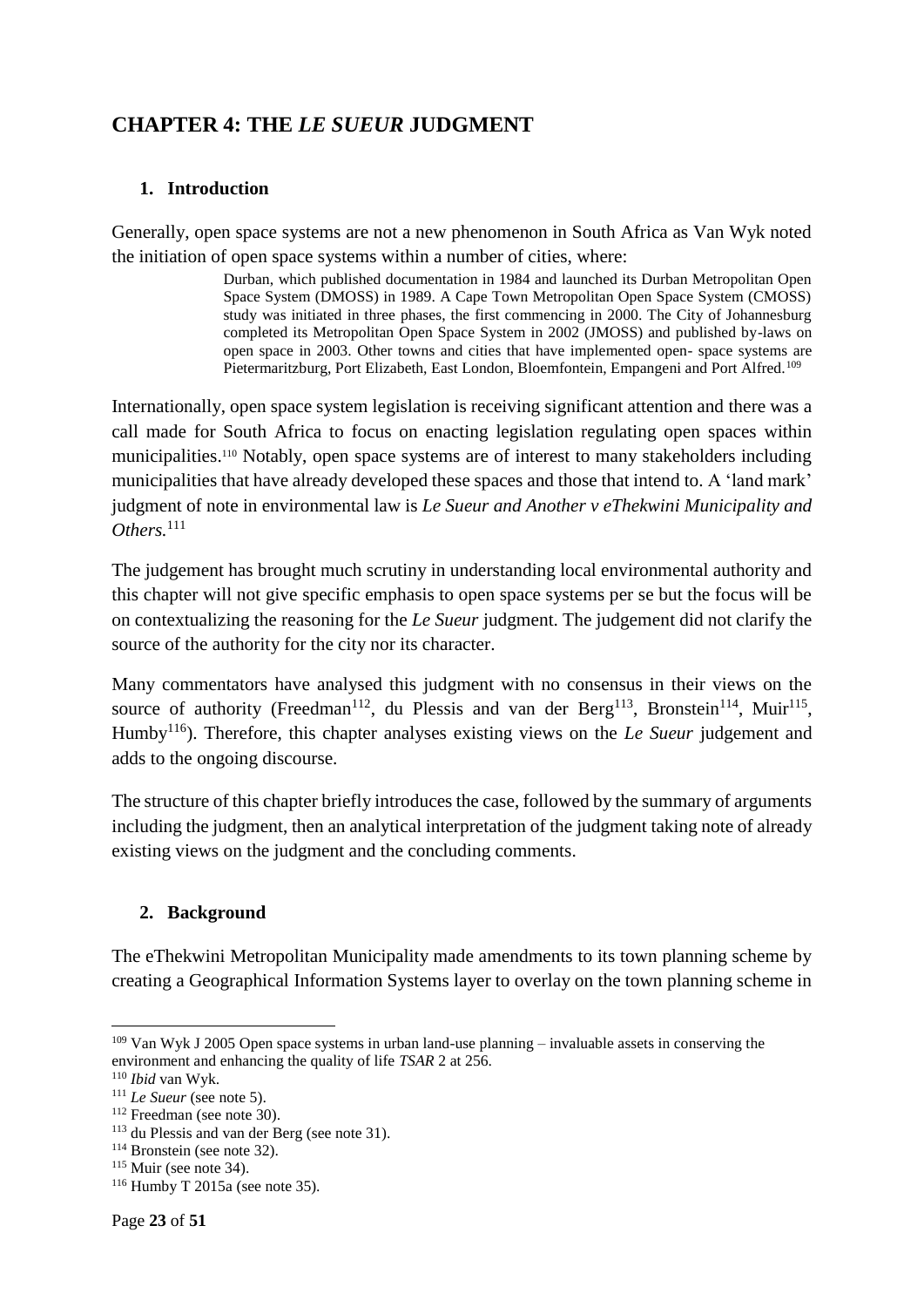## CHAPTER 4: THE *LE SUEUR* JUDGMENT

### 1. Introduction

Generally, open space systems are not a new phenomenon in South Africa as Van Wyk noted the initiation of open space systems within a number of cities, where:

> Durban, which published documentation in 1984 and launched its Durban Metropolitan Open Space System (DMOSS) in 1989. A Cape Town Metropolitan Open Space System (CMOSS) study was initiated in three phases, the first commencing in 2000. The City of Johannesburg completed its Metropolitan Open Space System in 2002 (JMOSS) and published by-laws on open space in 2003. Other towns and cities that have implemented open- space systems are Pietermaritzburg, Port Elizabeth, East London, Bloemfontein, Empangeni and Port Alfred.[109]

Internationally, open space system legislation is receiving significant attention and there was a call made for South Africa to focus on enacting legislation regulating open spaces within municipalities.[110] Notably, open space systems are of interest to many stakeholders including municipalities that have already developed these spaces and those that intend to. A 'land mark' judgment of note in environmental law is *Le Sueur and Another v eThekwini Municipality and Others.*[111]

The judgement has brought much scrutiny in understanding local environmental authority and this chapter will not give specific emphasis to open space systems per se but the focus will be on contextualizing the reasoning for the *Le Sueur* judgment. The judgement did not clarify the source of the authority for the city nor its character.

Many commentators have analysed this judgment with no consensus in their views on the source of authority (Freedman[112], du Plessis and van der Berg[113], Bronstein[114], Muir[115], Humby[116]). Therefore, this chapter analyses existing views on the *Le Sueur* judgement and adds to the ongoing discourse.

The structure of this chapter briefly introduces the case, followed by the summary of arguments including the judgment, then an analytical interpretation of the judgment taking note of already existing views on the judgment and the concluding comments.

### 2. Background

The eThekwini Metropolitan Municipality made amendments to its town planning scheme by creating a Geographical Information Systems layer to overlay on the town planning scheme in

---

[109] Van Wyk J 2005 Open space systems in urban land-use planning – invaluable assets in conserving the environment and enhancing the quality of life *TSAR* 2 at 256.

[110] *Ibid* van Wyk.

[111] *Le Sueur* (see note 5).

[112] Freedman (see note 30).

[113] du Plessis and van der Berg (see note 31).

[114] Bronstein (see note 32).

[115] Muir (see note 34).

[116] Humby T 2015a (see note 35).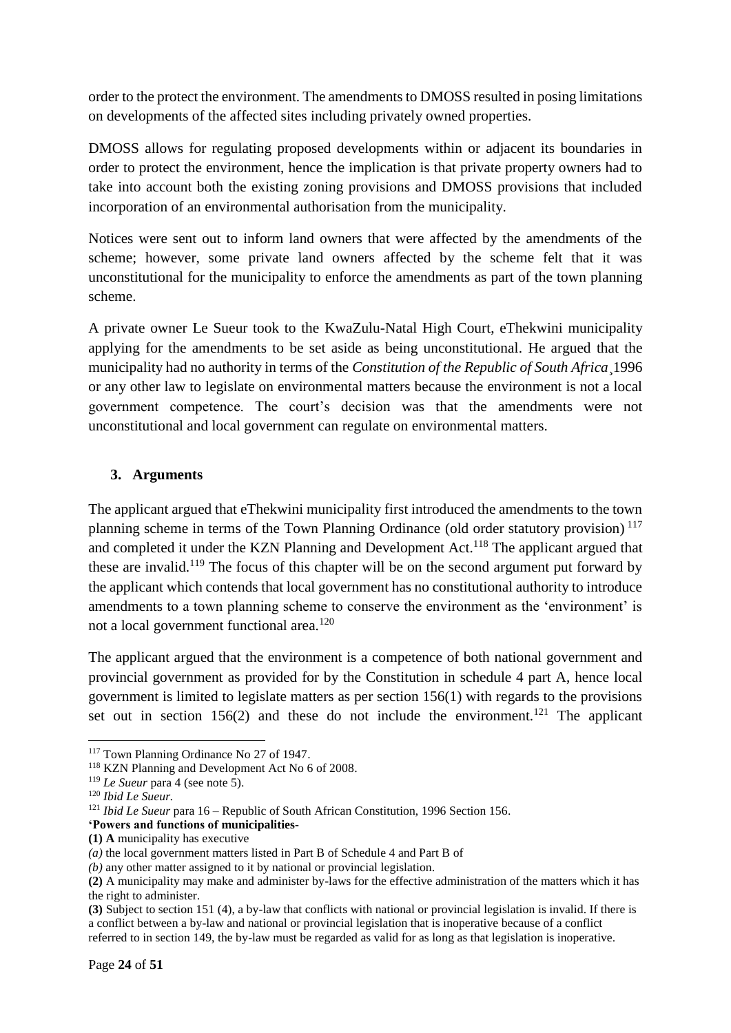order to the protect the environment. The amendments to DMOSS resulted in posing limitations on developments of the affected sites including privately owned properties.

DMOSS allows for regulating proposed developments within or adjacent its boundaries in order to protect the environment, hence the implication is that private property owners had to take into account both the existing zoning provisions and DMOSS provisions that included incorporation of an environmental authorisation from the municipality.

Notices were sent out to inform land owners that were affected by the amendments of the scheme; however, some private land owners affected by the scheme felt that it was unconstitutional for the municipality to enforce the amendments as part of the town planning scheme.

A private owner Le Sueur took to the KwaZulu-Natal High Court, eThekwini municipality applying for the amendments to be set aside as being unconstitutional. He argued that the municipality had no authority in terms of the *Constitution of the Republic of South Africa*¸1996 or any other law to legislate on environmental matters because the environment is not a local government competence. The court's decision was that the amendments were not unconstitutional and local government can regulate on environmental matters.

## 3. Arguments

The applicant argued that eThekwini municipality first introduced the amendments to the town planning scheme in terms of the Town Planning Ordinance (old order statutory provision) [117] and completed it under the KZN Planning and Development Act.[118] The applicant argued that these are invalid.[119] The focus of this chapter will be on the second argument put forward by the applicant which contends that local government has no constitutional authority to introduce amendments to a town planning scheme to conserve the environment as the 'environment' is not a local government functional area.[120]

The applicant argued that the environment is a competence of both national government and provincial government as provided for by the Constitution in schedule 4 part A, hence local government is limited to legislate matters as per section 156(1) with regards to the provisions set out in section 156(2) and these do not include the environment.[121] The applicant

---

[117] Town Planning Ordinance No 27 of 1947.

[118] KZN Planning and Development Act No 6 of 2008.

[119] *Le Sueur* para 4 (see note 5).

[120] *Ibid Le Sueur.*

[121] *Ibid Le Sueur* para 16 – Republic of South African Constitution, 1996 Section 156.

**'Powers and functions of municipalities-**

**(1) A** municipality has executive

*(a)* the local government matters listed in Part B of Schedule 4 and Part B of

*(b)* any other matter assigned to it by national or provincial legislation.

**(2)** A municipality may make and administer by-laws for the effective administration of the matters which it has the right to administer.

**(3)** Subject to section 151 (4), a by-law that conflicts with national or provincial legislation is invalid. If there is a conflict between a by-law and national or provincial legislation that is inoperative because of a conflict referred to in section 149, the by-law must be regarded as valid for as long as that legislation is inoperative.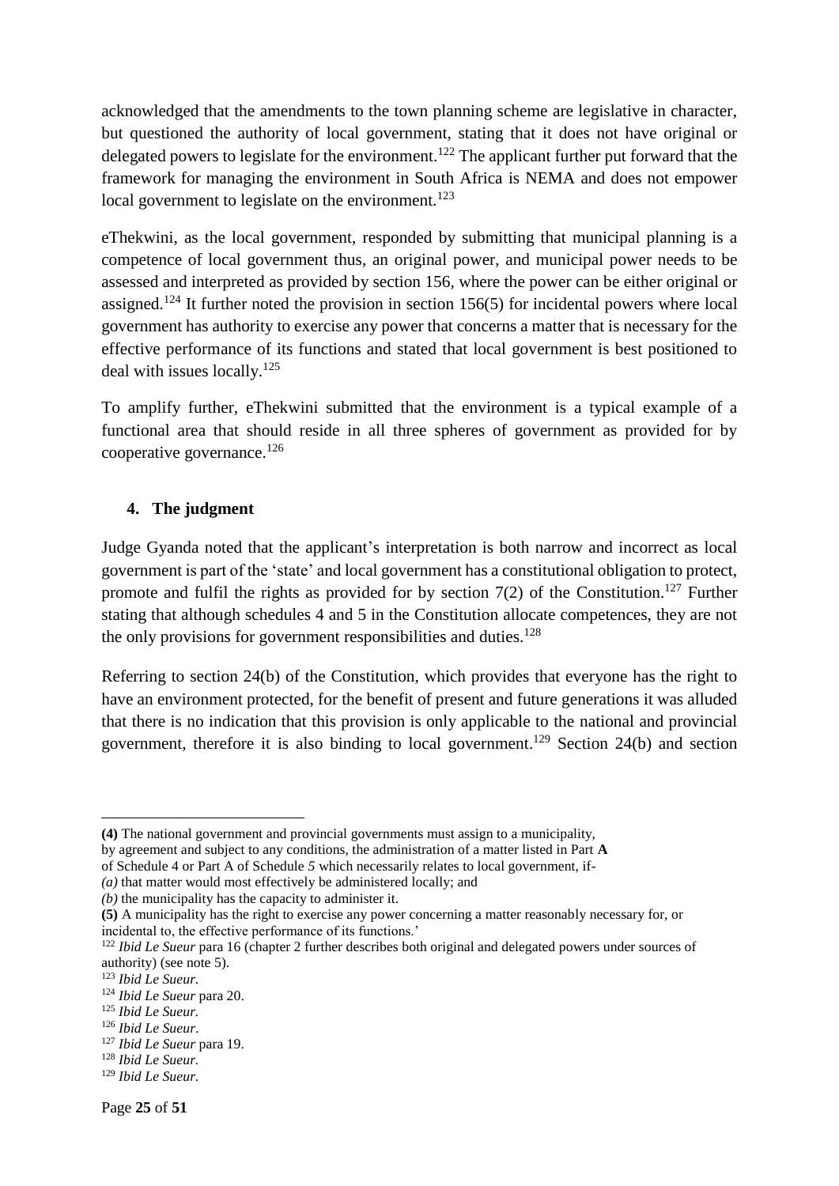acknowledged that the amendments to the town planning scheme are legislative in character, but questioned the authority of local government, stating that it does not have original or delegated powers to legislate for the environment.[122] The applicant further put forward that the framework for managing the environment in South Africa is NEMA and does not empower local government to legislate on the environment.[123]

eThekwini, as the local government, responded by submitting that municipal planning is a competence of local government thus, an original power, and municipal power needs to be assessed and interpreted as provided by section 156, where the power can be either original or assigned.[124] It further noted the provision in section 156(5) for incidental powers where local government has authority to exercise any power that concerns a matter that is necessary for the effective performance of its functions and stated that local government is best positioned to deal with issues locally.[125]

To amplify further, eThekwini submitted that the environment is a typical example of a functional area that should reside in all three spheres of government as provided for by cooperative governance.[126]

## 4. The judgment

Judge Gyanda noted that the applicant's interpretation is both narrow and incorrect as local government is part of the 'state' and local government has a constitutional obligation to protect, promote and fulfil the rights as provided for by section 7(2) of the Constitution.[127] Further stating that although schedules 4 and 5 in the Constitution allocate competences, they are not the only provisions for government responsibilities and duties.[128]

Referring to section 24(b) of the Constitution, which provides that everyone has the right to have an environment protected, for the benefit of present and future generations it was alluded that there is no indication that this provision is only applicable to the national and provincial government, therefore it is also binding to local government.[129] Section 24(b) and section

---

**(4)** The national government and provincial governments must assign to a municipality, by agreement and subject to any conditions, the administration of a matter listed in Part **A** of Schedule 4 or Part A of Schedule *5* which necessarily relates to local government, if-
*(a)* that matter would most effectively be administered locally; and
*(b)* the municipality has the capacity to administer it.
**(5)** A municipality has the right to exercise any power concerning a matter reasonably necessary for, or incidental to, the effective performance of its functions.'

[122] *Ibid Le Sueur* para 16 (chapter 2 further describes both original and delegated powers under sources of authority) (see note 5).
[123] *Ibid Le Sueur*.
[124] *Ibid Le Sueur* para 20.
[125] *Ibid Le Sueur*.
[126] *Ibid Le Sueur*.
[127] *Ibid Le Sueur* para 19.
[128] *Ibid Le Sueur*.
[129] *Ibid Le Sueur*.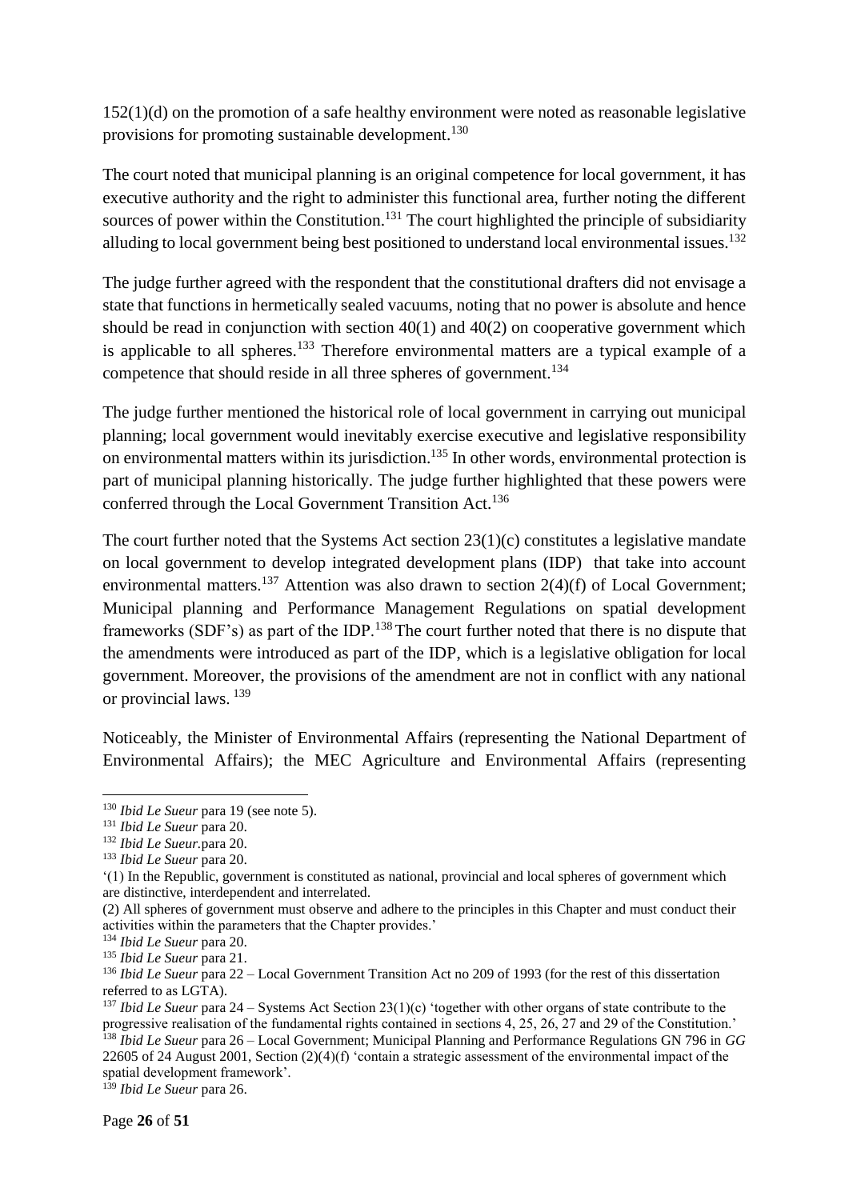152(1)(d) on the promotion of a safe healthy environment were noted as reasonable legislative provisions for promoting sustainable development.[130]

The court noted that municipal planning is an original competence for local government, it has executive authority and the right to administer this functional area, further noting the different sources of power within the Constitution.[131] The court highlighted the principle of subsidiarity alluding to local government being best positioned to understand local environmental issues.[132]

The judge further agreed with the respondent that the constitutional drafters did not envisage a state that functions in hermetically sealed vacuums, noting that no power is absolute and hence should be read in conjunction with section 40(1) and 40(2) on cooperative government which is applicable to all spheres.[133] Therefore environmental matters are a typical example of a competence that should reside in all three spheres of government.[134]

The judge further mentioned the historical role of local government in carrying out municipal planning; local government would inevitably exercise executive and legislative responsibility on environmental matters within its jurisdiction.[135] In other words, environmental protection is part of municipal planning historically. The judge further highlighted that these powers were conferred through the Local Government Transition Act.[136]

The court further noted that the Systems Act section 23(1)(c) constitutes a legislative mandate on local government to develop integrated development plans (IDP) that take into account environmental matters.[137] Attention was also drawn to section 2(4)(f) of Local Government; Municipal planning and Performance Management Regulations on spatial development frameworks (SDF's) as part of the IDP.[138] The court further noted that there is no dispute that the amendments were introduced as part of the IDP, which is a legislative obligation for local government. Moreover, the provisions of the amendment are not in conflict with any national or provincial laws.[139]

Noticeably, the Minister of Environmental Affairs (representing the National Department of Environmental Affairs); the MEC Agriculture and Environmental Affairs (representing

---

[130] *Ibid Le Sueur* para 19 (see note 5).

[131] *Ibid Le Sueur* para 20.

[132] *Ibid Le Sueur*.para 20.

[133] *Ibid Le Sueur* para 20.

'(1) In the Republic, government is constituted as national, provincial and local spheres of government which are distinctive, interdependent and interrelated.

(2) All spheres of government must observe and adhere to the principles in this Chapter and must conduct their activities within the parameters that the Chapter provides.'

[134] *Ibid Le Sueur* para 20.

[135] *Ibid Le Sueur* para 21.

[136] *Ibid Le Sueur* para 22 – Local Government Transition Act no 209 of 1993 (for the rest of this dissertation referred to as LGTA).

[137] *Ibid Le Sueur* para 24 – Systems Act Section 23(1)(c) 'together with other organs of state contribute to the progressive realisation of the fundamental rights contained in sections 4, 25, 26, 27 and 29 of the Constitution.'

[138] *Ibid Le Sueur* para 26 – Local Government; Municipal Planning and Performance Regulations GN 796 in *GG* 22605 of 24 August 2001, Section (2)(4)(f) 'contain a strategic assessment of the environmental impact of the spatial development framework'.

[139] *Ibid Le Sueur* para 26.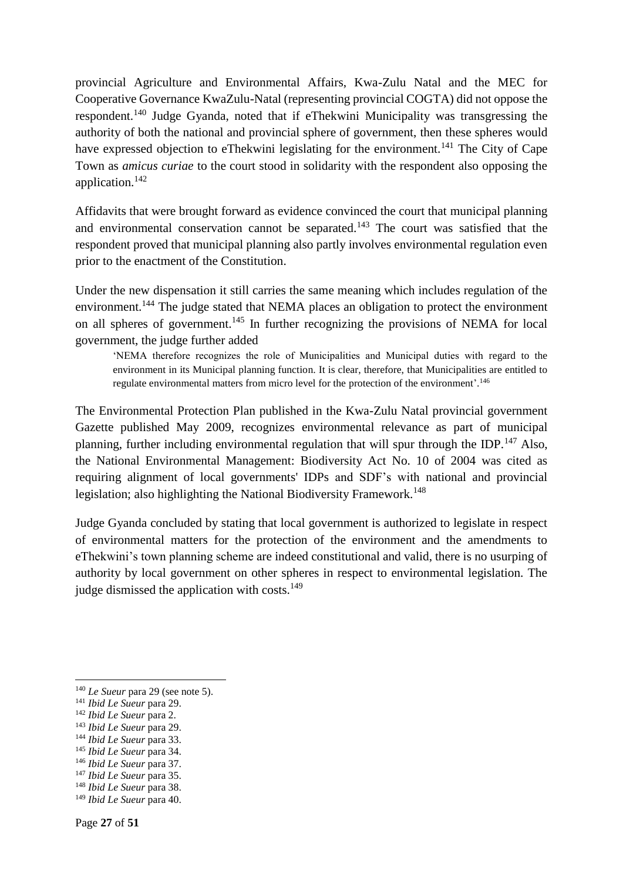provincial Agriculture and Environmental Affairs, Kwa-Zulu Natal and the MEC for Cooperative Governance KwaZulu-Natal (representing provincial COGTA) did not oppose the respondent.[140] Judge Gyanda, noted that if eThekwini Municipality was transgressing the authority of both the national and provincial sphere of government, then these spheres would have expressed objection to eThekwini legislating for the environment.[141] The City of Cape Town as *amicus curiae* to the court stood in solidarity with the respondent also opposing the application.[142]

Affidavits that were brought forward as evidence convinced the court that municipal planning and environmental conservation cannot be separated.[143] The court was satisfied that the respondent proved that municipal planning also partly involves environmental regulation even prior to the enactment of the Constitution.

Under the new dispensation it still carries the same meaning which includes regulation of the environment.[144] The judge stated that NEMA places an obligation to protect the environment on all spheres of government.[145] In further recognizing the provisions of NEMA for local government, the judge further added

> 'NEMA therefore recognizes the role of Municipalities and Municipal duties with regard to the environment in its Municipal planning function. It is clear, therefore, that Municipalities are entitled to regulate environmental matters from micro level for the protection of the environment'.[146]

The Environmental Protection Plan published in the Kwa-Zulu Natal provincial government Gazette published May 2009, recognizes environmental relevance as part of municipal planning, further including environmental regulation that will spur through the IDP.[147] Also, the National Environmental Management: Biodiversity Act No. 10 of 2004 was cited as requiring alignment of local governments' IDPs and SDF's with national and provincial legislation; also highlighting the National Biodiversity Framework.[148]

Judge Gyanda concluded by stating that local government is authorized to legislate in respect of environmental matters for the protection of the environment and the amendments to eThekwini's town planning scheme are indeed constitutional and valid, there is no usurping of authority by local government on other spheres in respect to environmental legislation. The judge dismissed the application with costs.[149]

---

[140] *Le Sueur* para 29 (see note 5).
[141] *Ibid Le Sueur* para 29.
[142] *Ibid Le Sueur* para 2.
[143] *Ibid Le Sueur* para 29.
[144] *Ibid Le Sueur* para 33.
[145] *Ibid Le Sueur* para 34.
[146] *Ibid Le Sueur* para 37.
[147] *Ibid Le Sueur* para 35.
[148] *Ibid Le Sueur* para 38.
[149] *Ibid Le Sueur* para 40.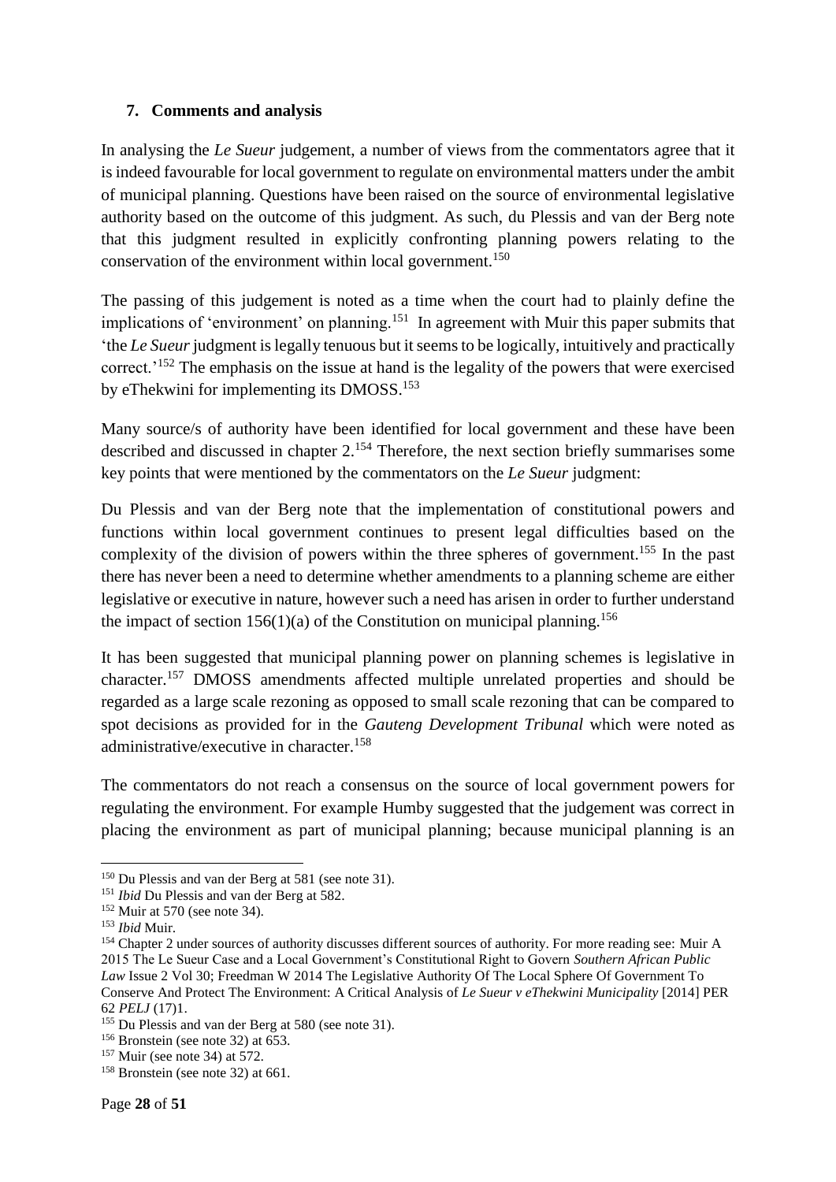### 7. Comments and analysis

In analysing the *Le Sueur* judgement, a number of views from the commentators agree that it is indeed favourable for local government to regulate on environmental matters under the ambit of municipal planning. Questions have been raised on the source of environmental legislative authority based on the outcome of this judgment. As such, du Plessis and van der Berg note that this judgment resulted in explicitly confronting planning powers relating to the conservation of the environment within local government.[150]

The passing of this judgement is noted as a time when the court had to plainly define the implications of 'environment' on planning.[151] In agreement with Muir this paper submits that 'the *Le Sueur* judgment is legally tenuous but it seems to be logically, intuitively and practically correct.'[152] The emphasis on the issue at hand is the legality of the powers that were exercised by eThekwini for implementing its DMOSS.[153]

Many source/s of authority have been identified for local government and these have been described and discussed in chapter 2.[154] Therefore, the next section briefly summarises some key points that were mentioned by the commentators on the *Le Sueur* judgment:

Du Plessis and van der Berg note that the implementation of constitutional powers and functions within local government continues to present legal difficulties based on the complexity of the division of powers within the three spheres of government.[155] In the past there has never been a need to determine whether amendments to a planning scheme are either legislative or executive in nature, however such a need has arisen in order to further understand the impact of section 156(1)(a) of the Constitution on municipal planning.[156]

It has been suggested that municipal planning power on planning schemes is legislative in character.[157] DMOSS amendments affected multiple unrelated properties and should be regarded as a large scale rezoning as opposed to small scale rezoning that can be compared to spot decisions as provided for in the *Gauteng Development Tribunal* which were noted as administrative/executive in character.[158]

The commentators do not reach a consensus on the source of local government powers for regulating the environment. For example Humby suggested that the judgement was correct in placing the environment as part of municipal planning; because municipal planning is an

---

[150] Du Plessis and van der Berg at 581 (see note 31).

[151] *Ibid* Du Plessis and van der Berg at 582.

[152] Muir at 570 (see note 34).

[153] *Ibid* Muir.

[154] Chapter 2 under sources of authority discusses different sources of authority. For more reading see: Muir A 2015 The Le Sueur Case and a Local Government's Constitutional Right to Govern *Southern African Public Law* Issue 2 Vol 30; Freedman W 2014 The Legislative Authority Of The Local Sphere Of Government To Conserve And Protect The Environment: A Critical Analysis of *Le Sueur v eThekwini Municipality* [2014] PER 62 *PELJ* (17)1.

[155] Du Plessis and van der Berg at 580 (see note 31).

[156] Bronstein (see note 32) at 653.

[157] Muir (see note 34) at 572.

[158] Bronstein (see note 32) at 661.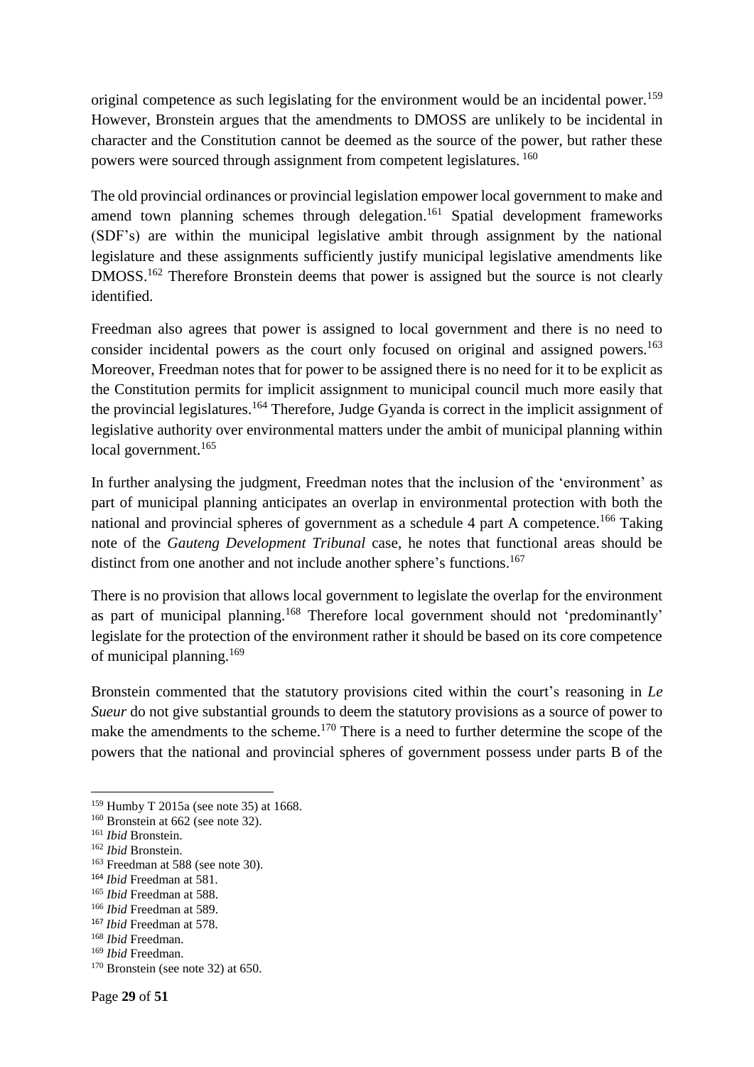original competence as such legislating for the environment would be an incidental power.[159] However, Bronstein argues that the amendments to DMOSS are unlikely to be incidental in character and the Constitution cannot be deemed as the source of the power, but rather these powers were sourced through assignment from competent legislatures.[160]

The old provincial ordinances or provincial legislation empower local government to make and amend town planning schemes through delegation.[161] Spatial development frameworks (SDF's) are within the municipal legislative ambit through assignment by the national legislature and these assignments sufficiently justify municipal legislative amendments like DMOSS.[162] Therefore Bronstein deems that power is assigned but the source is not clearly identified.

Freedman also agrees that power is assigned to local government and there is no need to consider incidental powers as the court only focused on original and assigned powers.[163] Moreover, Freedman notes that for power to be assigned there is no need for it to be explicit as the Constitution permits for implicit assignment to municipal council much more easily that the provincial legislatures.[164] Therefore, Judge Gyanda is correct in the implicit assignment of legislative authority over environmental matters under the ambit of municipal planning within local government.[165]

In further analysing the judgment, Freedman notes that the inclusion of the 'environment' as part of municipal planning anticipates an overlap in environmental protection with both the national and provincial spheres of government as a schedule 4 part A competence.[166] Taking note of the *Gauteng Development Tribunal* case, he notes that functional areas should be distinct from one another and not include another sphere's functions.[167]

There is no provision that allows local government to legislate the overlap for the environment as part of municipal planning.[168] Therefore local government should not 'predominantly' legislate for the protection of the environment rather it should be based on its core competence of municipal planning.[169]

Bronstein commented that the statutory provisions cited within the court's reasoning in *Le Sueur* do not give substantial grounds to deem the statutory provisions as a source of power to make the amendments to the scheme.[170] There is a need to further determine the scope of the powers that the national and provincial spheres of government possess under parts B of the

---

[159] Humby T 2015a (see note 35) at 1668.
[160] Bronstein at 662 (see note 32).
[161] *Ibid* Bronstein.
[162] *Ibid* Bronstein.
[163] Freedman at 588 (see note 30).
[164] *Ibid* Freedman at 581.
[165] *Ibid* Freedman at 588.
[166] *Ibid* Freedman at 589.
[167] *Ibid* Freedman at 578.
[168] *Ibid* Freedman.
[169] *Ibid* Freedman.
[170] Bronstein (see note 32) at 650.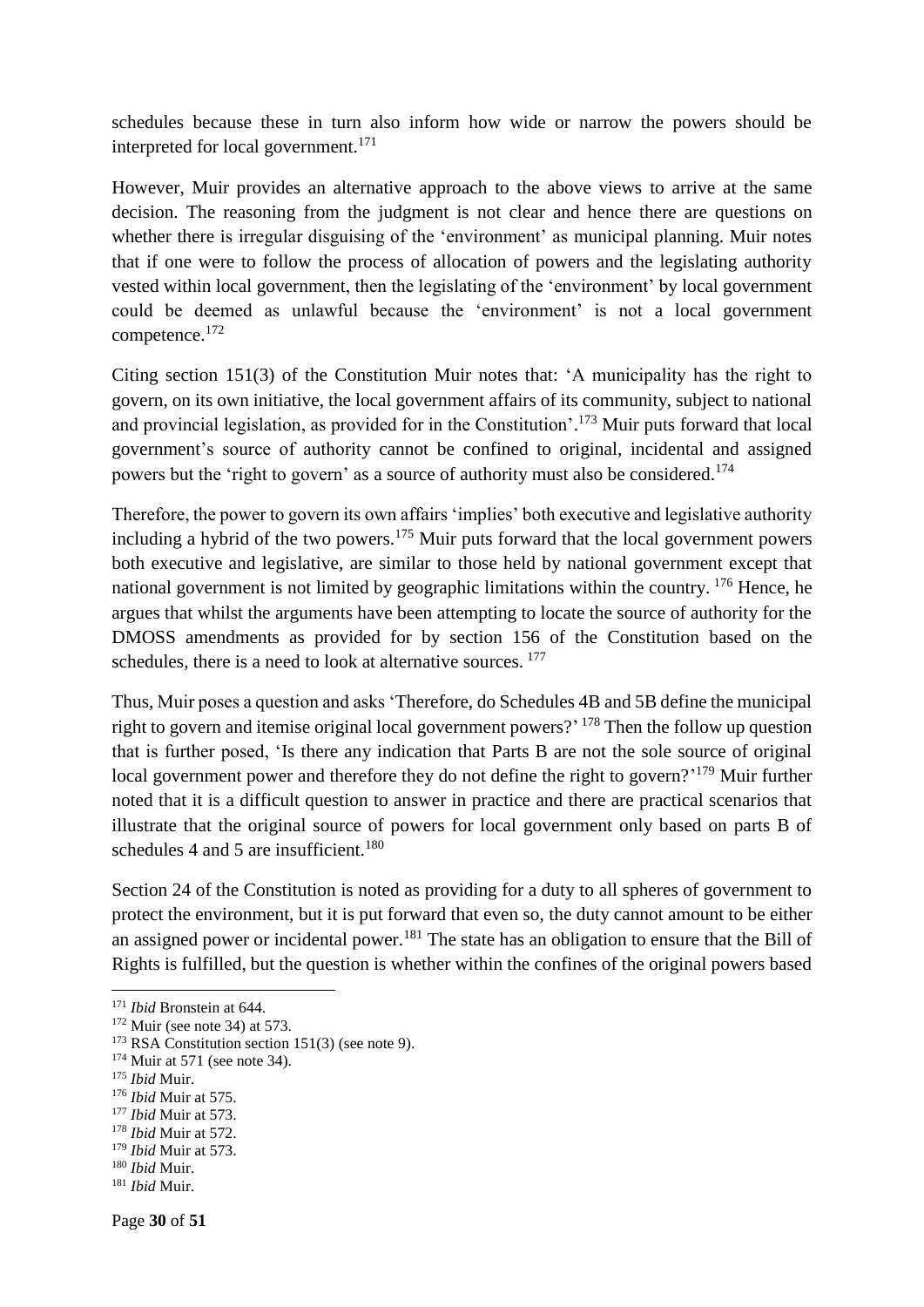schedules because these in turn also inform how wide or narrow the powers should be interpreted for local government.[171]

However, Muir provides an alternative approach to the above views to arrive at the same decision. The reasoning from the judgment is not clear and hence there are questions on whether there is irregular disguising of the 'environment' as municipal planning. Muir notes that if one were to follow the process of allocation of powers and the legislating authority vested within local government, then the legislating of the 'environment' by local government could be deemed as unlawful because the 'environment' is not a local government competence.[172]

Citing section 151(3) of the Constitution Muir notes that: 'A municipality has the right to govern, on its own initiative, the local government affairs of its community, subject to national and provincial legislation, as provided for in the Constitution'.[173] Muir puts forward that local government's source of authority cannot be confined to original, incidental and assigned powers but the 'right to govern' as a source of authority must also be considered.[174]

Therefore, the power to govern its own affairs 'implies' both executive and legislative authority including a hybrid of the two powers.[175] Muir puts forward that the local government powers both executive and legislative, are similar to those held by national government except that national government is not limited by geographic limitations within the country.[176] Hence, he argues that whilst the arguments have been attempting to locate the source of authority for the DMOSS amendments as provided for by section 156 of the Constitution based on the schedules, there is a need to look at alternative sources.[177]

Thus, Muir poses a question and asks 'Therefore, do Schedules 4B and 5B define the municipal right to govern and itemise original local government powers?'[178] Then the follow up question that is further posed, 'Is there any indication that Parts B are not the sole source of original local government power and therefore they do not define the right to govern?'[179] Muir further noted that it is a difficult question to answer in practice and there are practical scenarios that illustrate that the original source of powers for local government only based on parts B of schedules 4 and 5 are insufficient.[180]

Section 24 of the Constitution is noted as providing for a duty to all spheres of government to protect the environment, but it is put forward that even so, the duty cannot amount to be either an assigned power or incidental power.[181] The state has an obligation to ensure that the Bill of Rights is fulfilled, but the question is whether within the confines of the original powers based

---

[171] *Ibid* Bronstein at 644.
[172] Muir (see note 34) at 573.
[173] RSA Constitution section 151(3) (see note 9).
[174] Muir at 571 (see note 34).
[175] *Ibid* Muir.
[176] *Ibid* Muir at 575.
[177] *Ibid* Muir at 573.
[178] *Ibid* Muir at 572.
[179] *Ibid* Muir at 573.
[180] *Ibid* Muir.
[181] *Ibid* Muir.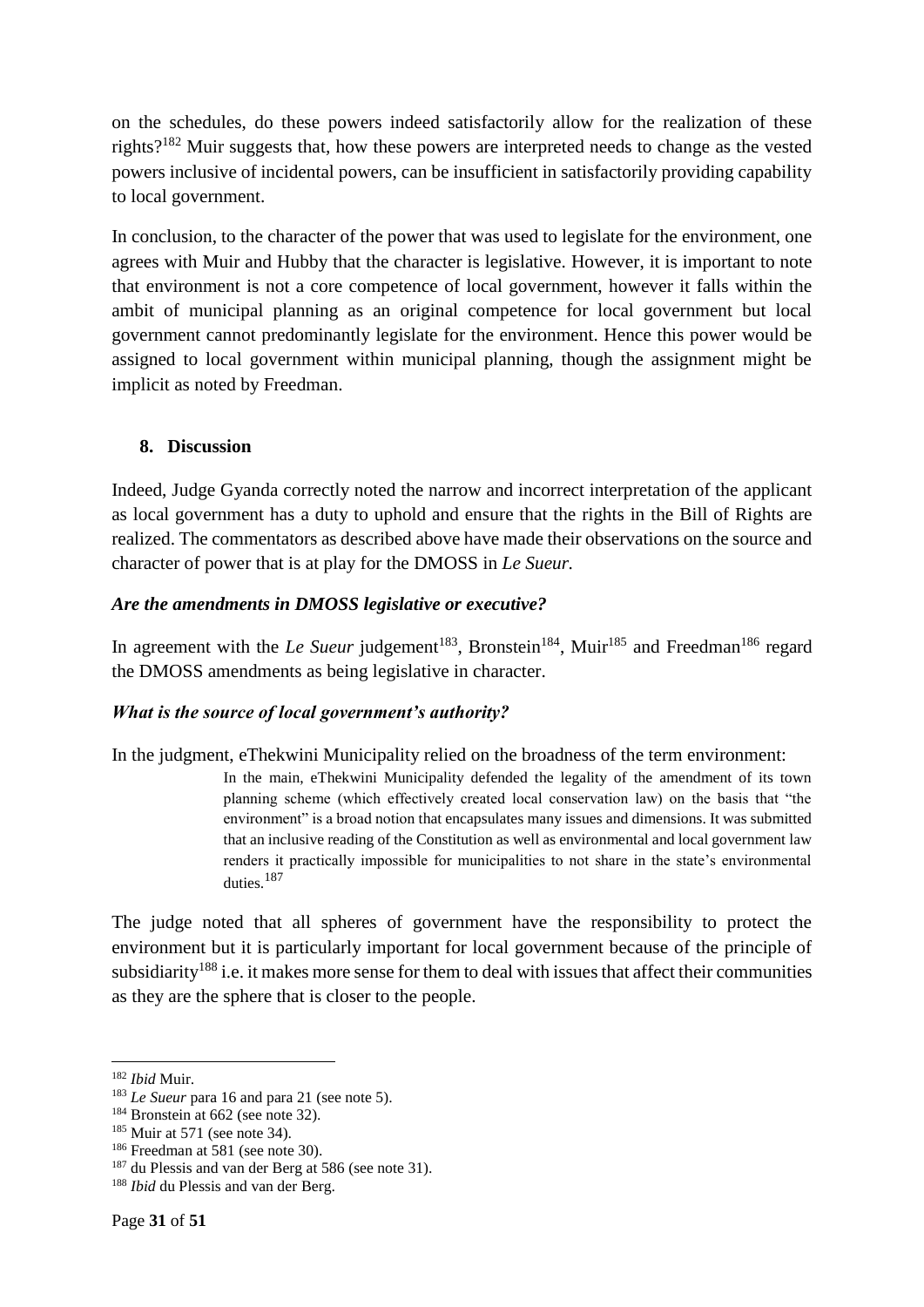on the schedules, do these powers indeed satisfactorily allow for the realization of these rights?[182] Muir suggests that, how these powers are interpreted needs to change as the vested powers inclusive of incidental powers, can be insufficient in satisfactorily providing capability to local government.

In conclusion, to the character of the power that was used to legislate for the environment, one agrees with Muir and Hubby that the character is legislative. However, it is important to note that environment is not a core competence of local government, however it falls within the ambit of municipal planning as an original competence for local government but local government cannot predominantly legislate for the environment. Hence this power would be assigned to local government within municipal planning, though the assignment might be implicit as noted by Freedman.

## 8. Discussion

Indeed, Judge Gyanda correctly noted the narrow and incorrect interpretation of the applicant as local government has a duty to uphold and ensure that the rights in the Bill of Rights are realized. The commentators as described above have made their observations on the source and character of power that is at play for the DMOSS in *Le Sueur.*

### *Are the amendments in DMOSS legislative or executive?*

In agreement with the *Le Sueur* judgement[183], Bronstein[184], Muir[185] and Freedman[186] regard the DMOSS amendments as being legislative in character.

### *What is the source of local government's authority?*

In the judgment, eThekwini Municipality relied on the broadness of the term environment:

> In the main, eThekwini Municipality defended the legality of the amendment of its town planning scheme (which effectively created local conservation law) on the basis that "the environment" is a broad notion that encapsulates many issues and dimensions. It was submitted that an inclusive reading of the Constitution as well as environmental and local government law renders it practically impossible for municipalities to not share in the state's environmental duties.[187]

The judge noted that all spheres of government have the responsibility to protect the environment but it is particularly important for local government because of the principle of subsidiarity[188] i.e. it makes more sense for them to deal with issues that affect their communities as they are the sphere that is closer to the people.

---

[182] *Ibid* Muir.

[183] *Le Sueur* para 16 and para 21 (see note 5).

[184] Bronstein at 662 (see note 32).

[185] Muir at 571 (see note 34).

[186] Freedman at 581 (see note 30).

[187] du Plessis and van der Berg at 586 (see note 31).

[188] *Ibid* du Plessis and van der Berg.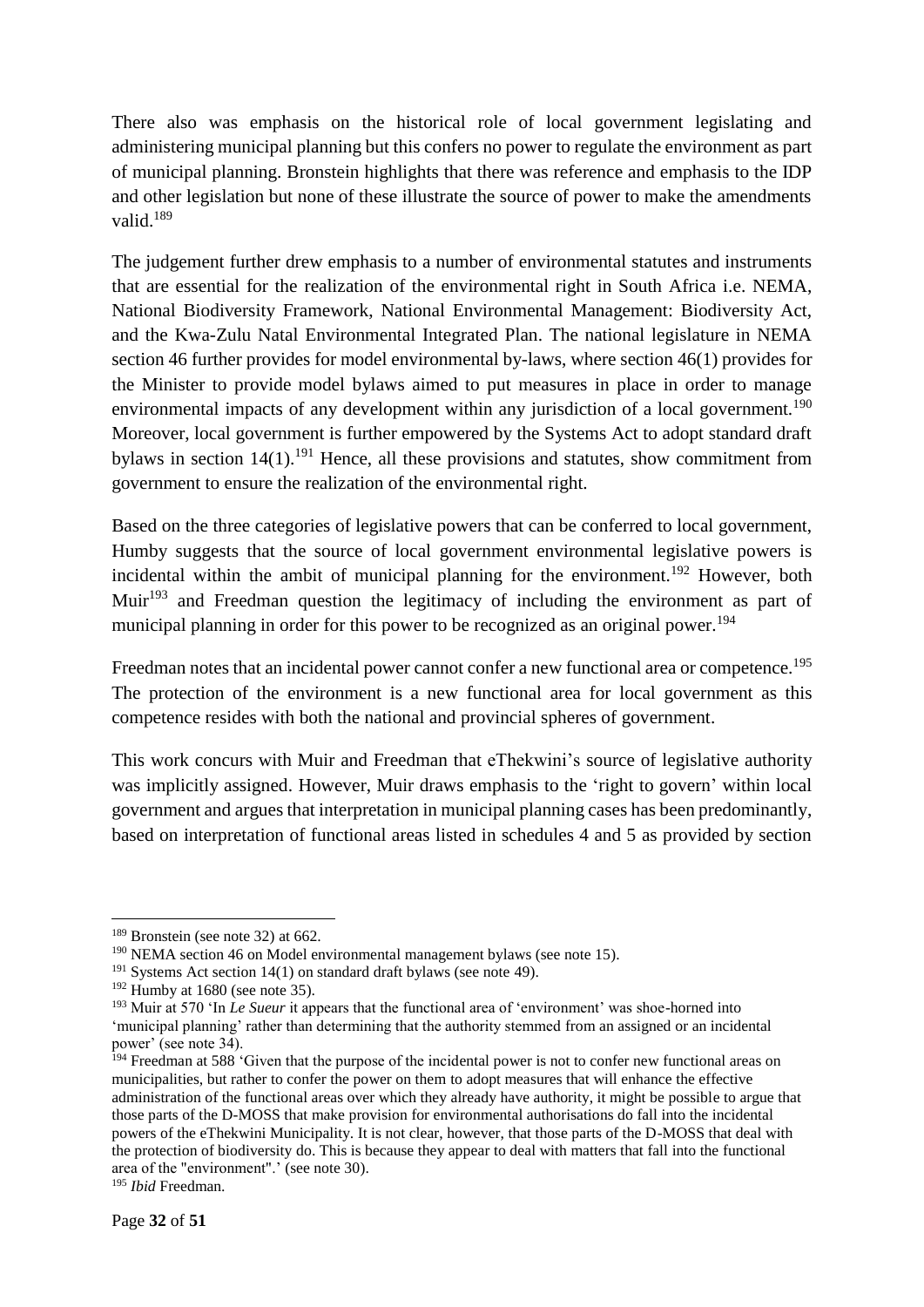There also was emphasis on the historical role of local government legislating and administering municipal planning but this confers no power to regulate the environment as part of municipal planning. Bronstein highlights that there was reference and emphasis to the IDP and other legislation but none of these illustrate the source of power to make the amendments valid.[189]

The judgement further drew emphasis to a number of environmental statutes and instruments that are essential for the realization of the environmental right in South Africa i.e. NEMA, National Biodiversity Framework, National Environmental Management: Biodiversity Act, and the Kwa-Zulu Natal Environmental Integrated Plan. The national legislature in NEMA section 46 further provides for model environmental by-laws, where section 46(1) provides for the Minister to provide model bylaws aimed to put measures in place in order to manage environmental impacts of any development within any jurisdiction of a local government.[190] Moreover, local government is further empowered by the Systems Act to adopt standard draft bylaws in section 14(1).[191] Hence, all these provisions and statutes, show commitment from government to ensure the realization of the environmental right.

Based on the three categories of legislative powers that can be conferred to local government, Humby suggests that the source of local government environmental legislative powers is incidental within the ambit of municipal planning for the environment.[192] However, both Muir[193] and Freedman question the legitimacy of including the environment as part of municipal planning in order for this power to be recognized as an original power.[194]

Freedman notes that an incidental power cannot confer a new functional area or competence.[195] The protection of the environment is a new functional area for local government as this competence resides with both the national and provincial spheres of government.

This work concurs with Muir and Freedman that eThekwini's source of legislative authority was implicitly assigned. However, Muir draws emphasis to the 'right to govern' within local government and argues that interpretation in municipal planning cases has been predominantly, based on interpretation of functional areas listed in schedules 4 and 5 as provided by section

---

[189] Bronstein (see note 32) at 662.

[190] NEMA section 46 on Model environmental management bylaws (see note 15).

[191] Systems Act section 14(1) on standard draft bylaws (see note 49).

[192] Humby at 1680 (see note 35).

[193] Muir at 570 'In *Le Sueur* it appears that the functional area of 'environment' was shoe-horned into 'municipal planning' rather than determining that the authority stemmed from an assigned or an incidental power' (see note 34).

[194] Freedman at 588 'Given that the purpose of the incidental power is not to confer new functional areas on municipalities, but rather to confer the power on them to adopt measures that will enhance the effective administration of the functional areas over which they already have authority, it might be possible to argue that those parts of the D-MOSS that make provision for environmental authorisations do fall into the incidental powers of the eThekwini Municipality. It is not clear, however, that those parts of the D-MOSS that deal with the protection of biodiversity do. This is because they appear to deal with matters that fall into the functional area of the "environment".' (see note 30).

[195] *Ibid* Freedman.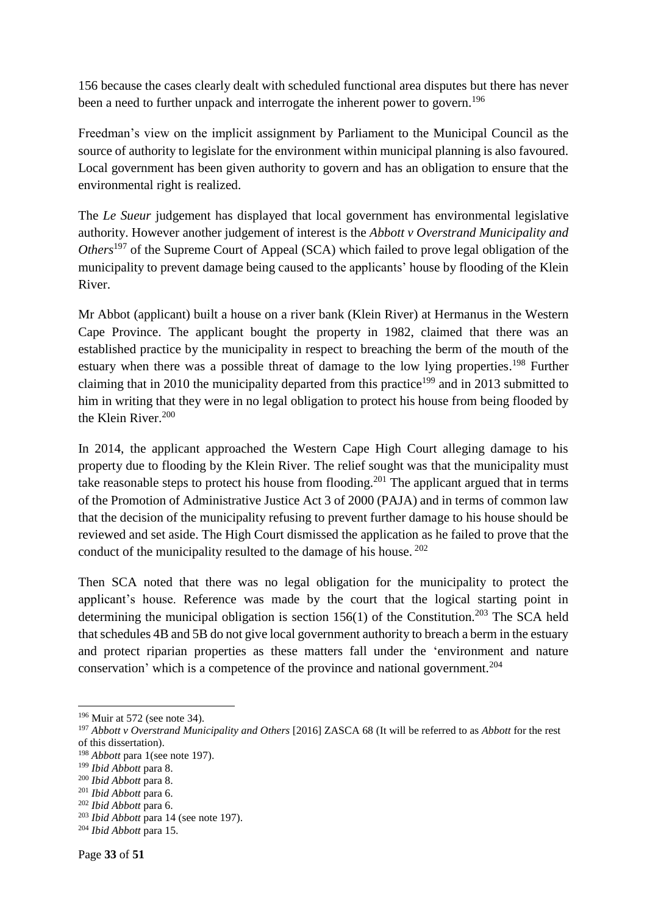156 because the cases clearly dealt with scheduled functional area disputes but there has never been a need to further unpack and interrogate the inherent power to govern.[196]

Freedman's view on the implicit assignment by Parliament to the Municipal Council as the source of authority to legislate for the environment within municipal planning is also favoured. Local government has been given authority to govern and has an obligation to ensure that the environmental right is realized.

The *Le Sueur* judgement has displayed that local government has environmental legislative authority. However another judgement of interest is the *Abbott v Overstrand Municipality and Others*[197] of the Supreme Court of Appeal (SCA) which failed to prove legal obligation of the municipality to prevent damage being caused to the applicants' house by flooding of the Klein River.

Mr Abbot (applicant) built a house on a river bank (Klein River) at Hermanus in the Western Cape Province. The applicant bought the property in 1982, claimed that there was an established practice by the municipality in respect to breaching the berm of the mouth of the estuary when there was a possible threat of damage to the low lying properties.[198] Further claiming that in 2010 the municipality departed from this practice[199] and in 2013 submitted to him in writing that they were in no legal obligation to protect his house from being flooded by the Klein River.[200]

In 2014, the applicant approached the Western Cape High Court alleging damage to his property due to flooding by the Klein River. The relief sought was that the municipality must take reasonable steps to protect his house from flooding.[201] The applicant argued that in terms of the Promotion of Administrative Justice Act 3 of 2000 (PAJA) and in terms of common law that the decision of the municipality refusing to prevent further damage to his house should be reviewed and set aside. The High Court dismissed the application as he failed to prove that the conduct of the municipality resulted to the damage of his house. [202]

Then SCA noted that there was no legal obligation for the municipality to protect the applicant's house. Reference was made by the court that the logical starting point in determining the municipal obligation is section 156(1) of the Constitution.[203] The SCA held that schedules 4B and 5B do not give local government authority to breach a berm in the estuary and protect riparian properties as these matters fall under the 'environment and nature conservation' which is a competence of the province and national government.[204]

---

[196] Muir at 572 (see note 34).

[197] *Abbott v Overstrand Municipality and Others* [2016] ZASCA 68 (It will be referred to as *Abbott* for the rest of this dissertation).

[198] *Abbott* para 1(see note 197).

[199] *Ibid Abbott* para 8.

[200] *Ibid Abbott* para 8.

[201] *Ibid Abbott* para 6.

[202] *Ibid Abbott* para 6.

[203] *Ibid Abbott* para 14 (see note 197).

[204] *Ibid Abbott* para 15.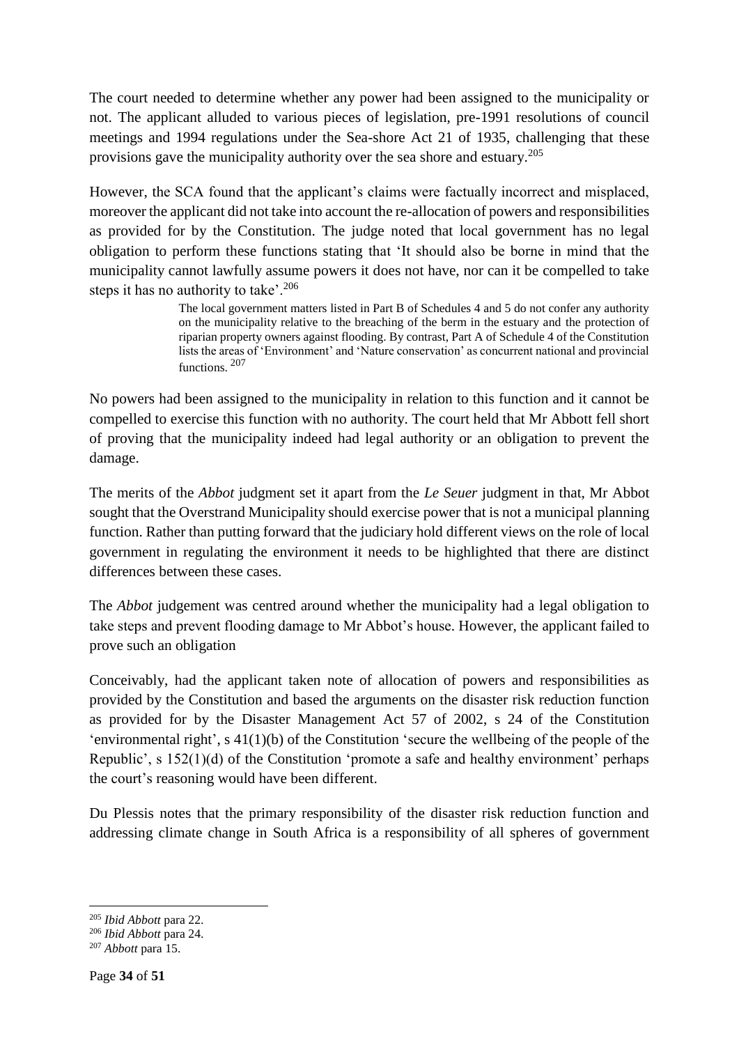The court needed to determine whether any power had been assigned to the municipality or not. The applicant alluded to various pieces of legislation, pre-1991 resolutions of council meetings and 1994 regulations under the Sea-shore Act 21 of 1935, challenging that these provisions gave the municipality authority over the sea shore and estuary.[205]

However, the SCA found that the applicant's claims were factually incorrect and misplaced, moreover the applicant did not take into account the re-allocation of powers and responsibilities as provided for by the Constitution. The judge noted that local government has no legal obligation to perform these functions stating that 'It should also be borne in mind that the municipality cannot lawfully assume powers it does not have, nor can it be compelled to take steps it has no authority to take'.[206]

> The local government matters listed in Part B of Schedules 4 and 5 do not confer any authority on the municipality relative to the breaching of the berm in the estuary and the protection of riparian property owners against flooding. By contrast, Part A of Schedule 4 of the Constitution lists the areas of 'Environment' and 'Nature conservation' as concurrent national and provincial functions. [207]

No powers had been assigned to the municipality in relation to this function and it cannot be compelled to exercise this function with no authority. The court held that Mr Abbott fell short of proving that the municipality indeed had legal authority or an obligation to prevent the damage.

The merits of the *Abbot* judgment set it apart from the *Le Seuer* judgment in that, Mr Abbot sought that the Overstrand Municipality should exercise power that is not a municipal planning function. Rather than putting forward that the judiciary hold different views on the role of local government in regulating the environment it needs to be highlighted that there are distinct differences between these cases.

The *Abbot* judgement was centred around whether the municipality had a legal obligation to take steps and prevent flooding damage to Mr Abbot's house. However, the applicant failed to prove such an obligation

Conceivably, had the applicant taken note of allocation of powers and responsibilities as provided by the Constitution and based the arguments on the disaster risk reduction function as provided for by the Disaster Management Act 57 of 2002, s 24 of the Constitution 'environmental right', s 41(1)(b) of the Constitution 'secure the wellbeing of the people of the Republic', s 152(1)(d) of the Constitution 'promote a safe and healthy environment' perhaps the court's reasoning would have been different.

Du Plessis notes that the primary responsibility of the disaster risk reduction function and addressing climate change in South Africa is a responsibility of all spheres of government

---

[205] *Ibid Abbott* para 22.

[206] *Ibid Abbott* para 24.

[207] *Abbott* para 15.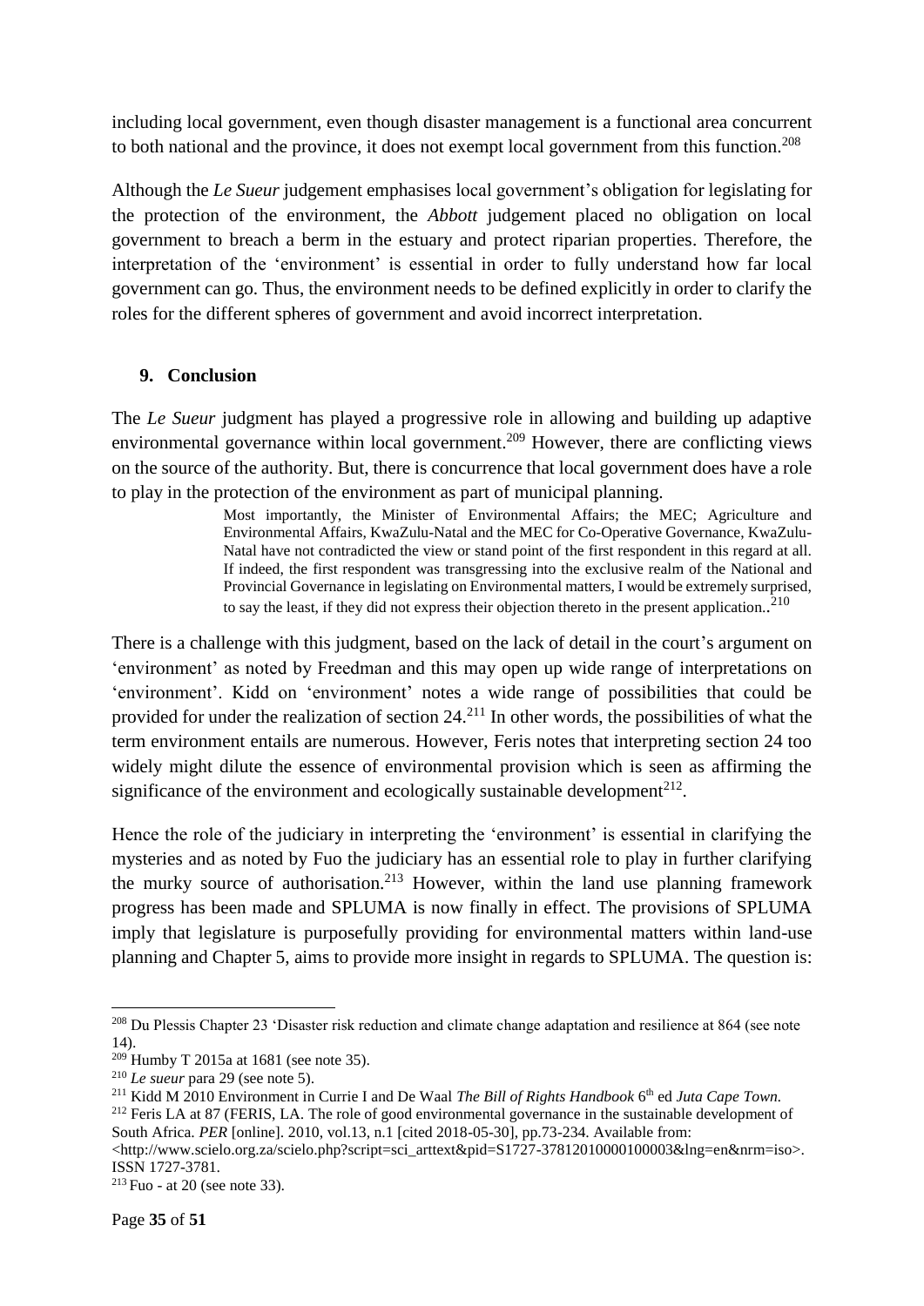including local government, even though disaster management is a functional area concurrent to both national and the province, it does not exempt local government from this function.[208]

Although the *Le Sueur* judgement emphasises local government's obligation for legislating for the protection of the environment, the *Abbott* judgement placed no obligation on local government to breach a berm in the estuary and protect riparian properties. Therefore, the interpretation of the 'environment' is essential in order to fully understand how far local government can go. Thus, the environment needs to be defined explicitly in order to clarify the roles for the different spheres of government and avoid incorrect interpretation.

## 9. Conclusion

The *Le Sueur* judgment has played a progressive role in allowing and building up adaptive environmental governance within local government.[209] However, there are conflicting views on the source of the authority. But, there is concurrence that local government does have a role to play in the protection of the environment as part of municipal planning.

> Most importantly, the Minister of Environmental Affairs; the MEC; Agriculture and Environmental Affairs, KwaZulu-Natal and the MEC for Co-Operative Governance, KwaZulu-Natal have not contradicted the view or stand point of the first respondent in this regard at all. If indeed, the first respondent was transgressing into the exclusive realm of the National and Provincial Governance in legislating on Environmental matters, I would be extremely surprised, to say the least, if they did not express their objection thereto in the present application..[210]

There is a challenge with this judgment, based on the lack of detail in the court's argument on 'environment' as noted by Freedman and this may open up wide range of interpretations on 'environment'. Kidd on 'environment' notes a wide range of possibilities that could be provided for under the realization of section 24.[211] In other words, the possibilities of what the term environment entails are numerous. However, Feris notes that interpreting section 24 too widely might dilute the essence of environmental provision which is seen as affirming the significance of the environment and ecologically sustainable development[212].

Hence the role of the judiciary in interpreting the 'environment' is essential in clarifying the mysteries and as noted by Fuo the judiciary has an essential role to play in further clarifying the murky source of authorisation.[213] However, within the land use planning framework progress has been made and SPLUMA is now finally in effect. The provisions of SPLUMA imply that legislature is purposefully providing for environmental matters within land-use planning and Chapter 5, aims to provide more insight in regards to SPLUMA. The question is:

---

[208] Du Plessis Chapter 23 'Disaster risk reduction and climate change adaptation and resilience at 864 (see note 14).

[209] Humby T 2015a at 1681 (see note 35).

[210] *Le sueur* para 29 (see note 5).

[211] Kidd M 2010 Environment in Currie I and De Waal *The Bill of Rights Handbook* 6th ed *Juta Cape Town.*

[212] Feris LA at 87 (FERIS, LA. The role of good environmental governance in the sustainable development of South Africa. *PER* [online]. 2010, vol.13, n.1 [cited 2018-05-30], pp.73-234. Available from: <http://www.scielo.org.za/scielo.php?script=sci_arttext&pid=S1727-37812010000100003&lng=en&nrm=iso>. ISSN 1727-3781.

[213] Fuo - at 20 (see note 33).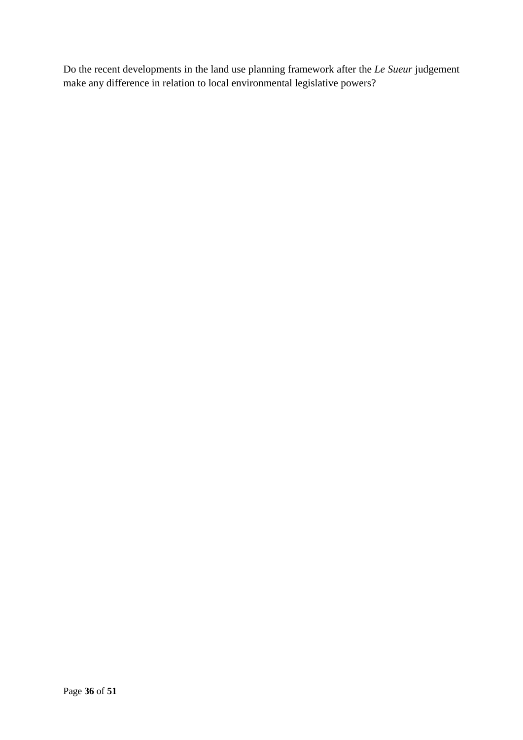Do the recent developments in the land use planning framework after the *Le Sueur* judgement make any difference in relation to local environmental legislative powers?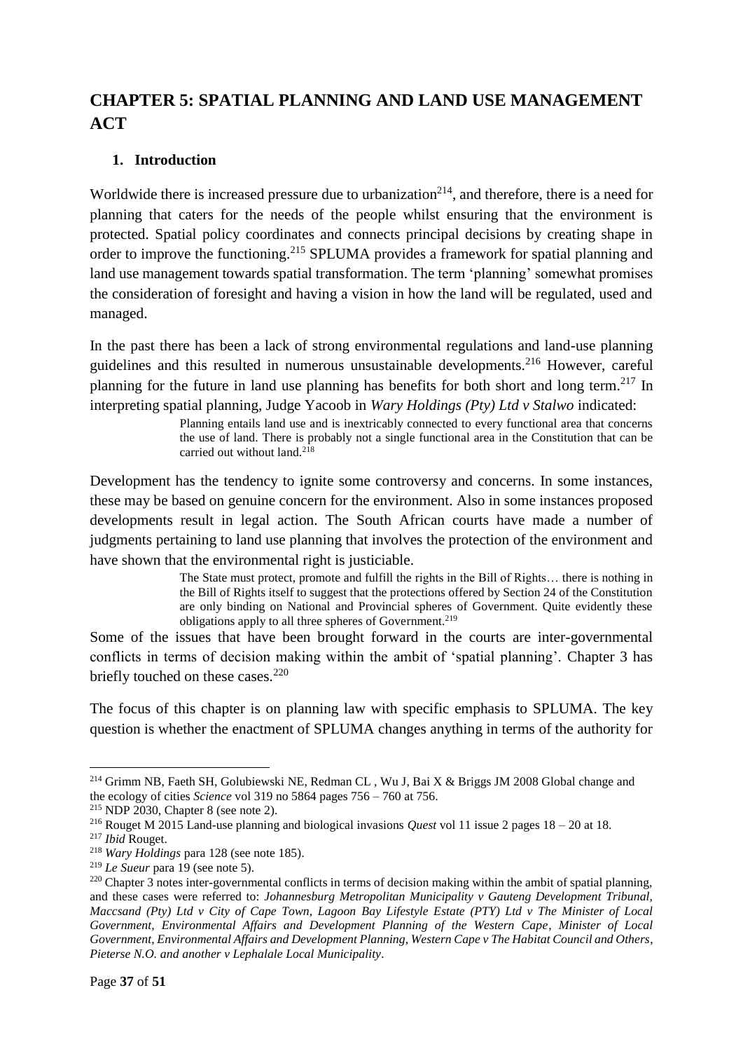# CHAPTER 5: SPATIAL PLANNING AND LAND USE MANAGEMENT ACT

## 1. Introduction

Worldwide there is increased pressure due to urbanization[214], and therefore, there is a need for planning that caters for the needs of the people whilst ensuring that the environment is protected. Spatial policy coordinates and connects principal decisions by creating shape in order to improve the functioning.[215] SPLUMA provides a framework for spatial planning and land use management towards spatial transformation. The term 'planning' somewhat promises the consideration of foresight and having a vision in how the land will be regulated, used and managed.

In the past there has been a lack of strong environmental regulations and land-use planning guidelines and this resulted in numerous unsustainable developments.[216] However, careful planning for the future in land use planning has benefits for both short and long term.[217] In interpreting spatial planning, Judge Yacoob in *Wary Holdings (Pty) Ltd v Stalwo* indicated:

> Planning entails land use and is inextricably connected to every functional area that concerns the use of land. There is probably not a single functional area in the Constitution that can be carried out without land.[218]

Development has the tendency to ignite some controversy and concerns. In some instances, these may be based on genuine concern for the environment. Also in some instances proposed developments result in legal action. The South African courts have made a number of judgments pertaining to land use planning that involves the protection of the environment and have shown that the environmental right is justiciable.

> The State must protect, promote and fulfill the rights in the Bill of Rights… there is nothing in the Bill of Rights itself to suggest that the protections offered by Section 24 of the Constitution are only binding on National and Provincial spheres of Government. Quite evidently these obligations apply to all three spheres of Government.[219]

Some of the issues that have been brought forward in the courts are inter-governmental conflicts in terms of decision making within the ambit of 'spatial planning'. Chapter 3 has briefly touched on these cases.[220]

The focus of this chapter is on planning law with specific emphasis to SPLUMA. The key question is whether the enactment of SPLUMA changes anything in terms of the authority for

---

[214] Grimm NB, Faeth SH, Golubiewski NE, Redman CL , Wu J, Bai X & Briggs JM 2008 Global change and the ecology of cities *Science* vol 319 no 5864 pages 756 – 760 at 756.

[215] NDP 2030, Chapter 8 (see note 2).

[216] Rouget M 2015 Land-use planning and biological invasions *Quest* vol 11 issue 2 pages 18 – 20 at 18.

[217] *Ibid* Rouget.

[218] *Wary Holdings* para 128 (see note 185).

[219] *Le Sueur* para 19 (see note 5).

[220] Chapter 3 notes inter-governmental conflicts in terms of decision making within the ambit of spatial planning, and these cases were referred to: *Johannesburg Metropolitan Municipality v Gauteng Development Tribunal, Maccsand (Pty) Ltd v City of Cape Town, Lagoon Bay Lifestyle Estate (PTY) Ltd v The Minister of Local Government, Environmental Affairs and Development Planning of the Western Cape*, *Minister of Local Government, Environmental Affairs and Development Planning, Western Cape v The Habitat Council and Others*, *Pieterse N.O. and another v Lephalale Local Municipality*.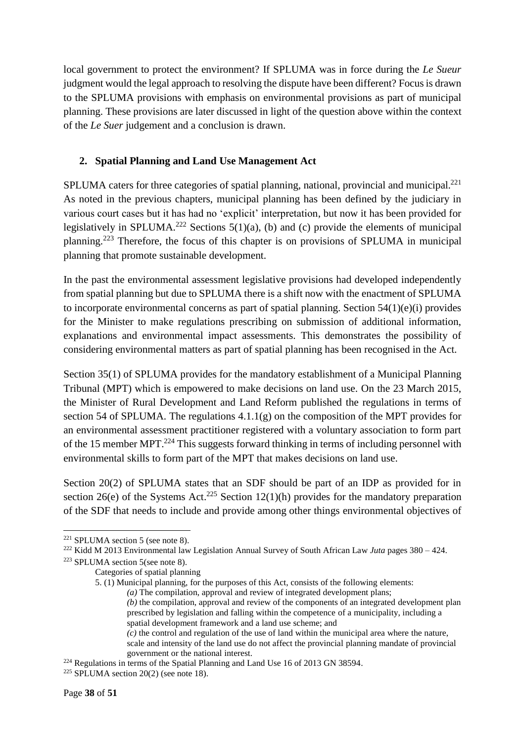local government to protect the environment? If SPLUMA was in force during the *Le Sueur* judgment would the legal approach to resolving the dispute have been different? Focus is drawn to the SPLUMA provisions with emphasis on environmental provisions as part of municipal planning. These provisions are later discussed in light of the question above within the context of the *Le Suer* judgement and a conclusion is drawn.

## 2. Spatial Planning and Land Use Management Act

SPLUMA caters for three categories of spatial planning, national, provincial and municipal.[221] As noted in the previous chapters, municipal planning has been defined by the judiciary in various court cases but it has had no 'explicit' interpretation, but now it has been provided for legislatively in SPLUMA.[222] Sections 5(1)(a), (b) and (c) provide the elements of municipal planning.[223] Therefore, the focus of this chapter is on provisions of SPLUMA in municipal planning that promote sustainable development.

In the past the environmental assessment legislative provisions had developed independently from spatial planning but due to SPLUMA there is a shift now with the enactment of SPLUMA to incorporate environmental concerns as part of spatial planning. Section 54(1)(e)(i) provides for the Minister to make regulations prescribing on submission of additional information, explanations and environmental impact assessments. This demonstrates the possibility of considering environmental matters as part of spatial planning has been recognised in the Act.

Section 35(1) of SPLUMA provides for the mandatory establishment of a Municipal Planning Tribunal (MPT) which is empowered to make decisions on land use. On the 23 March 2015, the Minister of Rural Development and Land Reform published the regulations in terms of section 54 of SPLUMA. The regulations 4.1.1(g) on the composition of the MPT provides for an environmental assessment practitioner registered with a voluntary association to form part of the 15 member MPT.[224] This suggests forward thinking in terms of including personnel with environmental skills to form part of the MPT that makes decisions on land use.

Section 20(2) of SPLUMA states that an SDF should be part of an IDP as provided for in section 26(e) of the Systems Act.[225] Section 12(1)(h) provides for the mandatory preparation of the SDF that needs to include and provide among other things environmental objectives of

---

[221] SPLUMA section 5 (see note 8).

[222] Kidd M 2013 Environmental law Legislation Annual Survey of South African Law *Juta* pages 380 – 424.

[223] SPLUMA section 5(see note 8).

Categories of spatial planning

5. (1) Municipal planning, for the purposes of this Act, consists of the following elements:

*(a)* The compilation, approval and review of integrated development plans;

*(b)* the compilation, approval and review of the components of an integrated development plan prescribed by legislation and falling within the competence of a municipality, including a spatial development framework and a land use scheme; and

*(c)* the control and regulation of the use of land within the municipal area where the nature, scale and intensity of the land use do not affect the provincial planning mandate of provincial government or the national interest.

[224] Regulations in terms of the Spatial Planning and Land Use 16 of 2013 GN 38594.

[225] SPLUMA section 20(2) (see note 18).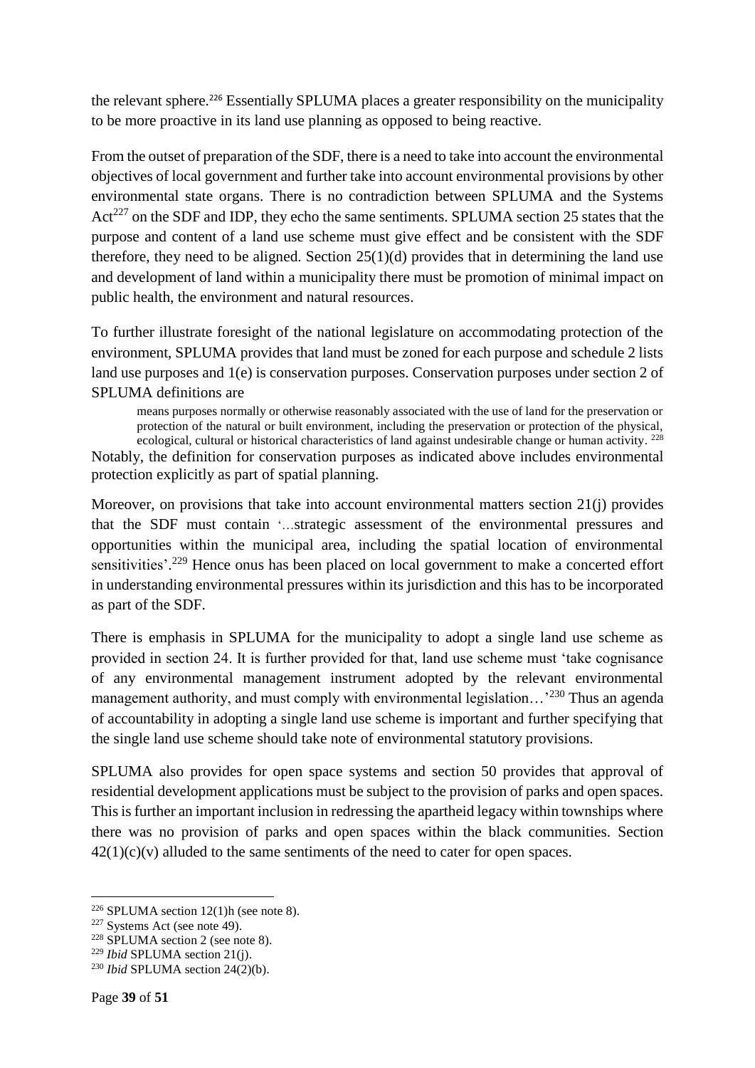the relevant sphere.[226] Essentially SPLUMA places a greater responsibility on the municipality to be more proactive in its land use planning as opposed to being reactive.

From the outset of preparation of the SDF, there is a need to take into account the environmental objectives of local government and further take into account environmental provisions by other environmental state organs. There is no contradiction between SPLUMA and the Systems Act[227] on the SDF and IDP, they echo the same sentiments. SPLUMA section 25 states that the purpose and content of a land use scheme must give effect and be consistent with the SDF therefore, they need to be aligned. Section 25(1)(d) provides that in determining the land use and development of land within a municipality there must be promotion of minimal impact on public health, the environment and natural resources.

To further illustrate foresight of the national legislature on accommodating protection of the environment, SPLUMA provides that land must be zoned for each purpose and schedule 2 lists land use purposes and 1(e) is conservation purposes. Conservation purposes under section 2 of SPLUMA definitions are

> means purposes normally or otherwise reasonably associated with the use of land for the preservation or protection of the natural or built environment, including the preservation or protection of the physical, ecological, cultural or historical characteristics of land against undesirable change or human activity. [228]

Notably, the definition for conservation purposes as indicated above includes environmental protection explicitly as part of spatial planning.

Moreover, on provisions that take into account environmental matters section 21(j) provides that the SDF must contain '…strategic assessment of the environmental pressures and opportunities within the municipal area, including the spatial location of environmental sensitivities'.[229] Hence onus has been placed on local government to make a concerted effort in understanding environmental pressures within its jurisdiction and this has to be incorporated as part of the SDF.

There is emphasis in SPLUMA for the municipality to adopt a single land use scheme as provided in section 24. It is further provided for that, land use scheme must 'take cognisance of any environmental management instrument adopted by the relevant environmental management authority, and must comply with environmental legislation…'[230] Thus an agenda of accountability in adopting a single land use scheme is important and further specifying that the single land use scheme should take note of environmental statutory provisions.

SPLUMA also provides for open space systems and section 50 provides that approval of residential development applications must be subject to the provision of parks and open spaces. This is further an important inclusion in redressing the apartheid legacy within townships where there was no provision of parks and open spaces within the black communities. Section 42(1)(c)(v) alluded to the same sentiments of the need to cater for open spaces.

---

[226] SPLUMA section 12(1)h (see note 8).

[227] Systems Act (see note 49).

[228] SPLUMA section 2 (see note 8).

[229] *Ibid* SPLUMA section 21(j).

[230] *Ibid* SPLUMA section 24(2)(b).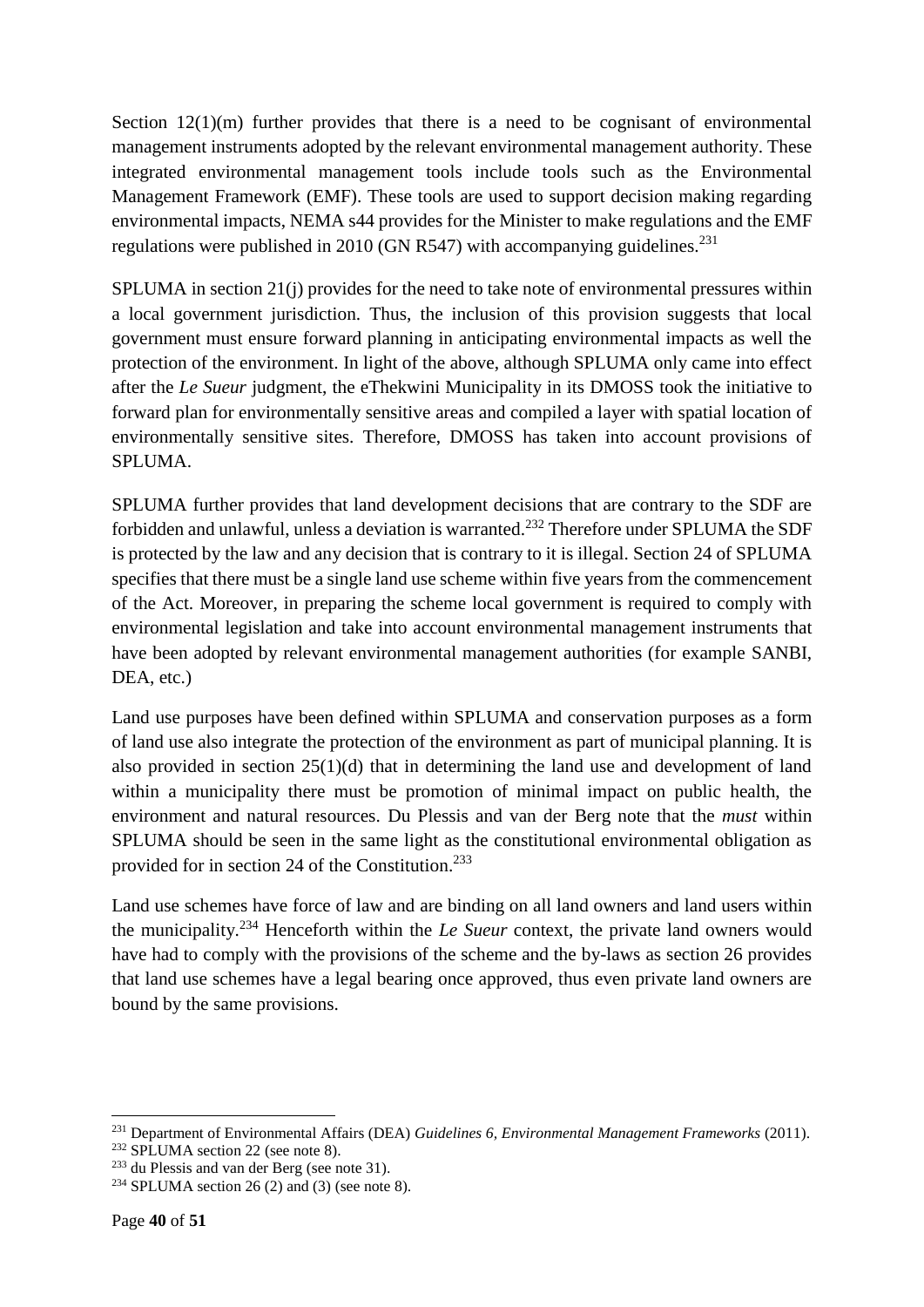Section 12(1)(m) further provides that there is a need to be cognisant of environmental management instruments adopted by the relevant environmental management authority. These integrated environmental management tools include tools such as the Environmental Management Framework (EMF). These tools are used to support decision making regarding environmental impacts, NEMA s44 provides for the Minister to make regulations and the EMF regulations were published in 2010 (GN R547) with accompanying guidelines.[231]

SPLUMA in section 21(j) provides for the need to take note of environmental pressures within a local government jurisdiction. Thus, the inclusion of this provision suggests that local government must ensure forward planning in anticipating environmental impacts as well the protection of the environment. In light of the above, although SPLUMA only came into effect after the *Le Sueur* judgment, the eThekwini Municipality in its DMOSS took the initiative to forward plan for environmentally sensitive areas and compiled a layer with spatial location of environmentally sensitive sites. Therefore, DMOSS has taken into account provisions of SPLUMA.

SPLUMA further provides that land development decisions that are contrary to the SDF are forbidden and unlawful, unless a deviation is warranted.[232] Therefore under SPLUMA the SDF is protected by the law and any decision that is contrary to it is illegal. Section 24 of SPLUMA specifies that there must be a single land use scheme within five years from the commencement of the Act. Moreover, in preparing the scheme local government is required to comply with environmental legislation and take into account environmental management instruments that have been adopted by relevant environmental management authorities (for example SANBI, DEA, etc.)

Land use purposes have been defined within SPLUMA and conservation purposes as a form of land use also integrate the protection of the environment as part of municipal planning. It is also provided in section 25(1)(d) that in determining the land use and development of land within a municipality there must be promotion of minimal impact on public health, the environment and natural resources. Du Plessis and van der Berg note that the *must* within SPLUMA should be seen in the same light as the constitutional environmental obligation as provided for in section 24 of the Constitution.[233]

Land use schemes have force of law and are binding on all land owners and land users within the municipality.[234] Henceforth within the *Le Sueur* context, the private land owners would have had to comply with the provisions of the scheme and the by-laws as section 26 provides that land use schemes have a legal bearing once approved, thus even private land owners are bound by the same provisions.

---

[231] Department of Environmental Affairs (DEA) *Guidelines 6, Environmental Management Frameworks* (2011).

[232] SPLUMA section 22 (see note 8).

[233] du Plessis and van der Berg (see note 31).

[234] SPLUMA section 26 (2) and (3) (see note 8).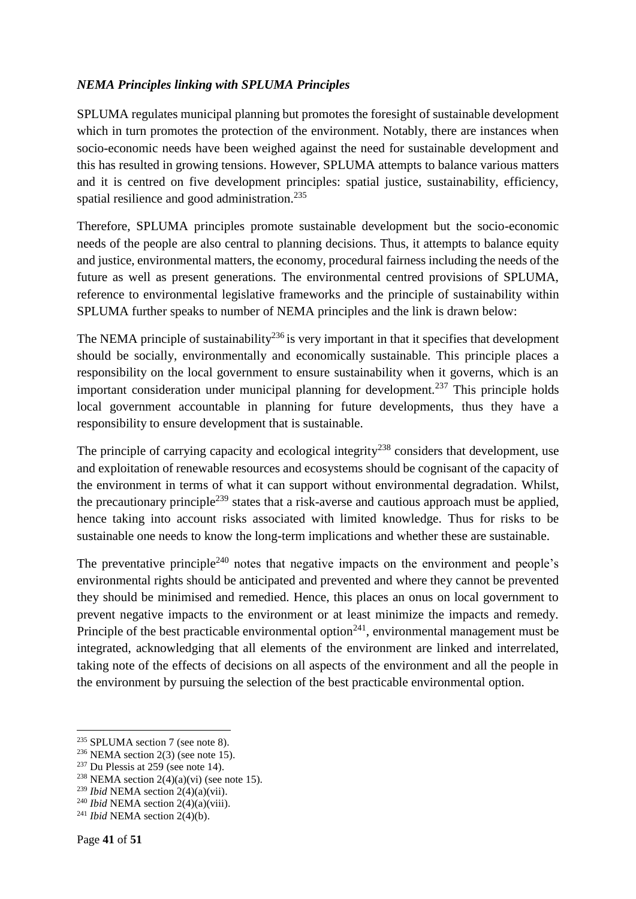*NEMA Principles linking with SPLUMA Principles*

SPLUMA regulates municipal planning but promotes the foresight of sustainable development which in turn promotes the protection of the environment. Notably, there are instances when socio-economic needs have been weighed against the need for sustainable development and this has resulted in growing tensions. However, SPLUMA attempts to balance various matters and it is centred on five development principles: spatial justice, sustainability, efficiency, spatial resilience and good administration.[235]

Therefore, SPLUMA principles promote sustainable development but the socio-economic needs of the people are also central to planning decisions. Thus, it attempts to balance equity and justice, environmental matters, the economy, procedural fairness including the needs of the future as well as present generations. The environmental centred provisions of SPLUMA, reference to environmental legislative frameworks and the principle of sustainability within SPLUMA further speaks to number of NEMA principles and the link is drawn below:

The NEMA principle of sustainability[236] is very important in that it specifies that development should be socially, environmentally and economically sustainable. This principle places a responsibility on the local government to ensure sustainability when it governs, which is an important consideration under municipal planning for development.[237] This principle holds local government accountable in planning for future developments, thus they have a responsibility to ensure development that is sustainable.

The principle of carrying capacity and ecological integrity[238] considers that development, use and exploitation of renewable resources and ecosystems should be cognisant of the capacity of the environment in terms of what it can support without environmental degradation. Whilst, the precautionary principle[239] states that a risk-averse and cautious approach must be applied, hence taking into account risks associated with limited knowledge. Thus for risks to be sustainable one needs to know the long-term implications and whether these are sustainable.

The preventative principle[240] notes that negative impacts on the environment and people's environmental rights should be anticipated and prevented and where they cannot be prevented they should be minimised and remedied. Hence, this places an onus on local government to prevent negative impacts to the environment or at least minimize the impacts and remedy. Principle of the best practicable environmental option[241], environmental management must be integrated, acknowledging that all elements of the environment are linked and interrelated, taking note of the effects of decisions on all aspects of the environment and all the people in the environment by pursuing the selection of the best practicable environmental option.

---

[235] SPLUMA section 7 (see note 8).

[236] NEMA section 2(3) (see note 15).

[237] Du Plessis at 259 (see note 14).

[238] NEMA section 2(4)(a)(vi) (see note 15).

[239] *Ibid* NEMA section 2(4)(a)(vii).

[240] *Ibid* NEMA section 2(4)(a)(viii).

[241] *Ibid* NEMA section 2(4)(b).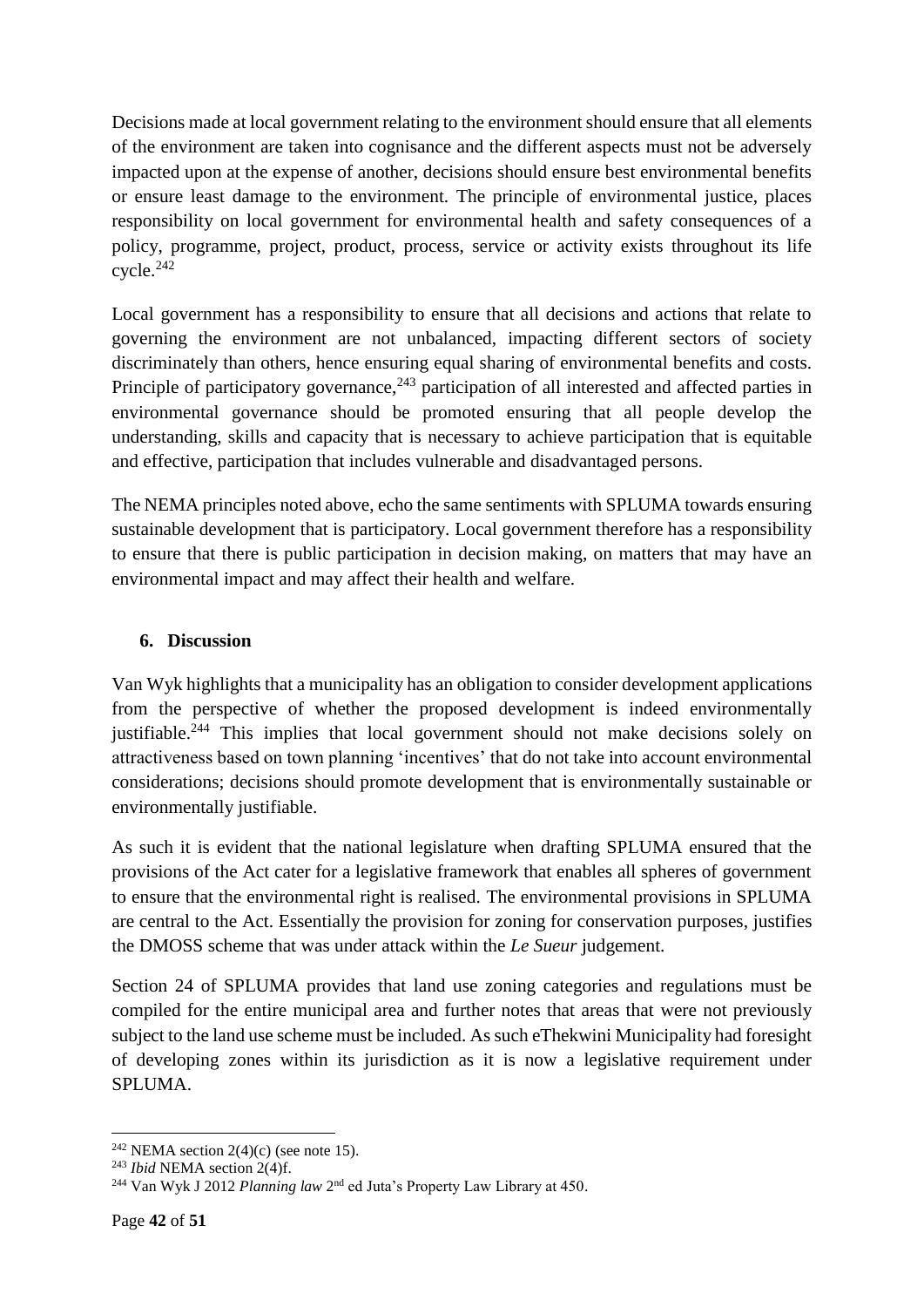Decisions made at local government relating to the environment should ensure that all elements of the environment are taken into cognisance and the different aspects must not be adversely impacted upon at the expense of another, decisions should ensure best environmental benefits or ensure least damage to the environment. The principle of environmental justice, places responsibility on local government for environmental health and safety consequences of a policy, programme, project, product, process, service or activity exists throughout its life cycle.[242]

Local government has a responsibility to ensure that all decisions and actions that relate to governing the environment are not unbalanced, impacting different sectors of society discriminately than others, hence ensuring equal sharing of environmental benefits and costs. Principle of participatory governance,[243] participation of all interested and affected parties in environmental governance should be promoted ensuring that all people develop the understanding, skills and capacity that is necessary to achieve participation that is equitable and effective, participation that includes vulnerable and disadvantaged persons.

The NEMA principles noted above, echo the same sentiments with SPLUMA towards ensuring sustainable development that is participatory. Local government therefore has a responsibility to ensure that there is public participation in decision making, on matters that may have an environmental impact and may affect their health and welfare.

## 6. Discussion

Van Wyk highlights that a municipality has an obligation to consider development applications from the perspective of whether the proposed development is indeed environmentally justifiable.[244] This implies that local government should not make decisions solely on attractiveness based on town planning 'incentives' that do not take into account environmental considerations; decisions should promote development that is environmentally sustainable or environmentally justifiable.

As such it is evident that the national legislature when drafting SPLUMA ensured that the provisions of the Act cater for a legislative framework that enables all spheres of government to ensure that the environmental right is realised. The environmental provisions in SPLUMA are central to the Act. Essentially the provision for zoning for conservation purposes, justifies the DMOSS scheme that was under attack within the *Le Sueur* judgement.

Section 24 of SPLUMA provides that land use zoning categories and regulations must be compiled for the entire municipal area and further notes that areas that were not previously subject to the land use scheme must be included. As such eThekwini Municipality had foresight of developing zones within its jurisdiction as it is now a legislative requirement under SPLUMA.

---

[242] NEMA section 2(4)(c) (see note 15).

[243] *Ibid* NEMA section 2(4)f.

[244] Van Wyk J 2012 *Planning law* 2nd ed Juta's Property Law Library at 450.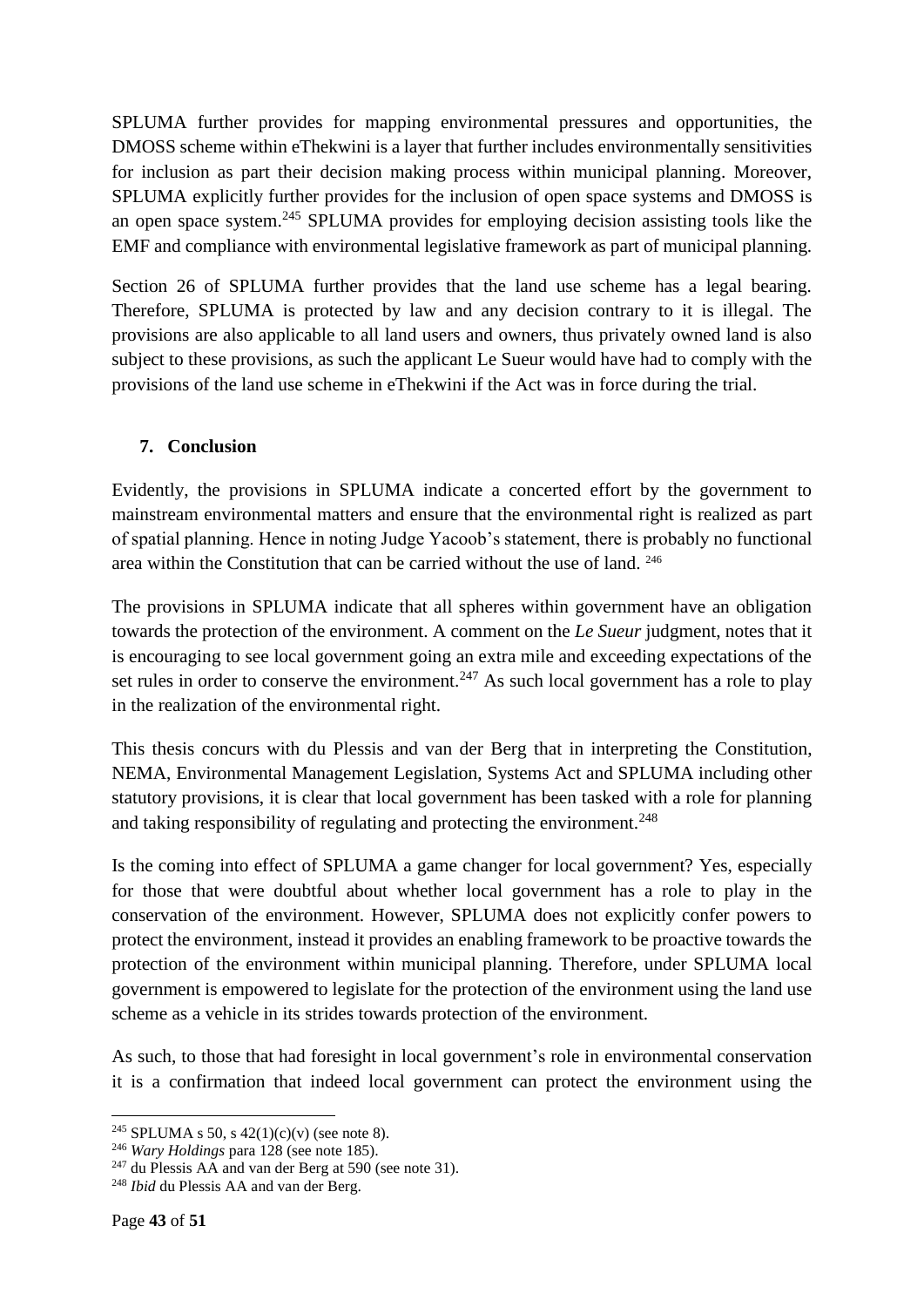SPLUMA further provides for mapping environmental pressures and opportunities, the DMOSS scheme within eThekwini is a layer that further includes environmentally sensitivities for inclusion as part their decision making process within municipal planning. Moreover, SPLUMA explicitly further provides for the inclusion of open space systems and DMOSS is an open space system.[245] SPLUMA provides for employing decision assisting tools like the EMF and compliance with environmental legislative framework as part of municipal planning.

Section 26 of SPLUMA further provides that the land use scheme has a legal bearing. Therefore, SPLUMA is protected by law and any decision contrary to it is illegal. The provisions are also applicable to all land users and owners, thus privately owned land is also subject to these provisions, as such the applicant Le Sueur would have had to comply with the provisions of the land use scheme in eThekwini if the Act was in force during the trial.

## 7. Conclusion

Evidently, the provisions in SPLUMA indicate a concerted effort by the government to mainstream environmental matters and ensure that the environmental right is realized as part of spatial planning. Hence in noting Judge Yacoob's statement, there is probably no functional area within the Constitution that can be carried without the use of land. [246]

The provisions in SPLUMA indicate that all spheres within government have an obligation towards the protection of the environment. A comment on the *Le Sueur* judgment, notes that it is encouraging to see local government going an extra mile and exceeding expectations of the set rules in order to conserve the environment.[247] As such local government has a role to play in the realization of the environmental right.

This thesis concurs with du Plessis and van der Berg that in interpreting the Constitution, NEMA, Environmental Management Legislation, Systems Act and SPLUMA including other statutory provisions, it is clear that local government has been tasked with a role for planning and taking responsibility of regulating and protecting the environment.[248]

Is the coming into effect of SPLUMA a game changer for local government? Yes, especially for those that were doubtful about whether local government has a role to play in the conservation of the environment. However, SPLUMA does not explicitly confer powers to protect the environment, instead it provides an enabling framework to be proactive towards the protection of the environment within municipal planning. Therefore, under SPLUMA local government is empowered to legislate for the protection of the environment using the land use scheme as a vehicle in its strides towards protection of the environment.

As such, to those that had foresight in local government's role in environmental conservation it is a confirmation that indeed local government can protect the environment using the

---

[245] SPLUMA s 50, s 42(1)(c)(v) (see note 8).

[246] *Wary Holdings* para 128 (see note 185).

[247] du Plessis AA and van der Berg at 590 (see note 31).

[248] *Ibid* du Plessis AA and van der Berg.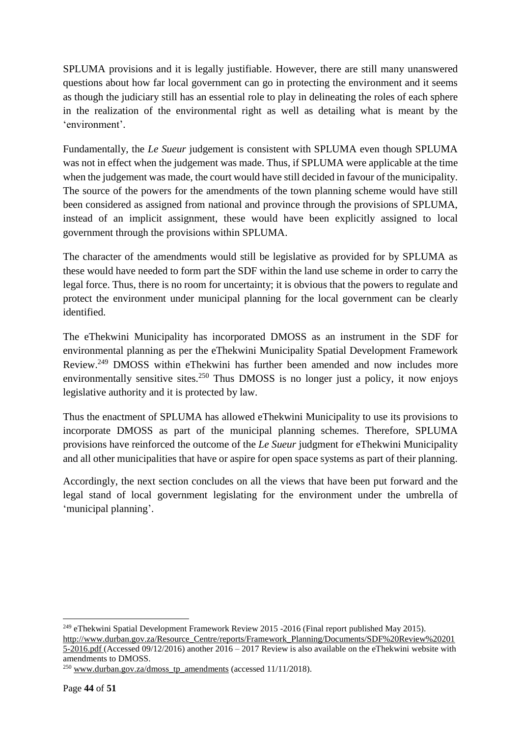SPLUMA provisions and it is legally justifiable. However, there are still many unanswered questions about how far local government can go in protecting the environment and it seems as though the judiciary still has an essential role to play in delineating the roles of each sphere in the realization of the environmental right as well as detailing what is meant by the 'environment'.

Fundamentally, the *Le Sueur* judgement is consistent with SPLUMA even though SPLUMA was not in effect when the judgement was made. Thus, if SPLUMA were applicable at the time when the judgement was made, the court would have still decided in favour of the municipality. The source of the powers for the amendments of the town planning scheme would have still been considered as assigned from national and province through the provisions of SPLUMA, instead of an implicit assignment, these would have been explicitly assigned to local government through the provisions within SPLUMA.

The character of the amendments would still be legislative as provided for by SPLUMA as these would have needed to form part the SDF within the land use scheme in order to carry the legal force. Thus, there is no room for uncertainty; it is obvious that the powers to regulate and protect the environment under municipal planning for the local government can be clearly identified.

The eThekwini Municipality has incorporated DMOSS as an instrument in the SDF for environmental planning as per the eThekwini Municipality Spatial Development Framework Review.[249] DMOSS within eThekwini has further been amended and now includes more environmentally sensitive sites.[250] Thus DMOSS is no longer just a policy, it now enjoys legislative authority and it is protected by law.

Thus the enactment of SPLUMA has allowed eThekwini Municipality to use its provisions to incorporate DMOSS as part of the municipal planning schemes. Therefore, SPLUMA provisions have reinforced the outcome of the *Le Sueur* judgment for eThekwini Municipality and all other municipalities that have or aspire for open space systems as part of their planning.

Accordingly, the next section concludes on all the views that have been put forward and the legal stand of local government legislating for the environment under the umbrella of 'municipal planning'.

---

[249] eThekwini Spatial Development Framework Review 2015 -2016 (Final report published May 2015). http://www.durban.gov.za/Resource_Centre/reports/Framework_Planning/Documents/SDF%20Review%202015-2016.pdf (Accessed 09/12/2016) another 2016 – 2017 Review is also available on the eThekwini website with amendments to DMOSS.

[250] www.durban.gov.za/dmoss_tp_amendments (accessed 11/11/2018).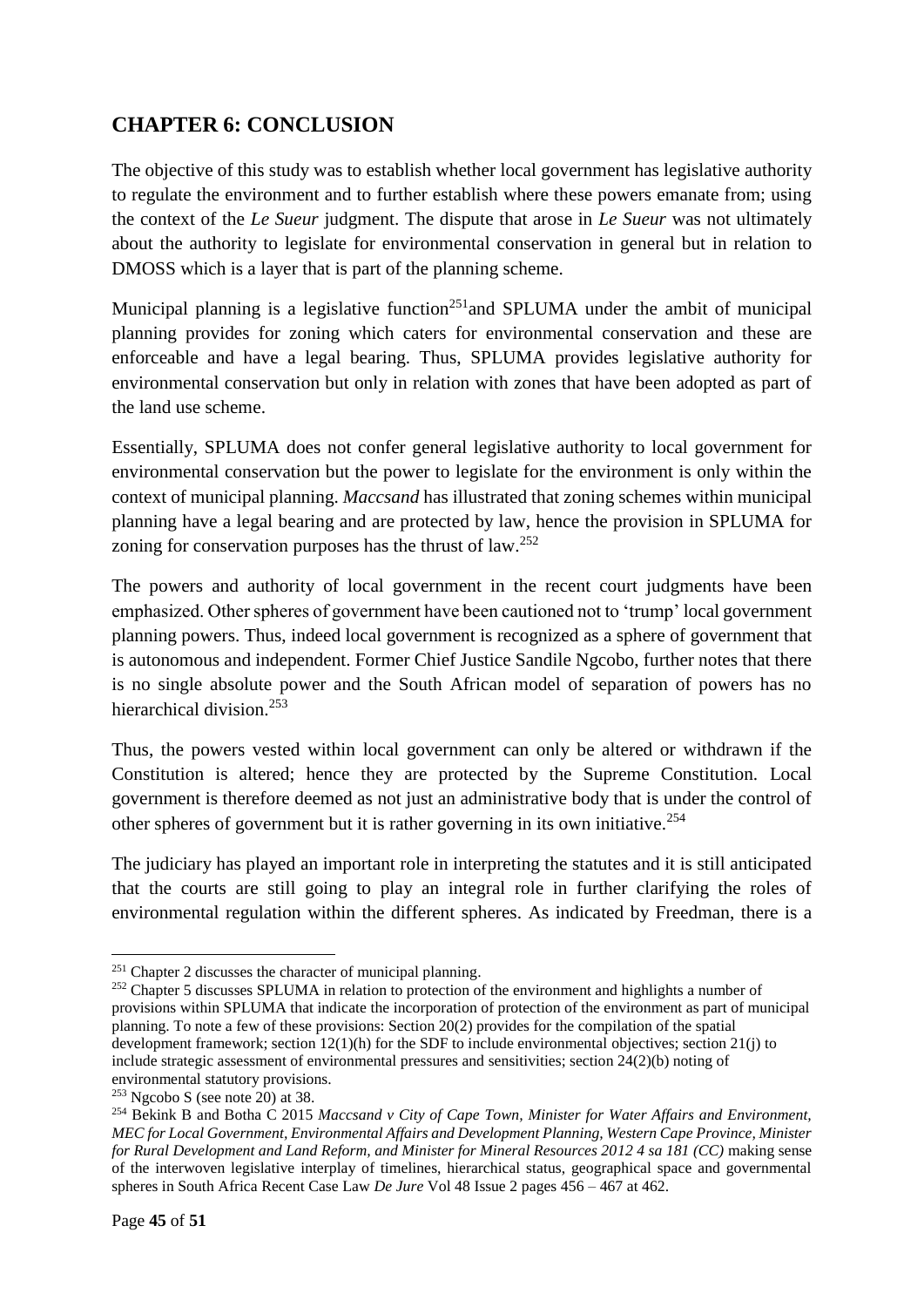## CHAPTER 6: CONCLUSION

The objective of this study was to establish whether local government has legislative authority to regulate the environment and to further establish where these powers emanate from; using the context of the *Le Sueur* judgment. The dispute that arose in *Le Sueur* was not ultimately about the authority to legislate for environmental conservation in general but in relation to DMOSS which is a layer that is part of the planning scheme.

Municipal planning is a legislative function[251]and SPLUMA under the ambit of municipal planning provides for zoning which caters for environmental conservation and these are enforceable and have a legal bearing. Thus, SPLUMA provides legislative authority for environmental conservation but only in relation with zones that have been adopted as part of the land use scheme.

Essentially, SPLUMA does not confer general legislative authority to local government for environmental conservation but the power to legislate for the environment is only within the context of municipal planning. *Maccsand* has illustrated that zoning schemes within municipal planning have a legal bearing and are protected by law, hence the provision in SPLUMA for zoning for conservation purposes has the thrust of law.[252]

The powers and authority of local government in the recent court judgments have been emphasized. Other spheres of government have been cautioned not to 'trump' local government planning powers. Thus, indeed local government is recognized as a sphere of government that is autonomous and independent. Former Chief Justice Sandile Ngcobo, further notes that there is no single absolute power and the South African model of separation of powers has no hierarchical division.[253]

Thus, the powers vested within local government can only be altered or withdrawn if the Constitution is altered; hence they are protected by the Supreme Constitution. Local government is therefore deemed as not just an administrative body that is under the control of other spheres of government but it is rather governing in its own initiative.[254]

The judiciary has played an important role in interpreting the statutes and it is still anticipated that the courts are still going to play an integral role in further clarifying the roles of environmental regulation within the different spheres. As indicated by Freedman, there is a

---

[251] Chapter 2 discusses the character of municipal planning.

[252] Chapter 5 discusses SPLUMA in relation to protection of the environment and highlights a number of provisions within SPLUMA that indicate the incorporation of protection of the environment as part of municipal planning. To note a few of these provisions: Section 20(2) provides for the compilation of the spatial development framework; section 12(1)(h) for the SDF to include environmental objectives; section 21(j) to include strategic assessment of environmental pressures and sensitivities; section 24(2)(b) noting of environmental statutory provisions.

[253] Ngcobo S (see note 20) at 38.

[254] Bekink B and Botha C 2015 *Maccsand v City of Cape Town, Minister for Water Affairs and Environment, MEC for Local Government, Environmental Affairs and Development Planning, Western Cape Province, Minister for Rural Development and Land Reform, and Minister for Mineral Resources 2012 4 sa 181 (CC)* making sense of the interwoven legislative interplay of timelines, hierarchical status, geographical space and governmental spheres in South Africa Recent Case Law *De Jure* Vol 48 Issue 2 pages 456 – 467 at 462.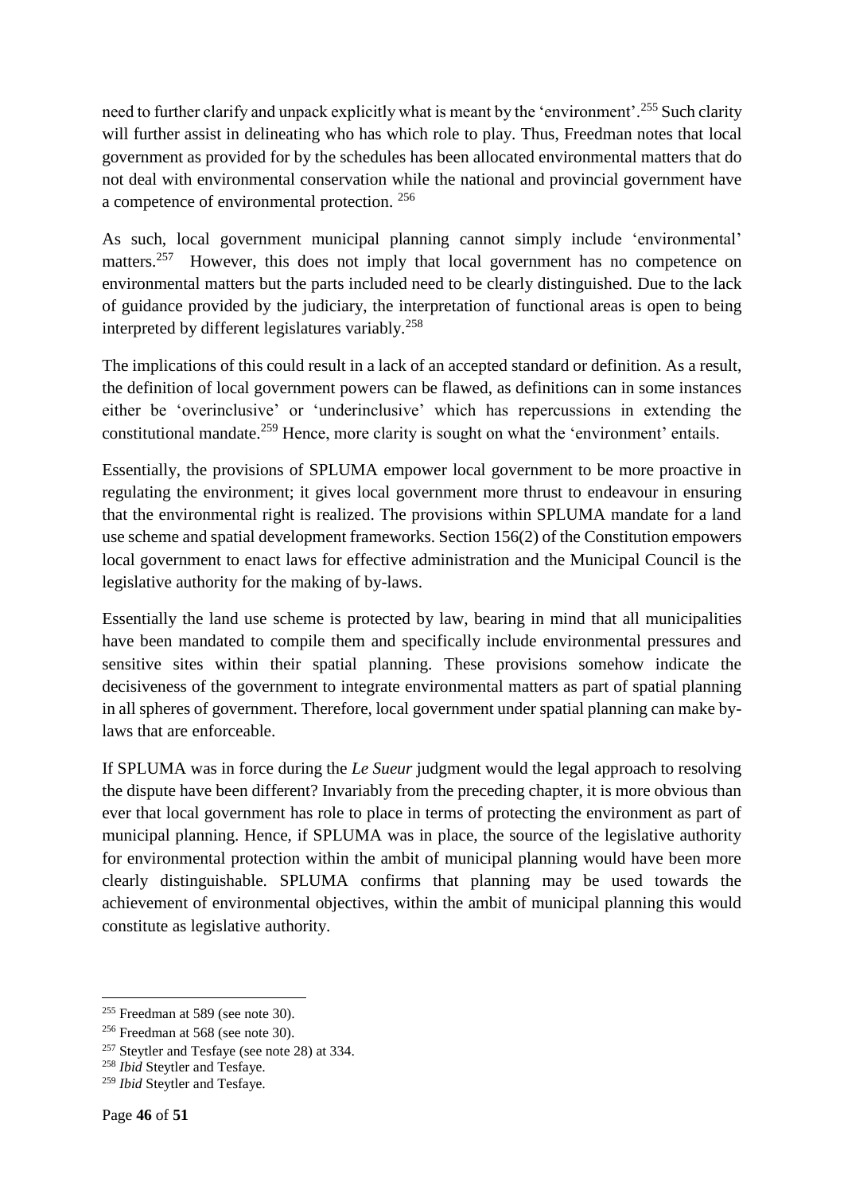need to further clarify and unpack explicitly what is meant by the 'environment'.[255] Such clarity will further assist in delineating who has which role to play. Thus, Freedman notes that local government as provided for by the schedules has been allocated environmental matters that do not deal with environmental conservation while the national and provincial government have a competence of environmental protection. [256]

As such, local government municipal planning cannot simply include 'environmental' matters.[257] However, this does not imply that local government has no competence on environmental matters but the parts included need to be clearly distinguished. Due to the lack of guidance provided by the judiciary, the interpretation of functional areas is open to being interpreted by different legislatures variably.[258]

The implications of this could result in a lack of an accepted standard or definition. As a result, the definition of local government powers can be flawed, as definitions can in some instances either be 'overinclusive' or 'underinclusive' which has repercussions in extending the constitutional mandate.[259] Hence, more clarity is sought on what the 'environment' entails.

Essentially, the provisions of SPLUMA empower local government to be more proactive in regulating the environment; it gives local government more thrust to endeavour in ensuring that the environmental right is realized. The provisions within SPLUMA mandate for a land use scheme and spatial development frameworks. Section 156(2) of the Constitution empowers local government to enact laws for effective administration and the Municipal Council is the legislative authority for the making of by-laws.

Essentially the land use scheme is protected by law, bearing in mind that all municipalities have been mandated to compile them and specifically include environmental pressures and sensitive sites within their spatial planning. These provisions somehow indicate the decisiveness of the government to integrate environmental matters as part of spatial planning in all spheres of government. Therefore, local government under spatial planning can make by-laws that are enforceable.

If SPLUMA was in force during the *Le Sueur* judgment would the legal approach to resolving the dispute have been different? Invariably from the preceding chapter, it is more obvious than ever that local government has role to place in terms of protecting the environment as part of municipal planning. Hence, if SPLUMA was in place, the source of the legislative authority for environmental protection within the ambit of municipal planning would have been more clearly distinguishable. SPLUMA confirms that planning may be used towards the achievement of environmental objectives, within the ambit of municipal planning this would constitute as legislative authority.

---

[255] Freedman at 589 (see note 30).

[256] Freedman at 568 (see note 30).

[257] Steytler and Tesfaye (see note 28) at 334.

[258] *Ibid* Steytler and Tesfaye.

[259] *Ibid* Steytler and Tesfaye.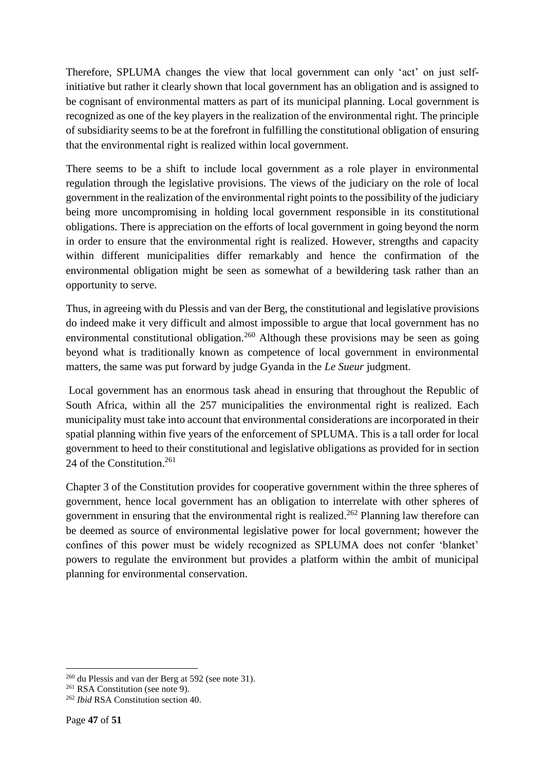Therefore, SPLUMA changes the view that local government can only 'act' on just self-initiative but rather it clearly shown that local government has an obligation and is assigned to be cognisant of environmental matters as part of its municipal planning. Local government is recognized as one of the key players in the realization of the environmental right. The principle of subsidiarity seems to be at the forefront in fulfilling the constitutional obligation of ensuring that the environmental right is realized within local government.

There seems to be a shift to include local government as a role player in environmental regulation through the legislative provisions. The views of the judiciary on the role of local government in the realization of the environmental right points to the possibility of the judiciary being more uncompromising in holding local government responsible in its constitutional obligations. There is appreciation on the efforts of local government in going beyond the norm in order to ensure that the environmental right is realized. However, strengths and capacity within different municipalities differ remarkably and hence the confirmation of the environmental obligation might be seen as somewhat of a bewildering task rather than an opportunity to serve.

Thus, in agreeing with du Plessis and van der Berg, the constitutional and legislative provisions do indeed make it very difficult and almost impossible to argue that local government has no environmental constitutional obligation.[260] Although these provisions may be seen as going beyond what is traditionally known as competence of local government in environmental matters, the same was put forward by judge Gyanda in the *Le Sueur* judgment.

Local government has an enormous task ahead in ensuring that throughout the Republic of South Africa, within all the 257 municipalities the environmental right is realized. Each municipality must take into account that environmental considerations are incorporated in their spatial planning within five years of the enforcement of SPLUMA. This is a tall order for local government to heed to their constitutional and legislative obligations as provided for in section 24 of the Constitution.[261]

Chapter 3 of the Constitution provides for cooperative government within the three spheres of government, hence local government has an obligation to interrelate with other spheres of government in ensuring that the environmental right is realized.[262] Planning law therefore can be deemed as source of environmental legislative power for local government; however the confines of this power must be widely recognized as SPLUMA does not confer 'blanket' powers to regulate the environment but provides a platform within the ambit of municipal planning for environmental conservation.

---

[260] du Plessis and van der Berg at 592 (see note 31).

[261] RSA Constitution (see note 9).

[262] *Ibid* RSA Constitution section 40.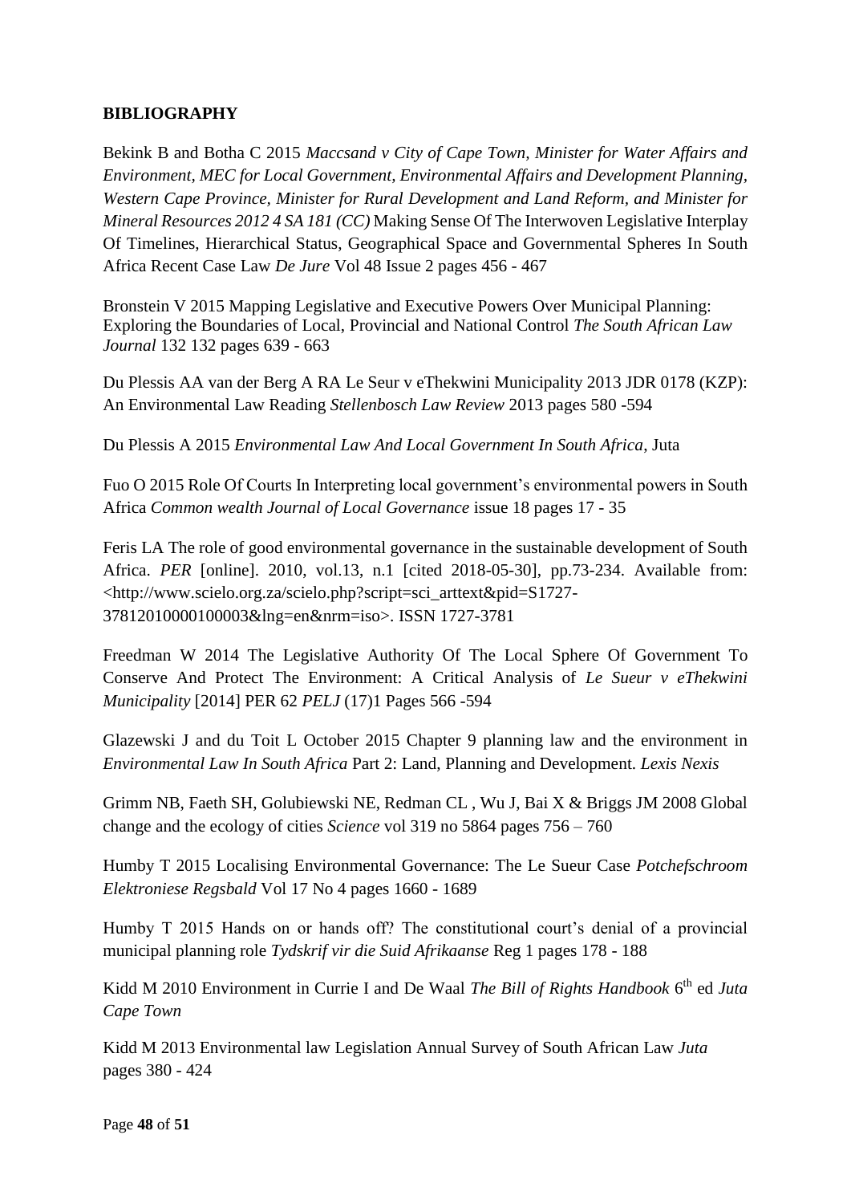**BIBLIOGRAPHY**

Bekink B and Botha C 2015 *Maccsand v City of Cape Town, Minister for Water Affairs and Environment, MEC for Local Government, Environmental Affairs and Development Planning, Western Cape Province, Minister for Rural Development and Land Reform, and Minister for Mineral Resources 2012 4 SA 181 (CC)* Making Sense Of The Interwoven Legislative Interplay Of Timelines, Hierarchical Status, Geographical Space and Governmental Spheres In South Africa Recent Case Law *De Jure* Vol 48 Issue 2 pages 456 - 467

Bronstein V 2015 Mapping Legislative and Executive Powers Over Municipal Planning: Exploring the Boundaries of Local, Provincial and National Control *The South African Law Journal* 132 132 pages 639 - 663

Du Plessis AA van der Berg A RA Le Seur v eThekwini Municipality 2013 JDR 0178 (KZP): An Environmental Law Reading *Stellenbosch Law Review* 2013 pages 580 -594

Du Plessis A 2015 *Environmental Law And Local Government In South Africa*, Juta

Fuo O 2015 Role Of Courts In Interpreting local government's environmental powers in South Africa *Common wealth Journal of Local Governance* issue 18 pages 17 - 35

Feris LA The role of good environmental governance in the sustainable development of South Africa. *PER* [online]. 2010, vol.13, n.1 [cited 2018-05-30], pp.73-234. Available from: <http://www.scielo.org.za/scielo.php?script=sci_arttext&pid=S1727-37812010000100003&lng=en&nrm=iso>. ISSN 1727-3781

Freedman W 2014 The Legislative Authority Of The Local Sphere Of Government To Conserve And Protect The Environment: A Critical Analysis of *Le Sueur v eThekwini Municipality* [2014] PER 62 *PELJ* (17)1 Pages 566 -594

Glazewski J and du Toit L October 2015 Chapter 9 planning law and the environment in *Environmental Law In South Africa* Part 2: Land, Planning and Development. *Lexis Nexis*

Grimm NB, Faeth SH, Golubiewski NE, Redman CL , Wu J, Bai X & Briggs JM 2008 Global change and the ecology of cities *Science* vol 319 no 5864 pages 756 – 760

Humby T 2015 Localising Environmental Governance: The Le Sueur Case *Potchefschroom Elektroniese Regsbald* Vol 17 No 4 pages 1660 - 1689

Humby T 2015 Hands on or hands off? The constitutional court's denial of a provincial municipal planning role *Tydskrif vir die Suid Afrikaanse* Reg 1 pages 178 - 188

Kidd M 2010 Environment in Currie I and De Waal *The Bill of Rights Handbook* 6th ed *Juta Cape Town*

Kidd M 2013 Environmental law Legislation Annual Survey of South African Law *Juta* pages 380 - 424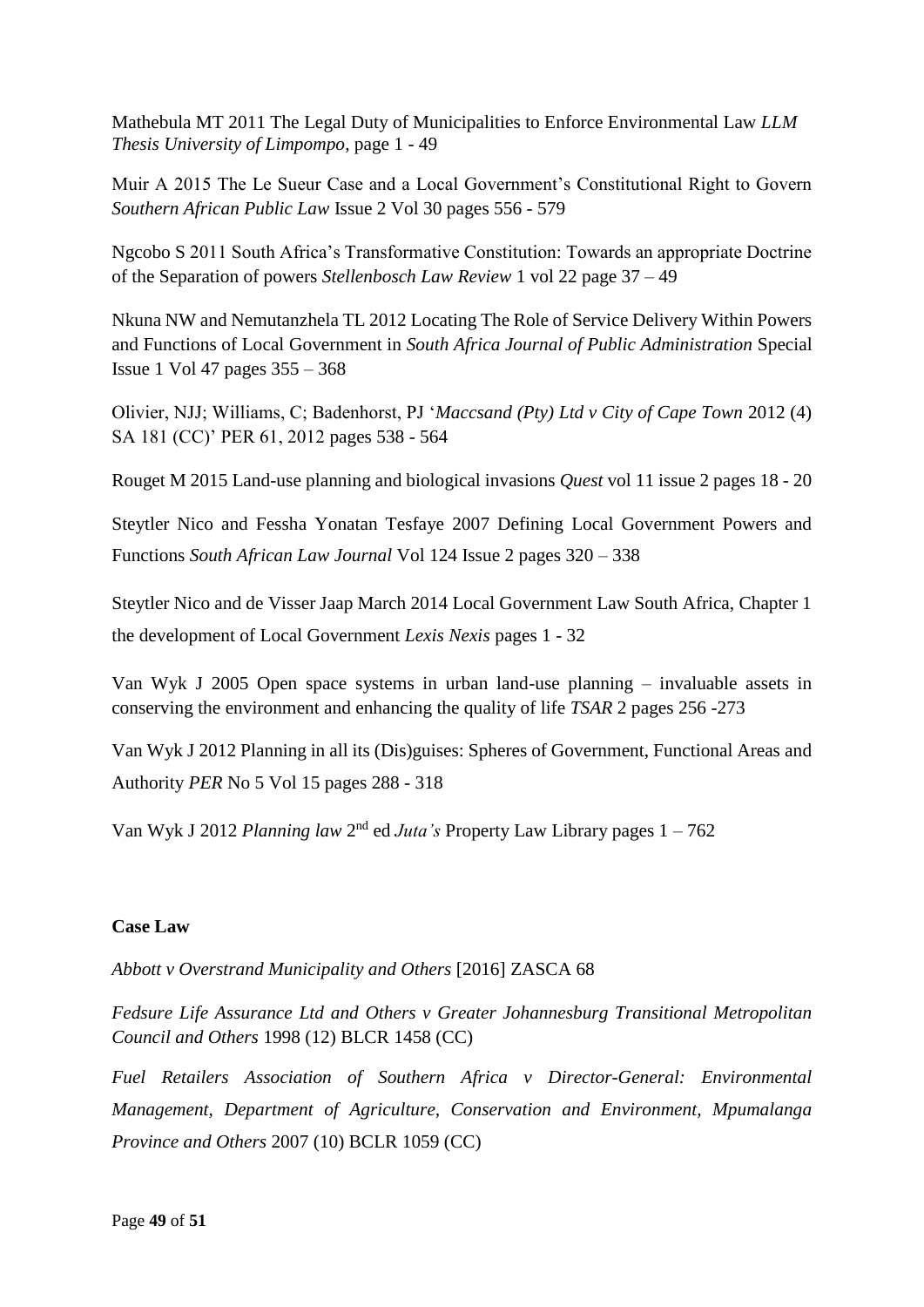Mathebula MT 2011 The Legal Duty of Municipalities to Enforce Environmental Law *LLM Thesis University of Limpompo*, page 1 - 49

Muir A 2015 The Le Sueur Case and a Local Government's Constitutional Right to Govern *Southern African Public Law* Issue 2 Vol 30 pages 556 - 579

Ngcobo S 2011 South Africa's Transformative Constitution: Towards an appropriate Doctrine of the Separation of powers *Stellenbosch Law Review* 1 vol 22 page 37 – 49

Nkuna NW and Nemutanzhela TL 2012 Locating The Role of Service Delivery Within Powers and Functions of Local Government in *South Africa Journal of Public Administration* Special Issue 1 Vol 47 pages 355 – 368

Olivier, NJJ; Williams, C; Badenhorst, PJ '*Maccsand (Pty) Ltd v City of Cape Town* 2012 (4) SA 181 (CC)' PER 61, 2012 pages 538 - 564

Rouget M 2015 Land-use planning and biological invasions *Quest* vol 11 issue 2 pages 18 - 20

Steytler Nico and Fessha Yonatan Tesfaye 2007 Defining Local Government Powers and Functions *South African Law Journal* Vol 124 Issue 2 pages 320 – 338

Steytler Nico and de Visser Jaap March 2014 Local Government Law South Africa, Chapter 1 the development of Local Government *Lexis Nexis* pages 1 - 32

Van Wyk J 2005 Open space systems in urban land-use planning – invaluable assets in conserving the environment and enhancing the quality of life *TSAR* 2 pages 256 -273

Van Wyk J 2012 Planning in all its (Dis)guises: Spheres of Government, Functional Areas and Authority *PER* No 5 Vol 15 pages 288 - 318

Van Wyk J 2012 *Planning law* 2nd ed *Juta's* Property Law Library pages 1 – 762

**Case Law**

*Abbott v Overstrand Municipality and Others* [2016] ZASCA 68

*Fedsure Life Assurance Ltd and Others v Greater Johannesburg Transitional Metropolitan Council and Others* 1998 (12) BLCR 1458 (CC)

*Fuel Retailers Association of Southern Africa v Director-General: Environmental Management, Department of Agriculture, Conservation and Environment, Mpumalanga Province and Others* 2007 (10) BCLR 1059 (CC)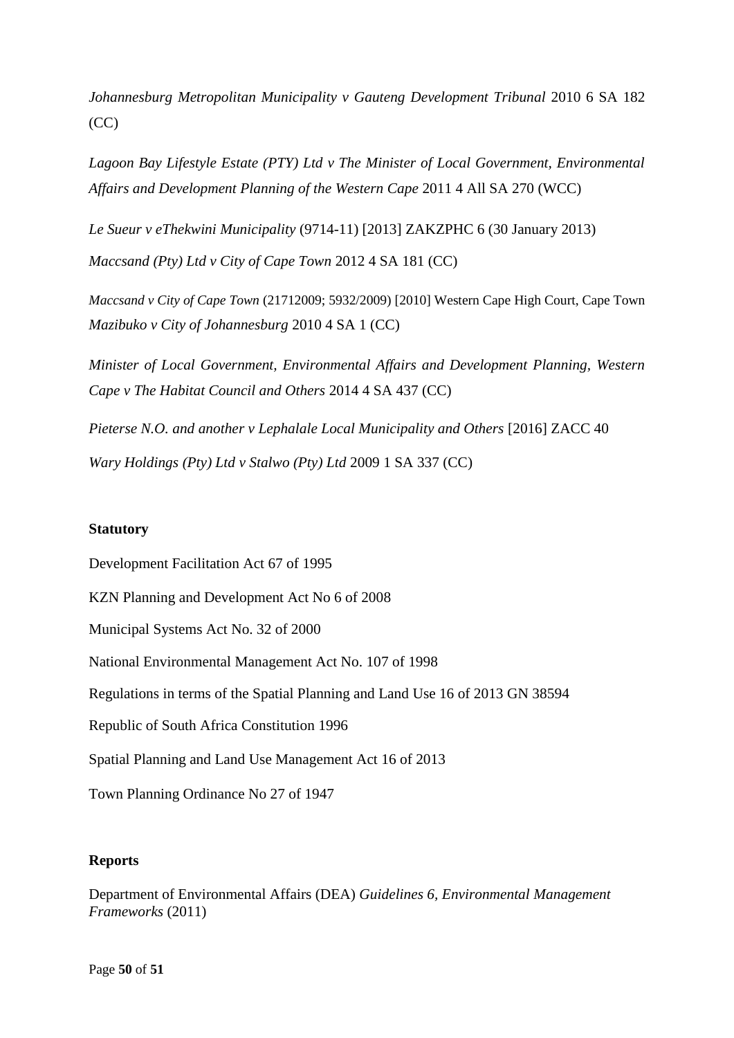*Johannesburg Metropolitan Municipality v Gauteng Development Tribunal* 2010 6 SA 182 (CC)

*Lagoon Bay Lifestyle Estate (PTY) Ltd v The Minister of Local Government, Environmental Affairs and Development Planning of the Western Cape* 2011 4 All SA 270 (WCC)

*Le Sueur v eThekwini Municipality* (9714-11) [2013] ZAKZPHC 6 (30 January 2013)

*Maccsand (Pty) Ltd v City of Cape Town* 2012 4 SA 181 (CC)

*Maccsand v City of Cape Town* (21712009; 5932/2009) [2010] Western Cape High Court, Cape Town

*Mazibuko v City of Johannesburg* 2010 4 SA 1 (CC)

*Minister of Local Government, Environmental Affairs and Development Planning, Western Cape v The Habitat Council and Others* 2014 4 SA 437 (CC)

*Pieterse N.O. and another v Lephalale Local Municipality and Others* [2016] ZACC 40

*Wary Holdings (Pty) Ltd v Stalwo (Pty) Ltd* 2009 1 SA 337 (CC)

**Statutory**

Development Facilitation Act 67 of 1995

KZN Planning and Development Act No 6 of 2008

Municipal Systems Act No. 32 of 2000

National Environmental Management Act No. 107 of 1998

Regulations in terms of the Spatial Planning and Land Use 16 of 2013 GN 38594

Republic of South Africa Constitution 1996

Spatial Planning and Land Use Management Act 16 of 2013

Town Planning Ordinance No 27 of 1947

**Reports**

Department of Environmental Affairs (DEA) *Guidelines 6, Environmental Management Frameworks* (2011)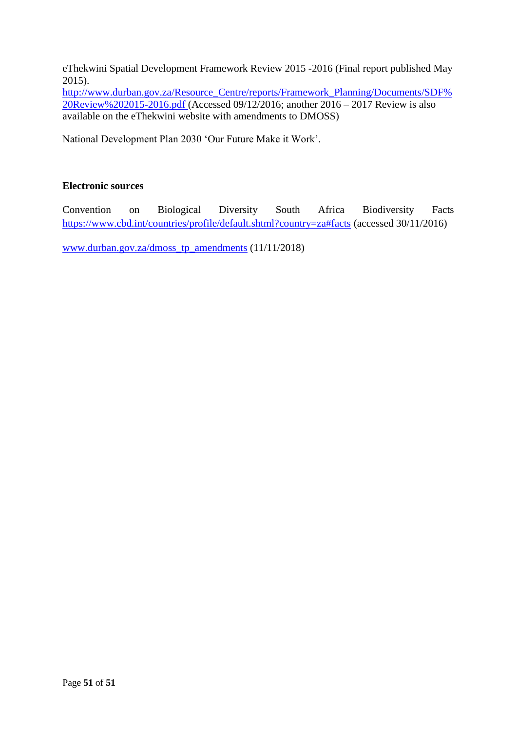eThekwini Spatial Development Framework Review 2015 -2016 (Final report published May 2015). http://www.durban.gov.za/Resource_Centre/reports/Framework_Planning/Documents/SDF%20Review%202015-2016.pdf (Accessed 09/12/2016; another 2016 – 2017 Review is also available on the eThekwini website with amendments to DMOSS)

National Development Plan 2030 'Our Future Make it Work'.

**Electronic sources**

Convention on Biological Diversity South Africa Biodiversity Facts https://www.cbd.int/countries/profile/default.shtml?country=za#facts (accessed 30/11/2016)

www.durban.gov.za/dmoss_tp_amendments (11/11/2018)